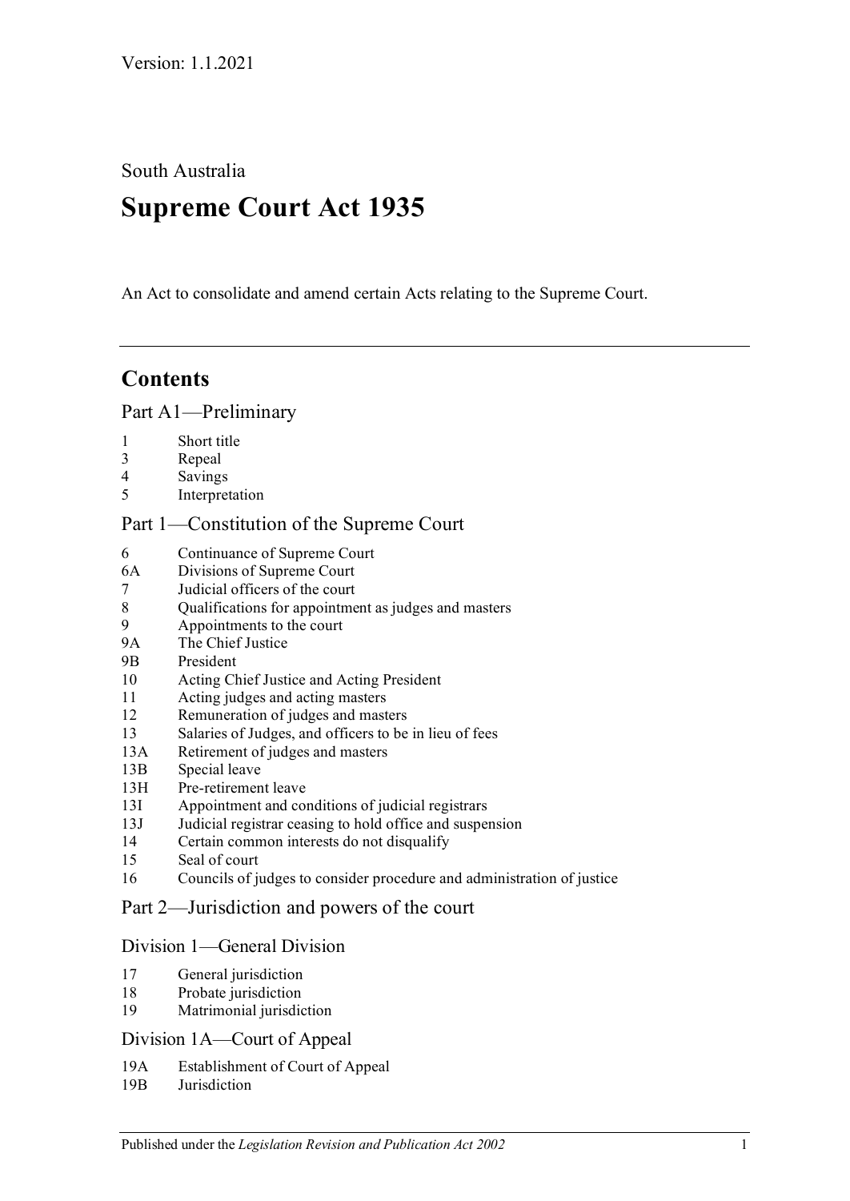Version: 1.1.2021

South Australia

# Supreme Court Act 1935

An Act to consolidate and amend certain Acts relating to the Supreme Court.

---

## Contents

### Part A1—Preliminary

- 1 Short title
- 3 Repeal
- 4 Savings
- 5 Interpretation

### Part 1—Constitution of the Supreme Court

- 6 Continuance of Supreme Court
- 6A Divisions of Supreme Court
- 7 Judicial officers of the court
- 8 Qualifications for appointment as judges and masters
- 9 Appointments to the court
- 9A The Chief Justice
- 9B President
- 10 Acting Chief Justice and Acting President
- 11 Acting judges and acting masters
- 12 Remuneration of judges and masters
- 13 Salaries of Judges, and officers to be in lieu of fees
- 13A Retirement of judges and masters
- 13B Special leave
- 13H Pre-retirement leave
- 13I Appointment and conditions of judicial registrars
- 13J Judicial registrar ceasing to hold office and suspension
- 14 Certain common interests do not disqualify
- 15 Seal of court
- 16 Councils of judges to consider procedure and administration of justice

### Part 2—Jurisdiction and powers of the court

#### Division 1—General Division

- 17 General jurisdiction
- 18 Probate jurisdiction
- 19 Matrimonial jurisdiction

#### Division 1A—Court of Appeal

- 19A Establishment of Court of Appeal
- 19B Jurisdiction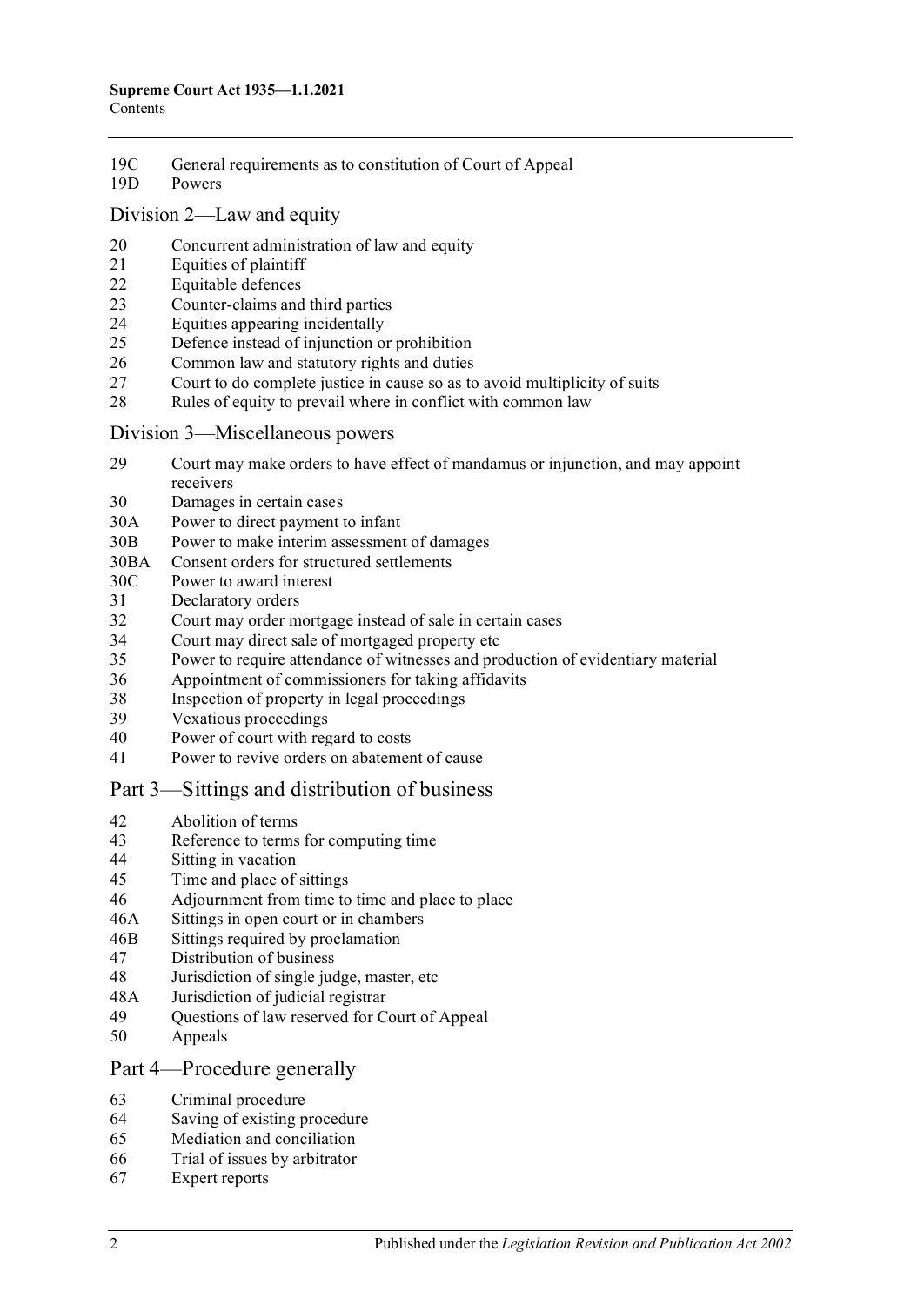19C General requirements as to constitution of Court of Appeal

19D Powers

## Division 2—Law and equity

20 Concurrent administration of law and equity

21 Equities of plaintiff

22 Equitable defences

23 Counter-claims and third parties

24 Equities appearing incidentally

25 Defence instead of injunction or prohibition

26 Common law and statutory rights and duties

27 Court to do complete justice in cause so as to avoid multiplicity of suits

28 Rules of equity to prevail where in conflict with common law

## Division 3—Miscellaneous powers

29 Court may make orders to have effect of mandamus or injunction, and may appoint receivers

30 Damages in certain cases

30A Power to direct payment to infant

30B Power to make interim assessment of damages

30BA Consent orders for structured settlements

30C Power to award interest

31 Declaratory orders

32 Court may order mortgage instead of sale in certain cases

34 Court may direct sale of mortgaged property etc

35 Power to require attendance of witnesses and production of evidentiary material

36 Appointment of commissioners for taking affidavits

38 Inspection of property in legal proceedings

39 Vexatious proceedings

40 Power of court with regard to costs

41 Power to revive orders on abatement of cause

# Part 3—Sittings and distribution of business

42 Abolition of terms

43 Reference to terms for computing time

44 Sitting in vacation

45 Time and place of sittings

46 Adjournment from time to time and place to place

46A Sittings in open court or in chambers

46B Sittings required by proclamation

47 Distribution of business

48 Jurisdiction of single judge, master, etc

48A Jurisdiction of judicial registrar

49 Questions of law reserved for Court of Appeal

50 Appeals

# Part 4—Procedure generally

63 Criminal procedure

64 Saving of existing procedure

65 Mediation and conciliation

66 Trial of issues by arbitrator

67 Expert reports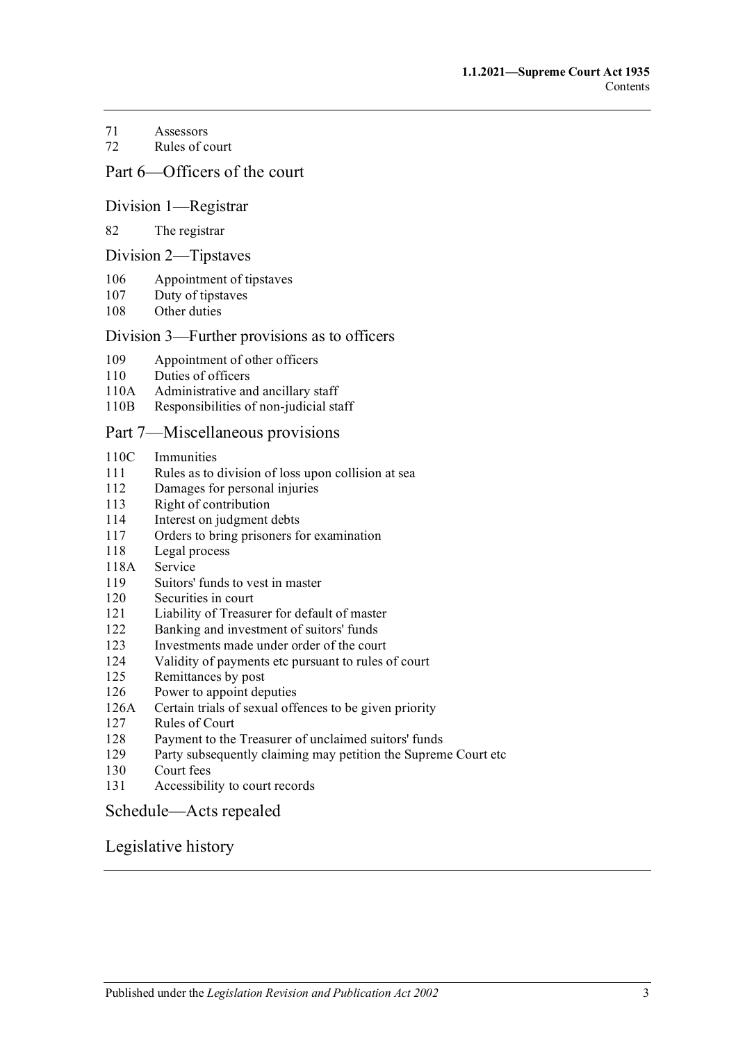71 Assessors
72 Rules of court

## Part 6—Officers of the court

### Division 1—Registrar

82 The registrar

### Division 2—Tipstaves

106 Appointment of tipstaves
107 Duty of tipstaves
108 Other duties

### Division 3—Further provisions as to officers

109 Appointment of other officers
110 Duties of officers
110A Administrative and ancillary staff
110B Responsibilities of non-judicial staff

## Part 7—Miscellaneous provisions

110C Immunities
111 Rules as to division of loss upon collision at sea
112 Damages for personal injuries
113 Right of contribution
114 Interest on judgment debts
117 Orders to bring prisoners for examination
118 Legal process
118A Service
119 Suitors' funds to vest in master
120 Securities in court
121 Liability of Treasurer for default of master
122 Banking and investment of suitors' funds
123 Investments made under order of the court
124 Validity of payments etc pursuant to rules of court
125 Remittances by post
126 Power to appoint deputies
126A Certain trials of sexual offences to be given priority
127 Rules of Court
128 Payment to the Treasurer of unclaimed suitors' funds
129 Party subsequently claiming may petition the Supreme Court etc
130 Court fees
131 Accessibility to court records

## Schedule—Acts repealed

## Legislative history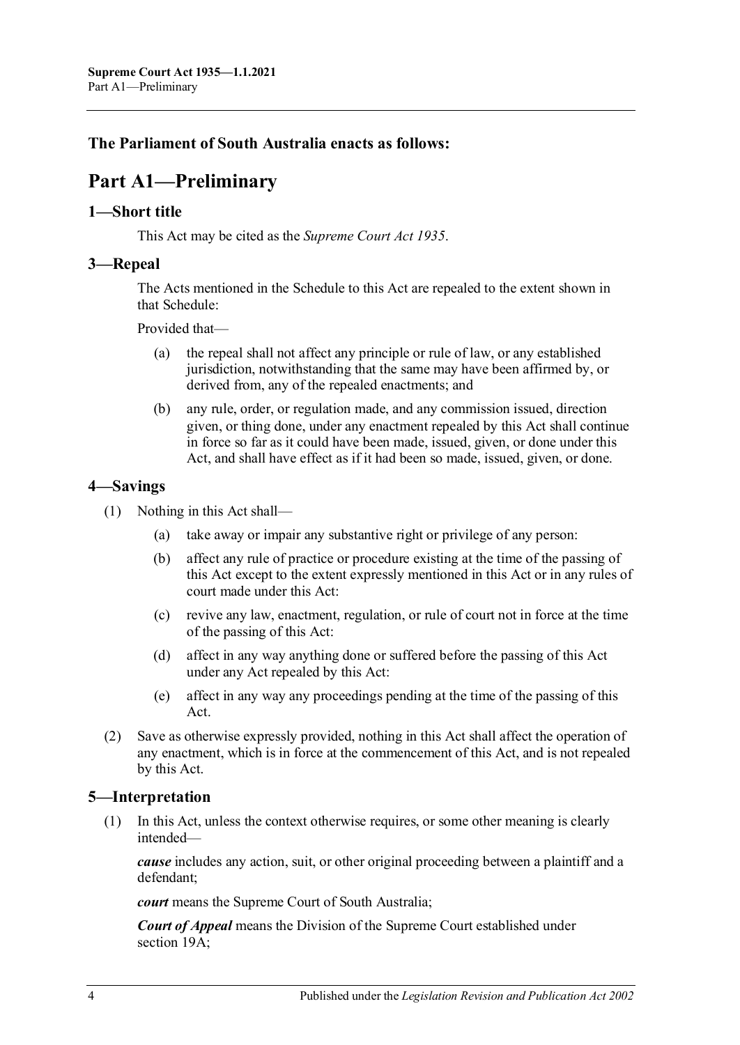**The Parliament of South Australia enacts as follows:**

# Part A1—Preliminary

## 1—Short title

This Act may be cited as the *Supreme Court Act 1935*.

## 3—Repeal

The Acts mentioned in the Schedule to this Act are repealed to the extent shown in that Schedule:

Provided that—

(a) the repeal shall not affect any principle or rule of law, or any established jurisdiction, notwithstanding that the same may have been affirmed by, or derived from, any of the repealed enactments; and

(b) any rule, order, or regulation made, and any commission issued, direction given, or thing done, under any enactment repealed by this Act shall continue in force so far as it could have been made, issued, given, or done under this Act, and shall have effect as if it had been so made, issued, given, or done.

## 4—Savings

(1) Nothing in this Act shall—

(a) take away or impair any substantive right or privilege of any person:

(b) affect any rule of practice or procedure existing at the time of the passing of this Act except to the extent expressly mentioned in this Act or in any rules of court made under this Act:

(c) revive any law, enactment, regulation, or rule of court not in force at the time of the passing of this Act:

(d) affect in any way anything done or suffered before the passing of this Act under any Act repealed by this Act:

(e) affect in any way any proceedings pending at the time of the passing of this Act.

(2) Save as otherwise expressly provided, nothing in this Act shall affect the operation of any enactment, which is in force at the commencement of this Act, and is not repealed by this Act.

## 5—Interpretation

(1) In this Act, unless the context otherwise requires, or some other meaning is clearly intended—

***cause*** includes any action, suit, or other original proceeding between a plaintiff and a defendant;

***court*** means the Supreme Court of South Australia;

***Court of Appeal*** means the Division of the Supreme Court established under section 19A;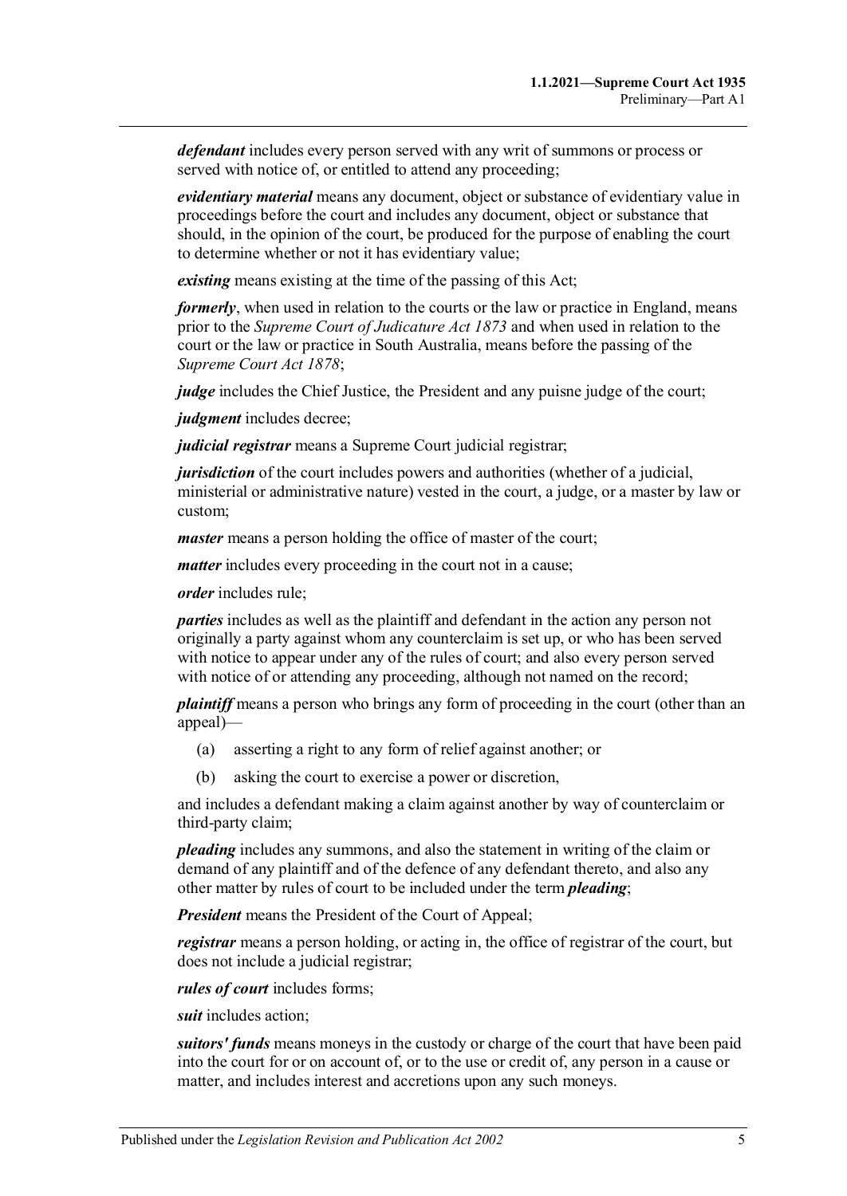***defendant*** includes every person served with any writ of summons or process or served with notice of, or entitled to attend any proceeding;

***evidentiary material*** means any document, object or substance of evidentiary value in proceedings before the court and includes any document, object or substance that should, in the opinion of the court, be produced for the purpose of enabling the court to determine whether or not it has evidentiary value;

***existing*** means existing at the time of the passing of this Act;

***formerly***, when used in relation to the courts or the law or practice in England, means prior to the *Supreme Court of Judicature Act 1873* and when used in relation to the court or the law or practice in South Australia, means before the passing of the *Supreme Court Act 1878*;

***judge*** includes the Chief Justice, the President and any puisne judge of the court;

***judgment*** includes decree;

***judicial registrar*** means a Supreme Court judicial registrar;

***jurisdiction*** of the court includes powers and authorities (whether of a judicial, ministerial or administrative nature) vested in the court, a judge, or a master by law or custom;

***master*** means a person holding the office of master of the court;

***matter*** includes every proceeding in the court not in a cause;

***order*** includes rule;

***parties*** includes as well as the plaintiff and defendant in the action any person not originally a party against whom any counterclaim is set up, or who has been served with notice to appear under any of the rules of court; and also every person served with notice of or attending any proceeding, although not named on the record;

***plaintiff*** means a person who brings any form of proceeding in the court (other than an appeal)—

(a) asserting a right to any form of relief against another; or

(b) asking the court to exercise a power or discretion,

and includes a defendant making a claim against another by way of counterclaim or third-party claim;

***pleading*** includes any summons, and also the statement in writing of the claim or demand of any plaintiff and of the defence of any defendant thereto, and also any other matter by rules of court to be included under the term ***pleading***;

***President*** means the President of the Court of Appeal;

***registrar*** means a person holding, or acting in, the office of registrar of the court, but does not include a judicial registrar;

***rules of court*** includes forms;

***suit*** includes action;

***suitors' funds*** means moneys in the custody or charge of the court that have been paid into the court for or on account of, or to the use or credit of, any person in a cause or matter, and includes interest and accretions upon any such moneys.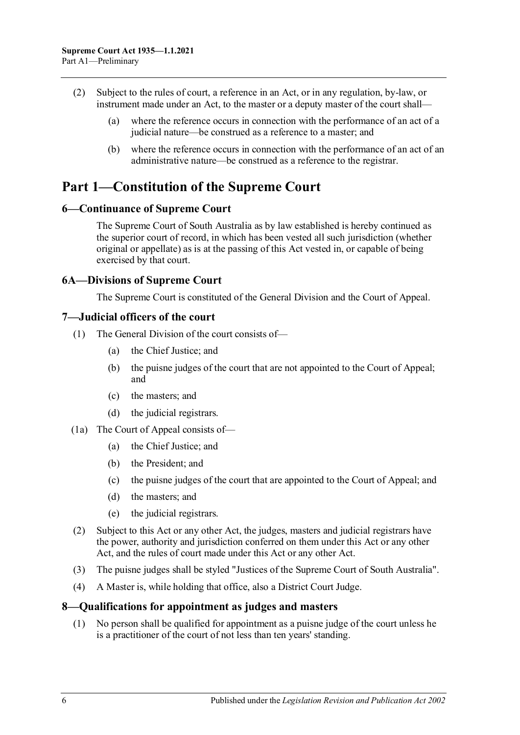(2) Subject to the rules of court, a reference in an Act, or in any regulation, by-law, or instrument made under an Act, to the master or a deputy master of the court shall—

    (a) where the reference occurs in connection with the performance of an act of a judicial nature—be construed as a reference to a master; and

    (b) where the reference occurs in connection with the performance of an act of an administrative nature—be construed as a reference to the registrar.

# Part 1—Constitution of the Supreme Court

## 6—Continuance of Supreme Court

The Supreme Court of South Australia as by law established is hereby continued as the superior court of record, in which has been vested all such jurisdiction (whether original or appellate) as is at the passing of this Act vested in, or capable of being exercised by that court.

## 6A—Divisions of Supreme Court

The Supreme Court is constituted of the General Division and the Court of Appeal.

## 7—Judicial officers of the court

(1) The General Division of the court consists of—

    (a) the Chief Justice; and

    (b) the puisne judges of the court that are not appointed to the Court of Appeal; and

    (c) the masters; and

    (d) the judicial registrars.

(1a) The Court of Appeal consists of—

    (a) the Chief Justice; and

    (b) the President; and

    (c) the puisne judges of the court that are appointed to the Court of Appeal; and

    (d) the masters; and

    (e) the judicial registrars.

(2) Subject to this Act or any other Act, the judges, masters and judicial registrars have the power, authority and jurisdiction conferred on them under this Act or any other Act, and the rules of court made under this Act or any other Act.

(3) The puisne judges shall be styled "Justices of the Supreme Court of South Australia".

(4) A Master is, while holding that office, also a District Court Judge.

## 8—Qualifications for appointment as judges and masters

(1) No person shall be qualified for appointment as a puisne judge of the court unless he is a practitioner of the court of not less than ten years' standing.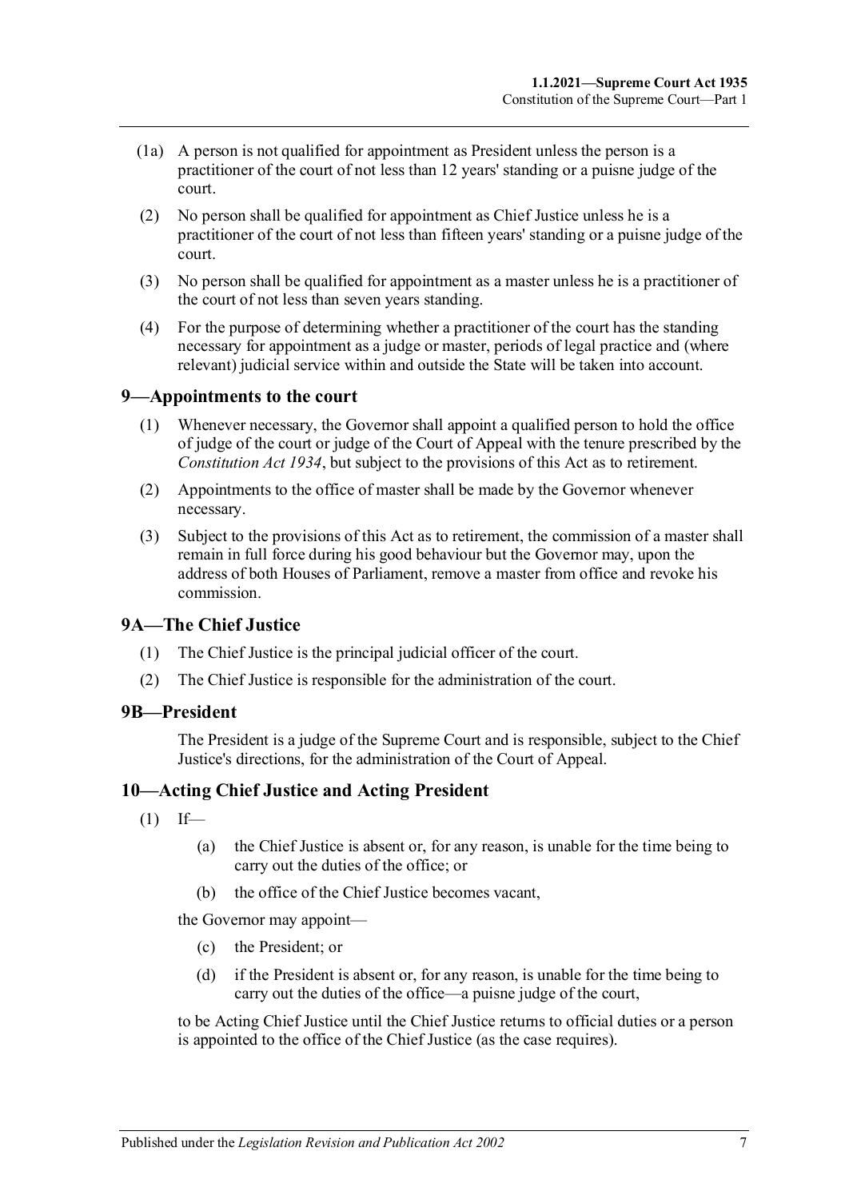(1a) A person is not qualified for appointment as President unless the person is a practitioner of the court of not less than 12 years' standing or a puisne judge of the court.

(2) No person shall be qualified for appointment as Chief Justice unless he is a practitioner of the court of not less than fifteen years' standing or a puisne judge of the court.

(3) No person shall be qualified for appointment as a master unless he is a practitioner of the court of not less than seven years standing.

(4) For the purpose of determining whether a practitioner of the court has the standing necessary for appointment as a judge or master, periods of legal practice and (where relevant) judicial service within and outside the State will be taken into account.

## 9—Appointments to the court

(1) Whenever necessary, the Governor shall appoint a qualified person to hold the office of judge of the court or judge of the Court of Appeal with the tenure prescribed by the *Constitution Act 1934*, but subject to the provisions of this Act as to retirement.

(2) Appointments to the office of master shall be made by the Governor whenever necessary.

(3) Subject to the provisions of this Act as to retirement, the commission of a master shall remain in full force during his good behaviour but the Governor may, upon the address of both Houses of Parliament, remove a master from office and revoke his commission.

## 9A—The Chief Justice

(1) The Chief Justice is the principal judicial officer of the court.

(2) The Chief Justice is responsible for the administration of the court.

## 9B—President

The President is a judge of the Supreme Court and is responsible, subject to the Chief Justice's directions, for the administration of the Court of Appeal.

## 10—Acting Chief Justice and Acting President

(1) If—

- (a) the Chief Justice is absent or, for any reason, is unable for the time being to carry out the duties of the office; or
- (b) the office of the Chief Justice becomes vacant,

the Governor may appoint—

- (c) the President; or
- (d) if the President is absent or, for any reason, is unable for the time being to carry out the duties of the office—a puisne judge of the court,

to be Acting Chief Justice until the Chief Justice returns to official duties or a person is appointed to the office of the Chief Justice (as the case requires).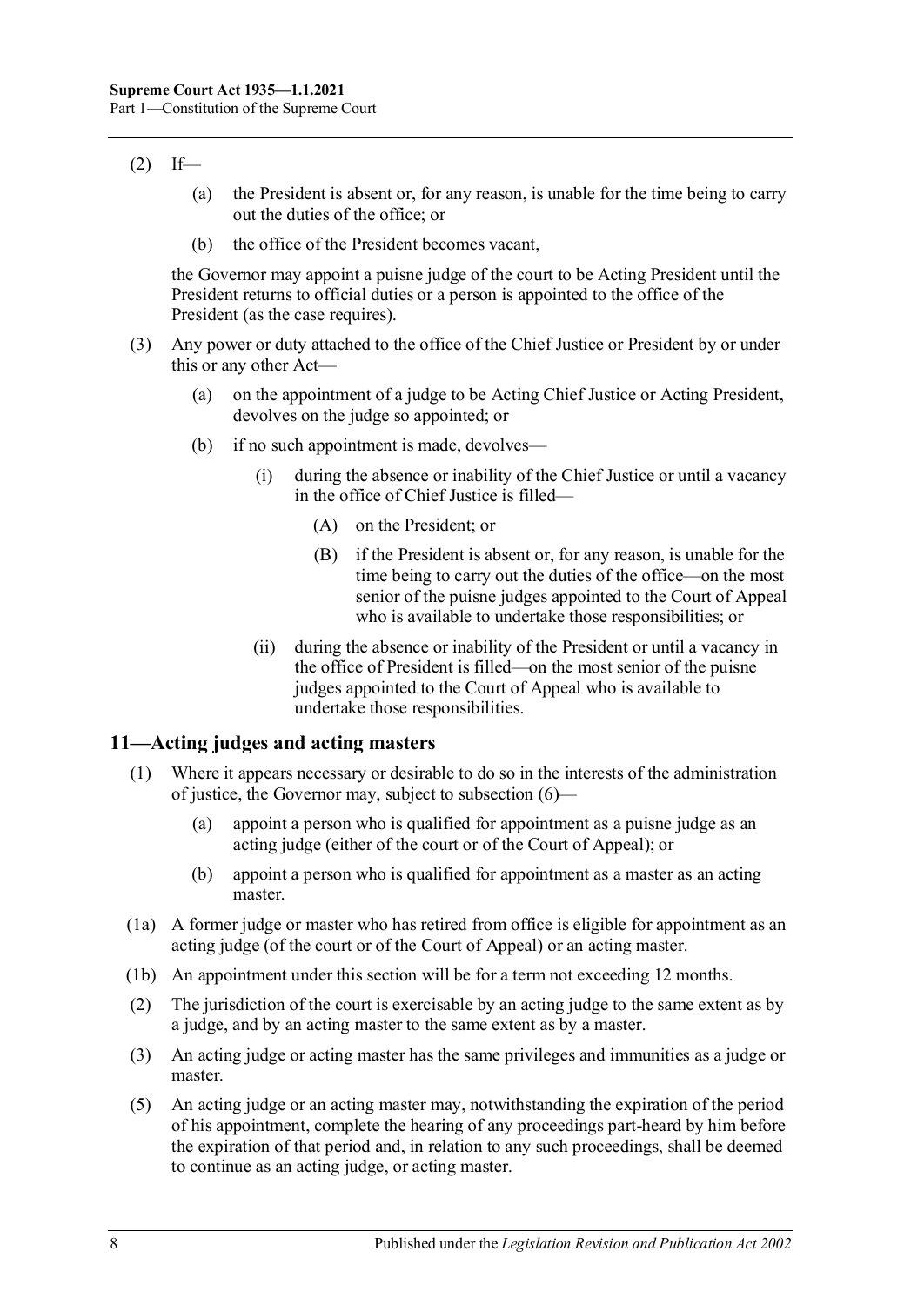(2) If—

(a) the President is absent or, for any reason, is unable for the time being to carry out the duties of the office; or

(b) the office of the President becomes vacant,

the Governor may appoint a puisne judge of the court to be Acting President until the President returns to official duties or a person is appointed to the office of the President (as the case requires).

(3) Any power or duty attached to the office of the Chief Justice or President by or under this or any other Act—

(a) on the appointment of a judge to be Acting Chief Justice or Acting President, devolves on the judge so appointed; or

(b) if no such appointment is made, devolves—

(i) during the absence or inability of the Chief Justice or until a vacancy in the office of Chief Justice is filled—

(A) on the President; or

(B) if the President is absent or, for any reason, is unable for the time being to carry out the duties of the office—on the most senior of the puisne judges appointed to the Court of Appeal who is available to undertake those responsibilities; or

(ii) during the absence or inability of the President or until a vacancy in the office of President is filled—on the most senior of the puisne judges appointed to the Court of Appeal who is available to undertake those responsibilities.

## 11—Acting judges and acting masters

(1) Where it appears necessary or desirable to do so in the interests of the administration of justice, the Governor may, subject to subsection (6)—

(a) appoint a person who is qualified for appointment as a puisne judge as an acting judge (either of the court or of the Court of Appeal); or

(b) appoint a person who is qualified for appointment as a master as an acting master.

(1a) A former judge or master who has retired from office is eligible for appointment as an acting judge (of the court or of the Court of Appeal) or an acting master.

(1b) An appointment under this section will be for a term not exceeding 12 months.

(2) The jurisdiction of the court is exercisable by an acting judge to the same extent as by a judge, and by an acting master to the same extent as by a master.

(3) An acting judge or acting master has the same privileges and immunities as a judge or master.

(5) An acting judge or an acting master may, notwithstanding the expiration of the period of his appointment, complete the hearing of any proceedings part-heard by him before the expiration of that period and, in relation to any such proceedings, shall be deemed to continue as an acting judge, or acting master.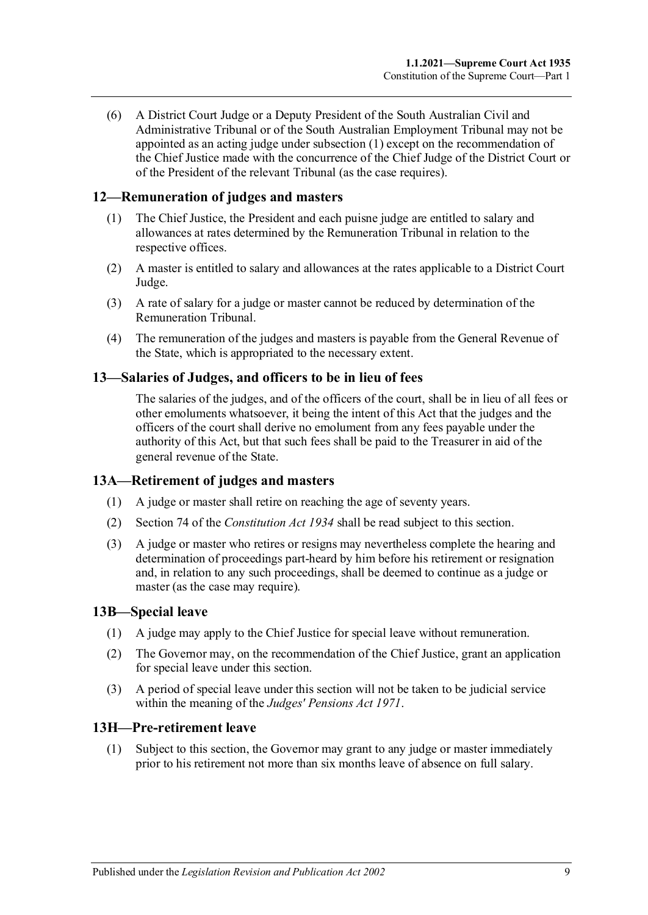(6) A District Court Judge or a Deputy President of the South Australian Civil and Administrative Tribunal or of the South Australian Employment Tribunal may not be appointed as an acting judge under subsection (1) except on the recommendation of the Chief Justice made with the concurrence of the Chief Judge of the District Court or of the President of the relevant Tribunal (as the case requires).

## 12—Remuneration of judges and masters

(1) The Chief Justice, the President and each puisne judge are entitled to salary and allowances at rates determined by the Remuneration Tribunal in relation to the respective offices.

(2) A master is entitled to salary and allowances at the rates applicable to a District Court Judge.

(3) A rate of salary for a judge or master cannot be reduced by determination of the Remuneration Tribunal.

(4) The remuneration of the judges and masters is payable from the General Revenue of the State, which is appropriated to the necessary extent.

## 13—Salaries of Judges, and officers to be in lieu of fees

The salaries of the judges, and of the officers of the court, shall be in lieu of all fees or other emoluments whatsoever, it being the intent of this Act that the judges and the officers of the court shall derive no emolument from any fees payable under the authority of this Act, but that such fees shall be paid to the Treasurer in aid of the general revenue of the State.

## 13A—Retirement of judges and masters

(1) A judge or master shall retire on reaching the age of seventy years.

(2) Section 74 of the *Constitution Act 1934* shall be read subject to this section.

(3) A judge or master who retires or resigns may nevertheless complete the hearing and determination of proceedings part-heard by him before his retirement or resignation and, in relation to any such proceedings, shall be deemed to continue as a judge or master (as the case may require).

## 13B—Special leave

(1) A judge may apply to the Chief Justice for special leave without remuneration.

(2) The Governor may, on the recommendation of the Chief Justice, grant an application for special leave under this section.

(3) A period of special leave under this section will not be taken to be judicial service within the meaning of the *Judges' Pensions Act 1971*.

## 13H—Pre-retirement leave

(1) Subject to this section, the Governor may grant to any judge or master immediately prior to his retirement not more than six months leave of absence on full salary.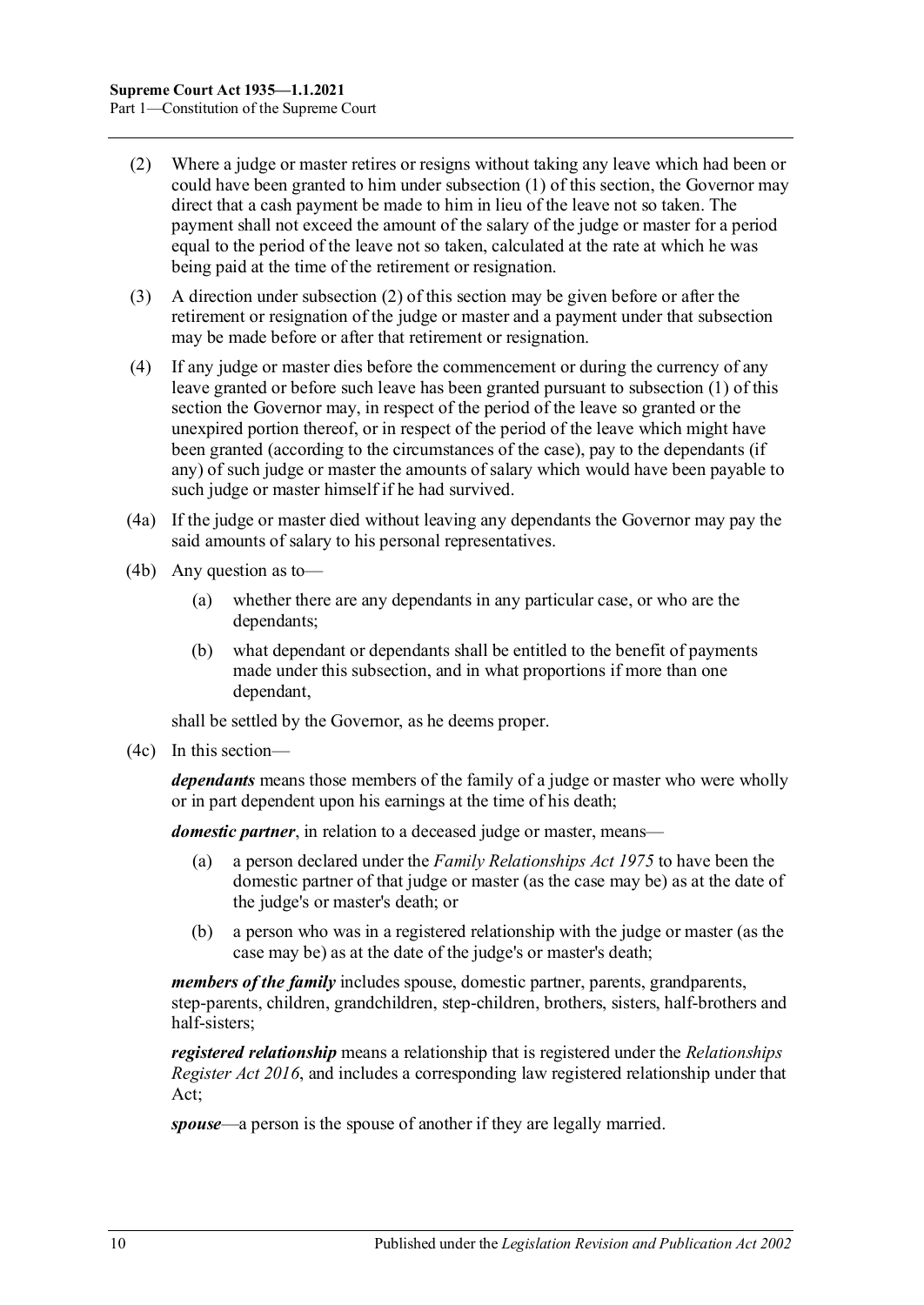(2) Where a judge or master retires or resigns without taking any leave which had been or could have been granted to him under subsection (1) of this section, the Governor may direct that a cash payment be made to him in lieu of the leave not so taken. The payment shall not exceed the amount of the salary of the judge or master for a period equal to the period of the leave not so taken, calculated at the rate at which he was being paid at the time of the retirement or resignation.

(3) A direction under subsection (2) of this section may be given before or after the retirement or resignation of the judge or master and a payment under that subsection may be made before or after that retirement or resignation.

(4) If any judge or master dies before the commencement or during the currency of any leave granted or before such leave has been granted pursuant to subsection (1) of this section the Governor may, in respect of the period of the leave so granted or the unexpired portion thereof, or in respect of the period of the leave which might have been granted (according to the circumstances of the case), pay to the dependants (if any) of such judge or master the amounts of salary which would have been payable to such judge or master himself if he had survived.

(4a) If the judge or master died without leaving any dependants the Governor may pay the said amounts of salary to his personal representatives.

(4b) Any question as to—

(a) whether there are any dependants in any particular case, or who are the dependants;

(b) what dependant or dependants shall be entitled to the benefit of payments made under this subsection, and in what proportions if more than one dependant,

shall be settled by the Governor, as he deems proper.

(4c) In this section—

***dependants*** means those members of the family of a judge or master who were wholly or in part dependent upon his earnings at the time of his death;

***domestic partner***, in relation to a deceased judge or master, means—

(a) a person declared under the *Family Relationships Act 1975* to have been the domestic partner of that judge or master (as the case may be) as at the date of the judge's or master's death; or

(b) a person who was in a registered relationship with the judge or master (as the case may be) as at the date of the judge's or master's death;

***members of the family*** includes spouse, domestic partner, parents, grandparents, step-parents, children, grandchildren, step-children, brothers, sisters, half-brothers and half-sisters;

***registered relationship*** means a relationship that is registered under the *Relationships Register Act 2016*, and includes a corresponding law registered relationship under that Act;

***spouse***—a person is the spouse of another if they are legally married.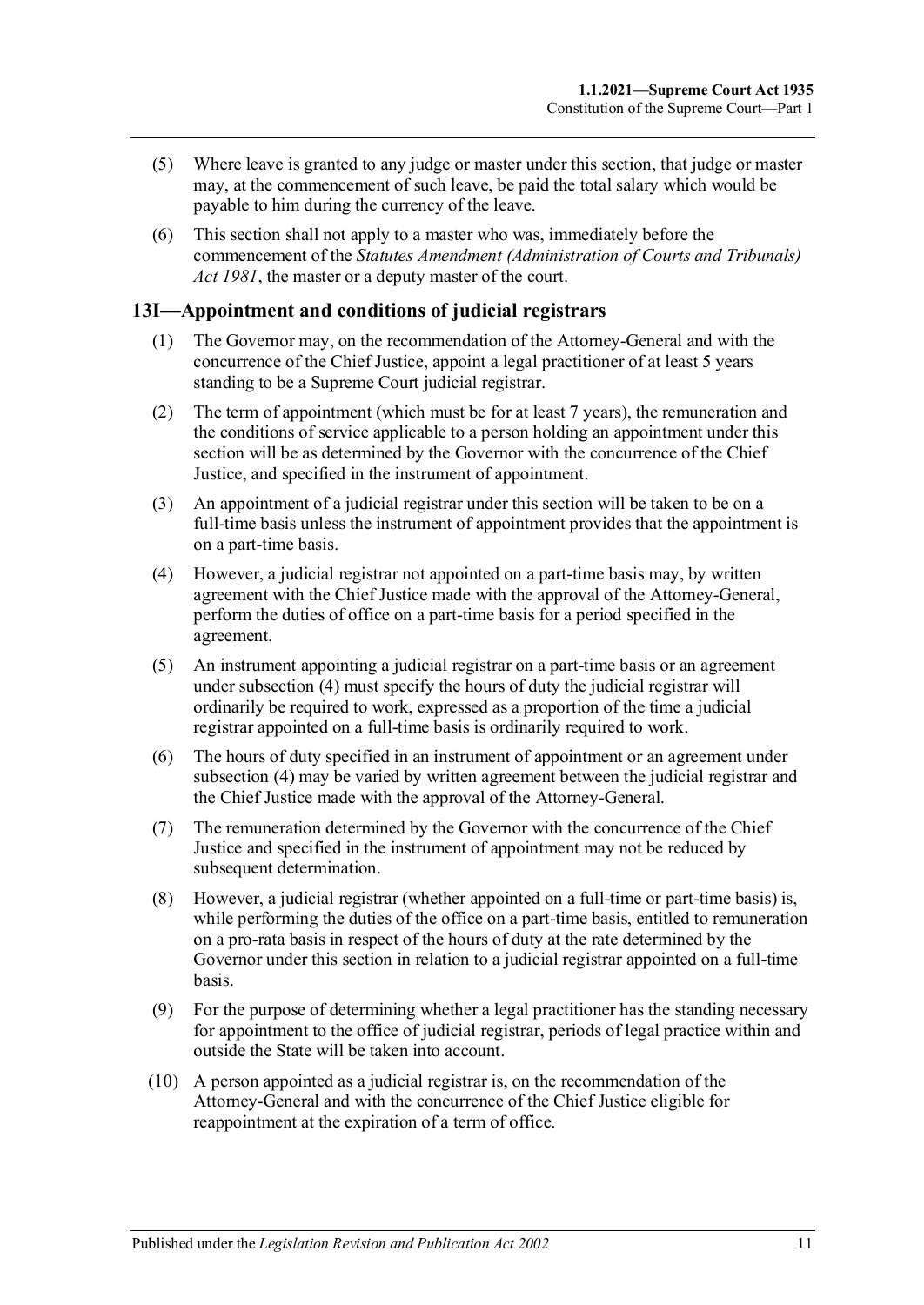(5) Where leave is granted to any judge or master under this section, that judge or master may, at the commencement of such leave, be paid the total salary which would be payable to him during the currency of the leave.

(6) This section shall not apply to a master who was, immediately before the commencement of the *Statutes Amendment (Administration of Courts and Tribunals) Act 1981*, the master or a deputy master of the court.

## 13I—Appointment and conditions of judicial registrars

(1) The Governor may, on the recommendation of the Attorney-General and with the concurrence of the Chief Justice, appoint a legal practitioner of at least 5 years standing to be a Supreme Court judicial registrar.

(2) The term of appointment (which must be for at least 7 years), the remuneration and the conditions of service applicable to a person holding an appointment under this section will be as determined by the Governor with the concurrence of the Chief Justice, and specified in the instrument of appointment.

(3) An appointment of a judicial registrar under this section will be taken to be on a full-time basis unless the instrument of appointment provides that the appointment is on a part-time basis.

(4) However, a judicial registrar not appointed on a part-time basis may, by written agreement with the Chief Justice made with the approval of the Attorney-General, perform the duties of office on a part-time basis for a period specified in the agreement.

(5) An instrument appointing a judicial registrar on a part-time basis or an agreement under subsection (4) must specify the hours of duty the judicial registrar will ordinarily be required to work, expressed as a proportion of the time a judicial registrar appointed on a full-time basis is ordinarily required to work.

(6) The hours of duty specified in an instrument of appointment or an agreement under subsection (4) may be varied by written agreement between the judicial registrar and the Chief Justice made with the approval of the Attorney-General.

(7) The remuneration determined by the Governor with the concurrence of the Chief Justice and specified in the instrument of appointment may not be reduced by subsequent determination.

(8) However, a judicial registrar (whether appointed on a full-time or part-time basis) is, while performing the duties of the office on a part-time basis, entitled to remuneration on a pro-rata basis in respect of the hours of duty at the rate determined by the Governor under this section in relation to a judicial registrar appointed on a full-time basis.

(9) For the purpose of determining whether a legal practitioner has the standing necessary for appointment to the office of judicial registrar, periods of legal practice within and outside the State will be taken into account.

(10) A person appointed as a judicial registrar is, on the recommendation of the Attorney-General and with the concurrence of the Chief Justice eligible for reappointment at the expiration of a term of office.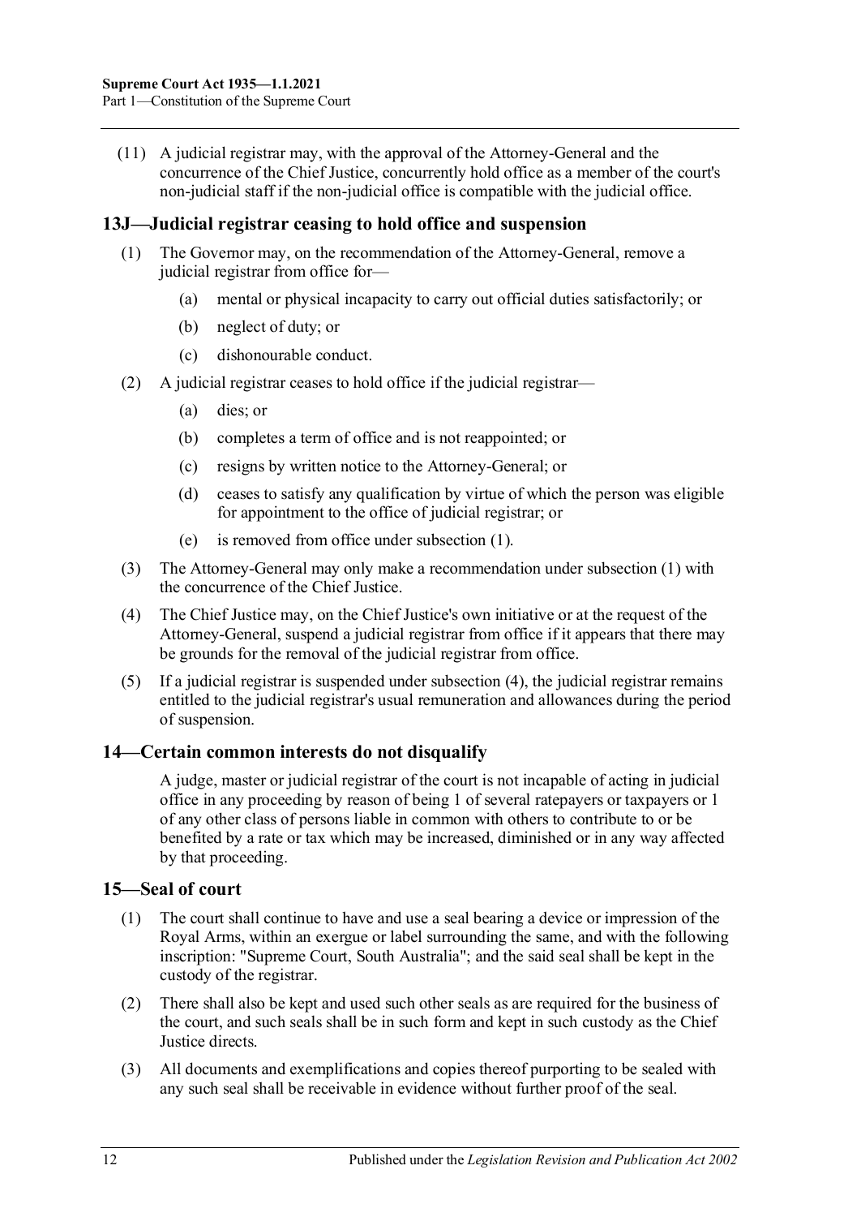(11) A judicial registrar may, with the approval of the Attorney-General and the concurrence of the Chief Justice, concurrently hold office as a member of the court's non-judicial staff if the non-judicial office is compatible with the judicial office.

## 13J—Judicial registrar ceasing to hold office and suspension

(1) The Governor may, on the recommendation of the Attorney-General, remove a judicial registrar from office for—

(a) mental or physical incapacity to carry out official duties satisfactorily; or

(b) neglect of duty; or

(c) dishonourable conduct.

(2) A judicial registrar ceases to hold office if the judicial registrar—

(a) dies; or

(b) completes a term of office and is not reappointed; or

(c) resigns by written notice to the Attorney-General; or

(d) ceases to satisfy any qualification by virtue of which the person was eligible for appointment to the office of judicial registrar; or

(e) is removed from office under subsection (1).

(3) The Attorney-General may only make a recommendation under subsection (1) with the concurrence of the Chief Justice.

(4) The Chief Justice may, on the Chief Justice's own initiative or at the request of the Attorney-General, suspend a judicial registrar from office if it appears that there may be grounds for the removal of the judicial registrar from office.

(5) If a judicial registrar is suspended under subsection (4), the judicial registrar remains entitled to the judicial registrar's usual remuneration and allowances during the period of suspension.

## 14—Certain common interests do not disqualify

A judge, master or judicial registrar of the court is not incapable of acting in judicial office in any proceeding by reason of being 1 of several ratepayers or taxpayers or 1 of any other class of persons liable in common with others to contribute to or be benefited by a rate or tax which may be increased, diminished or in any way affected by that proceeding.

## 15—Seal of court

(1) The court shall continue to have and use a seal bearing a device or impression of the Royal Arms, within an exergue or label surrounding the same, and with the following inscription: "Supreme Court, South Australia"; and the said seal shall be kept in the custody of the registrar.

(2) There shall also be kept and used such other seals as are required for the business of the court, and such seals shall be in such form and kept in such custody as the Chief Justice directs.

(3) All documents and exemplifications and copies thereof purporting to be sealed with any such seal shall be receivable in evidence without further proof of the seal.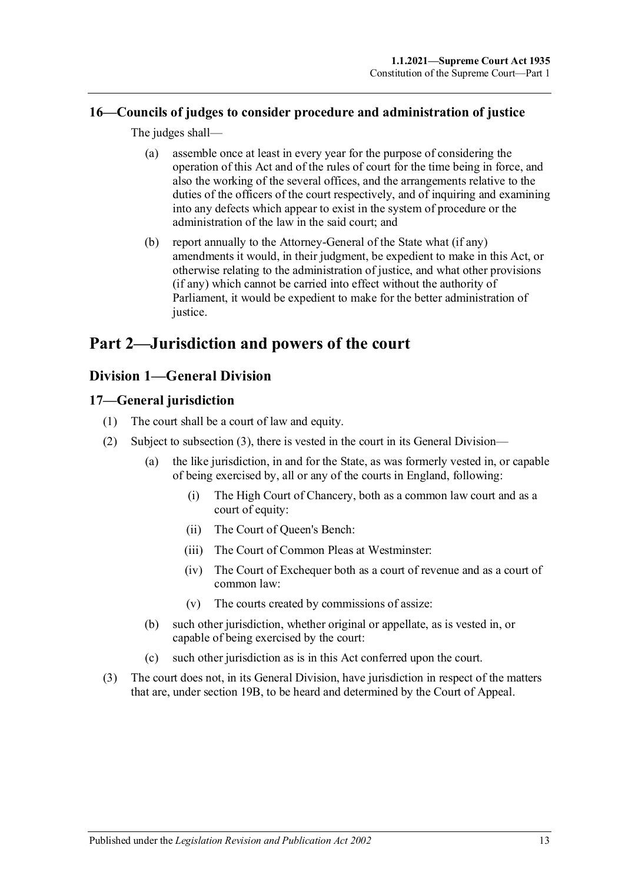### 16—Councils of judges to consider procedure and administration of justice

The judges shall—

- (a) assemble once at least in every year for the purpose of considering the operation of this Act and of the rules of court for the time being in force, and also the working of the several offices, and the arrangements relative to the duties of the officers of the court respectively, and of inquiring and examining into any defects which appear to exist in the system of procedure or the administration of the law in the said court; and
- (b) report annually to the Attorney-General of the State what (if any) amendments it would, in their judgment, be expedient to make in this Act, or otherwise relating to the administration of justice, and what other provisions (if any) which cannot be carried into effect without the authority of Parliament, it would be expedient to make for the better administration of justice.

# Part 2—Jurisdiction and powers of the court

## Division 1—General Division

### 17—General jurisdiction

(1) The court shall be a court of law and equity.

(2) Subject to subsection (3), there is vested in the court in its General Division—

- (a) the like jurisdiction, in and for the State, as was formerly vested in, or capable of being exercised by, all or any of the courts in England, following:
  - (i) The High Court of Chancery, both as a common law court and as a court of equity:
  - (ii) The Court of Queen's Bench:
  - (iii) The Court of Common Pleas at Westminster:
  - (iv) The Court of Exchequer both as a court of revenue and as a court of common law:
  - (v) The courts created by commissions of assize:
- (b) such other jurisdiction, whether original or appellate, as is vested in, or capable of being exercised by the court:
- (c) such other jurisdiction as is in this Act conferred upon the court.

(3) The court does not, in its General Division, have jurisdiction in respect of the matters that are, under section 19B, to be heard and determined by the Court of Appeal.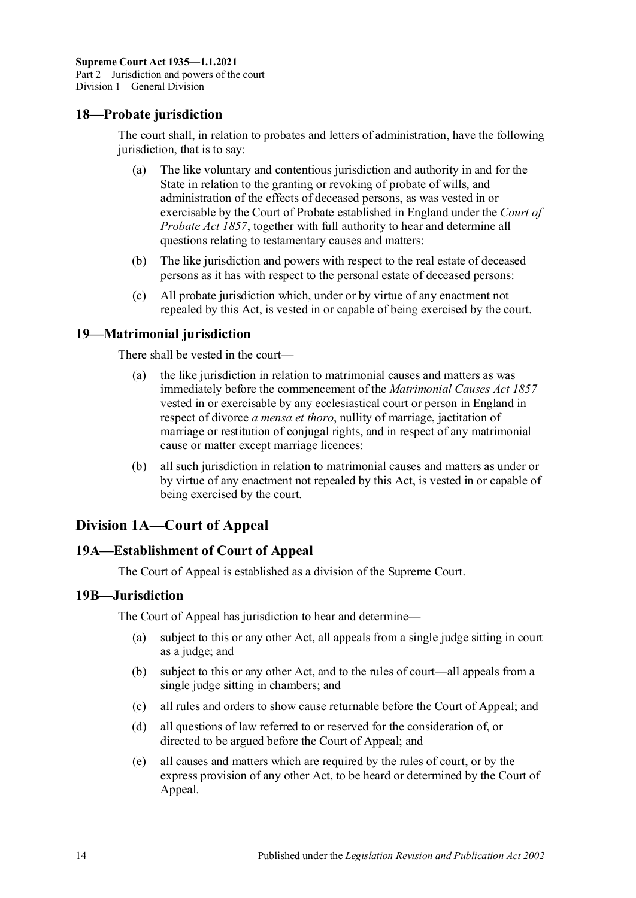## 18—Probate jurisdiction

The court shall, in relation to probates and letters of administration, have the following jurisdiction, that is to say:

(a) The like voluntary and contentious jurisdiction and authority in and for the State in relation to the granting or revoking of probate of wills, and administration of the effects of deceased persons, as was vested in or exercisable by the Court of Probate established in England under the *Court of Probate Act 1857*, together with full authority to hear and determine all questions relating to testamentary causes and matters:

(b) The like jurisdiction and powers with respect to the real estate of deceased persons as it has with respect to the personal estate of deceased persons:

(c) All probate jurisdiction which, under or by virtue of any enactment not repealed by this Act, is vested in or capable of being exercised by the court.

## 19—Matrimonial jurisdiction

There shall be vested in the court—

(a) the like jurisdiction in relation to matrimonial causes and matters as was immediately before the commencement of the *Matrimonial Causes Act 1857* vested in or exercisable by any ecclesiastical court or person in England in respect of divorce *a mensa et thoro*, nullity of marriage, jactitation of marriage or restitution of conjugal rights, and in respect of any matrimonial cause or matter except marriage licences:

(b) all such jurisdiction in relation to matrimonial causes and matters as under or by virtue of any enactment not repealed by this Act, is vested in or capable of being exercised by the court.

# Division 1A—Court of Appeal

## 19A—Establishment of Court of Appeal

The Court of Appeal is established as a division of the Supreme Court.

## 19B—Jurisdiction

The Court of Appeal has jurisdiction to hear and determine—

(a) subject to this or any other Act, all appeals from a single judge sitting in court as a judge; and

(b) subject to this or any other Act, and to the rules of court—all appeals from a single judge sitting in chambers; and

(c) all rules and orders to show cause returnable before the Court of Appeal; and

(d) all questions of law referred to or reserved for the consideration of, or directed to be argued before the Court of Appeal; and

(e) all causes and matters which are required by the rules of court, or by the express provision of any other Act, to be heard or determined by the Court of Appeal.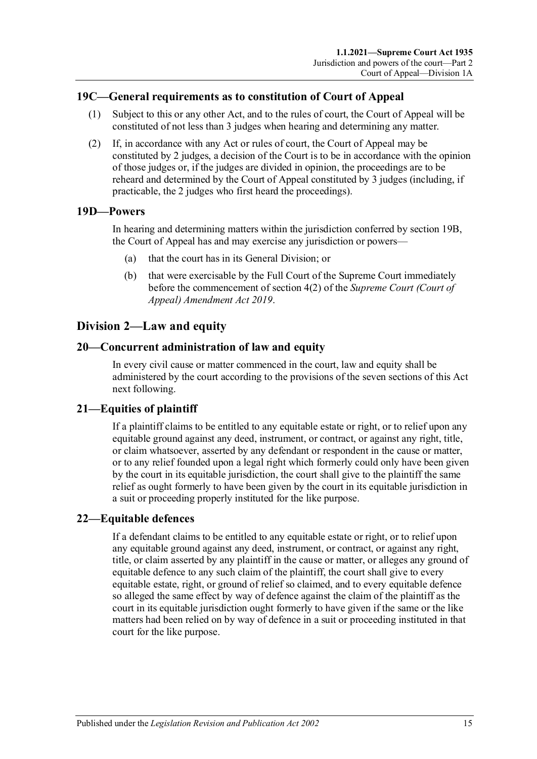### 19C—General requirements as to constitution of Court of Appeal

(1) Subject to this or any other Act, and to the rules of court, the Court of Appeal will be constituted of not less than 3 judges when hearing and determining any matter.

(2) If, in accordance with any Act or rules of court, the Court of Appeal may be constituted by 2 judges, a decision of the Court is to be in accordance with the opinion of those judges or, if the judges are divided in opinion, the proceedings are to be reheard and determined by the Court of Appeal constituted by 3 judges (including, if practicable, the 2 judges who first heard the proceedings).

### 19D—Powers

In hearing and determining matters within the jurisdiction conferred by section 19B, the Court of Appeal has and may exercise any jurisdiction or powers—

(a) that the court has in its General Division; or

(b) that were exercisable by the Full Court of the Supreme Court immediately before the commencement of section 4(2) of the *Supreme Court (Court of Appeal) Amendment Act 2019*.

## Division 2—Law and equity

### 20—Concurrent administration of law and equity

In every civil cause or matter commenced in the court, law and equity shall be administered by the court according to the provisions of the seven sections of this Act next following.

### 21—Equities of plaintiff

If a plaintiff claims to be entitled to any equitable estate or right, or to relief upon any equitable ground against any deed, instrument, or contract, or against any right, title, or claim whatsoever, asserted by any defendant or respondent in the cause or matter, or to any relief founded upon a legal right which formerly could only have been given by the court in its equitable jurisdiction, the court shall give to the plaintiff the same relief as ought formerly to have been given by the court in its equitable jurisdiction in a suit or proceeding properly instituted for the like purpose.

### 22—Equitable defences

If a defendant claims to be entitled to any equitable estate or right, or to relief upon any equitable ground against any deed, instrument, or contract, or against any right, title, or claim asserted by any plaintiff in the cause or matter, or alleges any ground of equitable defence to any such claim of the plaintiff, the court shall give to every equitable estate, right, or ground of relief so claimed, and to every equitable defence so alleged the same effect by way of defence against the claim of the plaintiff as the court in its equitable jurisdiction ought formerly to have given if the same or the like matters had been relied on by way of defence in a suit or proceeding instituted in that court for the like purpose.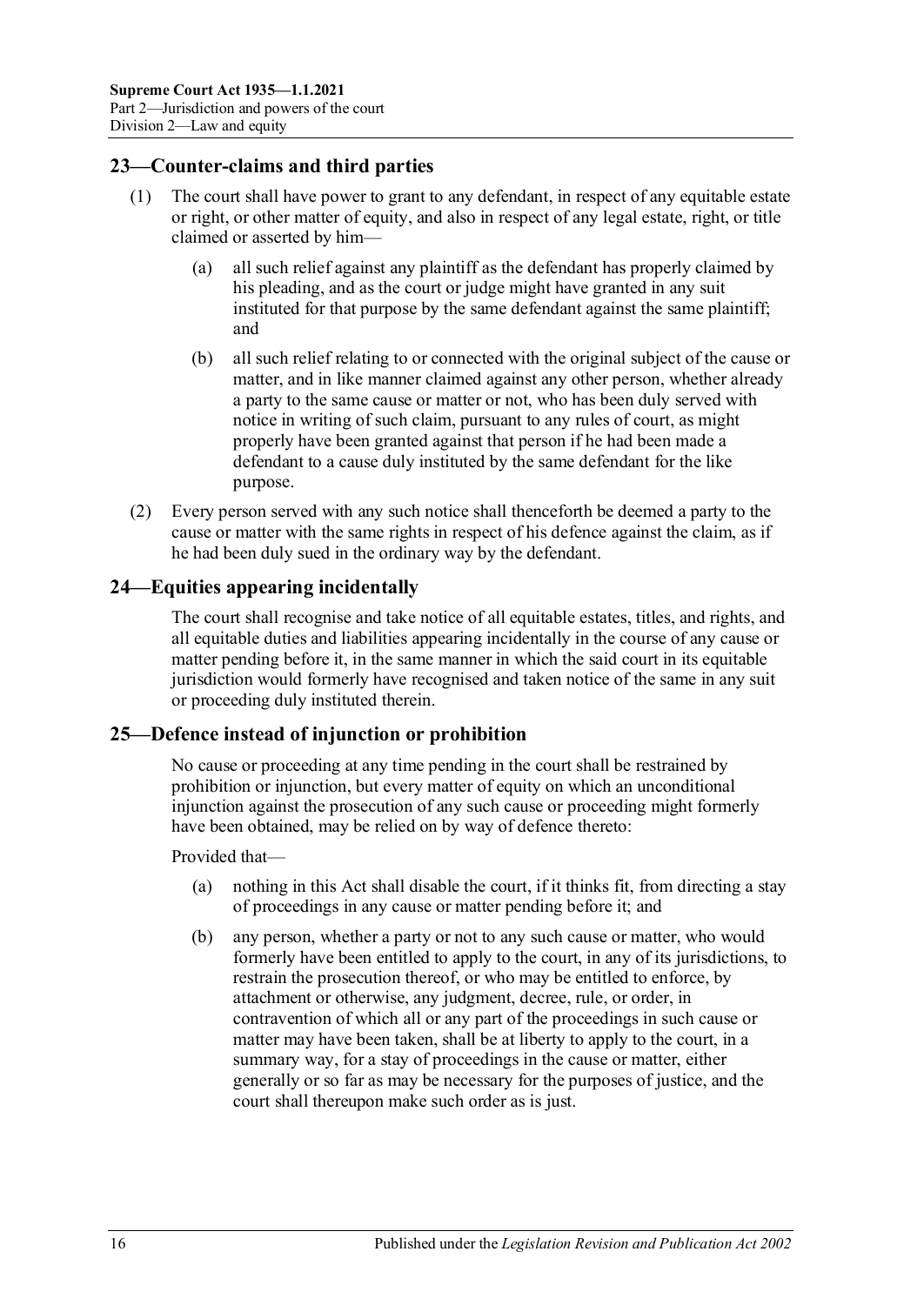## 23—Counter-claims and third parties

(1) The court shall have power to grant to any defendant, in respect of any equitable estate or right, or other matter of equity, and also in respect of any legal estate, right, or title claimed or asserted by him—

(a) all such relief against any plaintiff as the defendant has properly claimed by his pleading, and as the court or judge might have granted in any suit instituted for that purpose by the same defendant against the same plaintiff; and

(b) all such relief relating to or connected with the original subject of the cause or matter, and in like manner claimed against any other person, whether already a party to the same cause or matter or not, who has been duly served with notice in writing of such claim, pursuant to any rules of court, as might properly have been granted against that person if he had been made a defendant to a cause duly instituted by the same defendant for the like purpose.

(2) Every person served with any such notice shall thenceforth be deemed a party to the cause or matter with the same rights in respect of his defence against the claim, as if he had been duly sued in the ordinary way by the defendant.

## 24—Equities appearing incidentally

The court shall recognise and take notice of all equitable estates, titles, and rights, and all equitable duties and liabilities appearing incidentally in the course of any cause or matter pending before it, in the same manner in which the said court in its equitable jurisdiction would formerly have recognised and taken notice of the same in any suit or proceeding duly instituted therein.

## 25—Defence instead of injunction or prohibition

No cause or proceeding at any time pending in the court shall be restrained by prohibition or injunction, but every matter of equity on which an unconditional injunction against the prosecution of any such cause or proceeding might formerly have been obtained, may be relied on by way of defence thereto:

Provided that—

(a) nothing in this Act shall disable the court, if it thinks fit, from directing a stay of proceedings in any cause or matter pending before it; and

(b) any person, whether a party or not to any such cause or matter, who would formerly have been entitled to apply to the court, in any of its jurisdictions, to restrain the prosecution thereof, or who may be entitled to enforce, by attachment or otherwise, any judgment, decree, rule, or order, in contravention of which all or any part of the proceedings in such cause or matter may have been taken, shall be at liberty to apply to the court, in a summary way, for a stay of proceedings in the cause or matter, either generally or so far as may be necessary for the purposes of justice, and the court shall thereupon make such order as is just.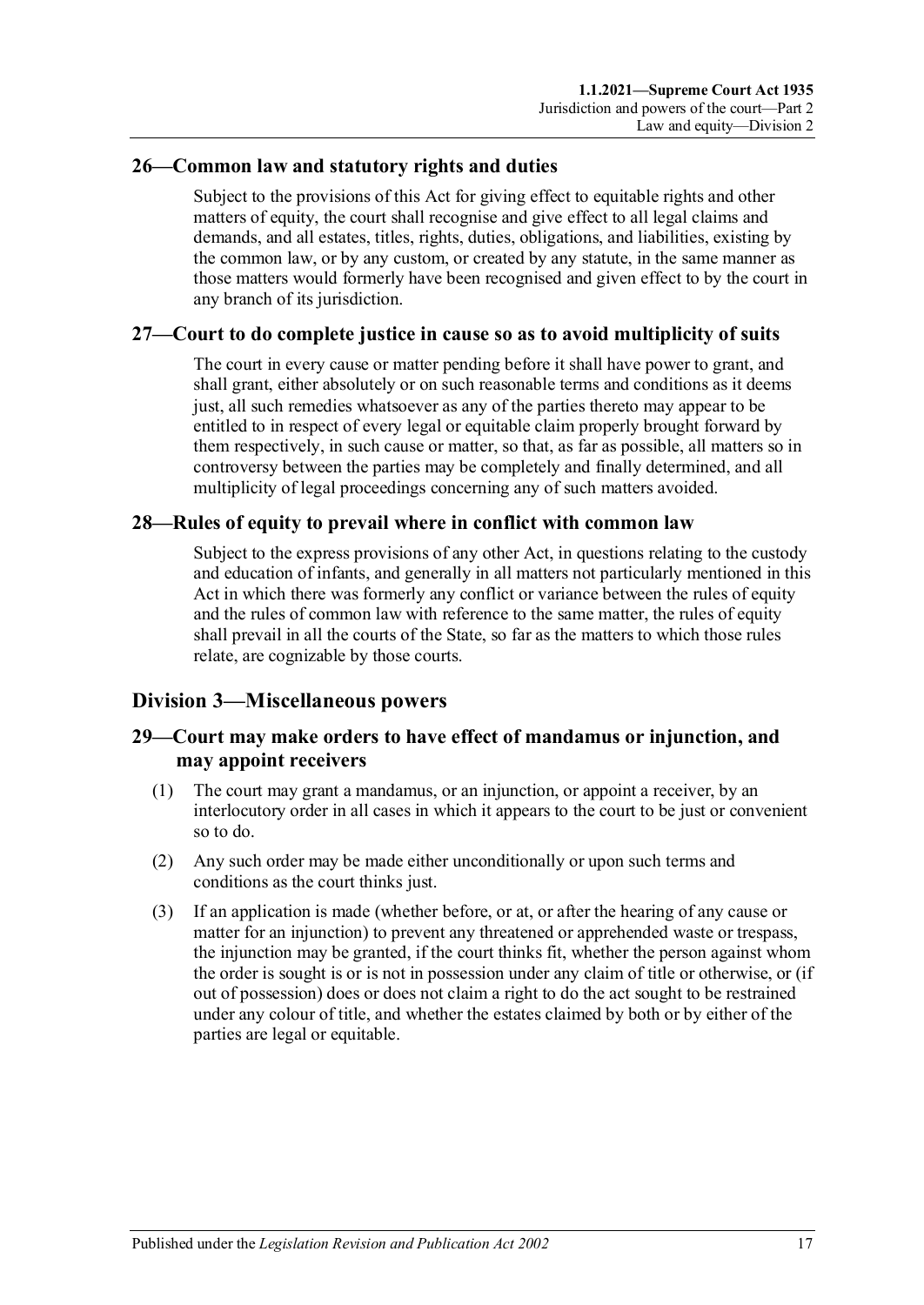## 26—Common law and statutory rights and duties

Subject to the provisions of this Act for giving effect to equitable rights and other matters of equity, the court shall recognise and give effect to all legal claims and demands, and all estates, titles, rights, duties, obligations, and liabilities, existing by the common law, or by any custom, or created by any statute, in the same manner as those matters would formerly have been recognised and given effect to by the court in any branch of its jurisdiction.

## 27—Court to do complete justice in cause so as to avoid multiplicity of suits

The court in every cause or matter pending before it shall have power to grant, and shall grant, either absolutely or on such reasonable terms and conditions as it deems just, all such remedies whatsoever as any of the parties thereto may appear to be entitled to in respect of every legal or equitable claim properly brought forward by them respectively, in such cause or matter, so that, as far as possible, all matters so in controversy between the parties may be completely and finally determined, and all multiplicity of legal proceedings concerning any of such matters avoided.

## 28—Rules of equity to prevail where in conflict with common law

Subject to the express provisions of any other Act, in questions relating to the custody and education of infants, and generally in all matters not particularly mentioned in this Act in which there was formerly any conflict or variance between the rules of equity and the rules of common law with reference to the same matter, the rules of equity shall prevail in all the courts of the State, so far as the matters to which those rules relate, are cognizable by those courts.

# Division 3—Miscellaneous powers

## 29—Court may make orders to have effect of mandamus or injunction, and may appoint receivers

(1) The court may grant a mandamus, or an injunction, or appoint a receiver, by an interlocutory order in all cases in which it appears to the court to be just or convenient so to do.

(2) Any such order may be made either unconditionally or upon such terms and conditions as the court thinks just.

(3) If an application is made (whether before, or at, or after the hearing of any cause or matter for an injunction) to prevent any threatened or apprehended waste or trespass, the injunction may be granted, if the court thinks fit, whether the person against whom the order is sought is or is not in possession under any claim of title or otherwise, or (if out of possession) does or does not claim a right to do the act sought to be restrained under any colour of title, and whether the estates claimed by both or by either of the parties are legal or equitable.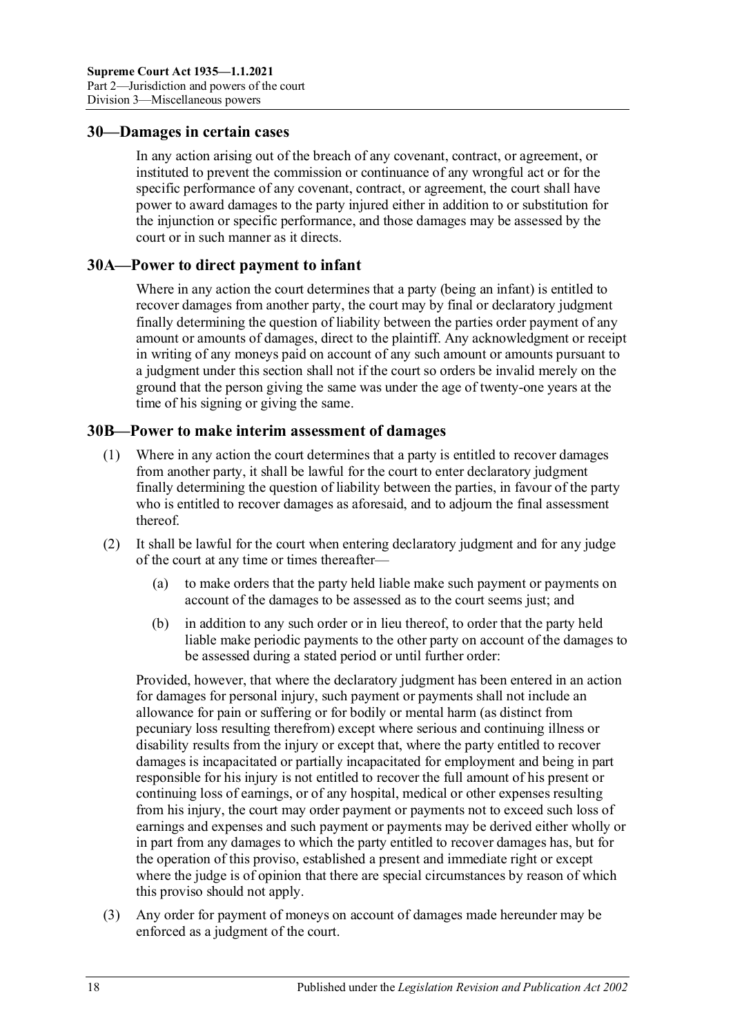## 30—Damages in certain cases

In any action arising out of the breach of any covenant, contract, or agreement, or instituted to prevent the commission or continuance of any wrongful act or for the specific performance of any covenant, contract, or agreement, the court shall have power to award damages to the party injured either in addition to or substitution for the injunction or specific performance, and those damages may be assessed by the court or in such manner as it directs.

## 30A—Power to direct payment to infant

Where in any action the court determines that a party (being an infant) is entitled to recover damages from another party, the court may by final or declaratory judgment finally determining the question of liability between the parties order payment of any amount or amounts of damages, direct to the plaintiff. Any acknowledgment or receipt in writing of any moneys paid on account of any such amount or amounts pursuant to a judgment under this section shall not if the court so orders be invalid merely on the ground that the person giving the same was under the age of twenty-one years at the time of his signing or giving the same.

## 30B—Power to make interim assessment of damages

(1) Where in any action the court determines that a party is entitled to recover damages from another party, it shall be lawful for the court to enter declaratory judgment finally determining the question of liability between the parties, in favour of the party who is entitled to recover damages as aforesaid, and to adjourn the final assessment thereof.

(2) It shall be lawful for the court when entering declaratory judgment and for any judge of the court at any time or times thereafter—

(a) to make orders that the party held liable make such payment or payments on account of the damages to be assessed as to the court seems just; and

(b) in addition to any such order or in lieu thereof, to order that the party held liable make periodic payments to the other party on account of the damages to be assessed during a stated period or until further order:

Provided, however, that where the declaratory judgment has been entered in an action for damages for personal injury, such payment or payments shall not include an allowance for pain or suffering or for bodily or mental harm (as distinct from pecuniary loss resulting therefrom) except where serious and continuing illness or disability results from the injury or except that, where the party entitled to recover damages is incapacitated or partially incapacitated for employment and being in part responsible for his injury is not entitled to recover the full amount of his present or continuing loss of earnings, or of any hospital, medical or other expenses resulting from his injury, the court may order payment or payments not to exceed such loss of earnings and expenses and such payment or payments may be derived either wholly or in part from any damages to which the party entitled to recover damages has, but for the operation of this proviso, established a present and immediate right or except where the judge is of opinion that there are special circumstances by reason of which this proviso should not apply.

(3) Any order for payment of moneys on account of damages made hereunder may be enforced as a judgment of the court.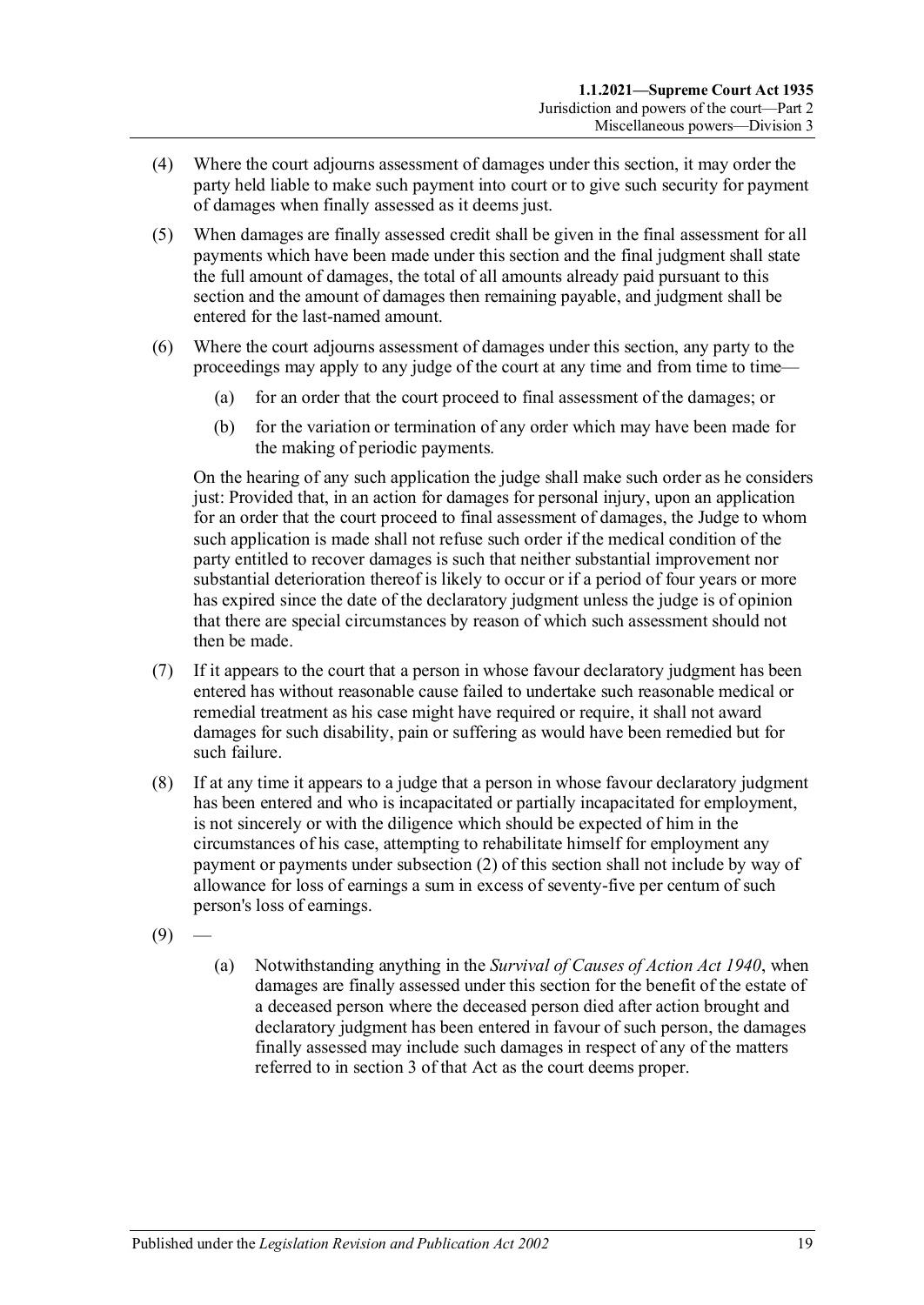(4) Where the court adjourns assessment of damages under this section, it may order the party held liable to make such payment into court or to give such security for payment of damages when finally assessed as it deems just.

(5) When damages are finally assessed credit shall be given in the final assessment for all payments which have been made under this section and the final judgment shall state the full amount of damages, the total of all amounts already paid pursuant to this section and the amount of damages then remaining payable, and judgment shall be entered for the last-named amount.

(6) Where the court adjourns assessment of damages under this section, any party to the proceedings may apply to any judge of the court at any time and from time to time—

(a) for an order that the court proceed to final assessment of the damages; or

(b) for the variation or termination of any order which may have been made for the making of periodic payments.

On the hearing of any such application the judge shall make such order as he considers just: Provided that, in an action for damages for personal injury, upon an application for an order that the court proceed to final assessment of damages, the Judge to whom such application is made shall not refuse such order if the medical condition of the party entitled to recover damages is such that neither substantial improvement nor substantial deterioration thereof is likely to occur or if a period of four years or more has expired since the date of the declaratory judgment unless the judge is of opinion that there are special circumstances by reason of which such assessment should not then be made.

(7) If it appears to the court that a person in whose favour declaratory judgment has been entered has without reasonable cause failed to undertake such reasonable medical or remedial treatment as his case might have required or require, it shall not award damages for such disability, pain or suffering as would have been remedied but for such failure.

(8) If at any time it appears to a judge that a person in whose favour declaratory judgment has been entered and who is incapacitated or partially incapacitated for employment, is not sincerely or with the diligence which should be expected of him in the circumstances of his case, attempting to rehabilitate himself for employment any payment or payments under subsection (2) of this section shall not include by way of allowance for loss of earnings a sum in excess of seventy-five per centum of such person's loss of earnings.

(9) —

(a) Notwithstanding anything in the *Survival of Causes of Action Act 1940*, when damages are finally assessed under this section for the benefit of the estate of a deceased person where the deceased person died after action brought and declaratory judgment has been entered in favour of such person, the damages finally assessed may include such damages in respect of any of the matters referred to in section 3 of that Act as the court deems proper.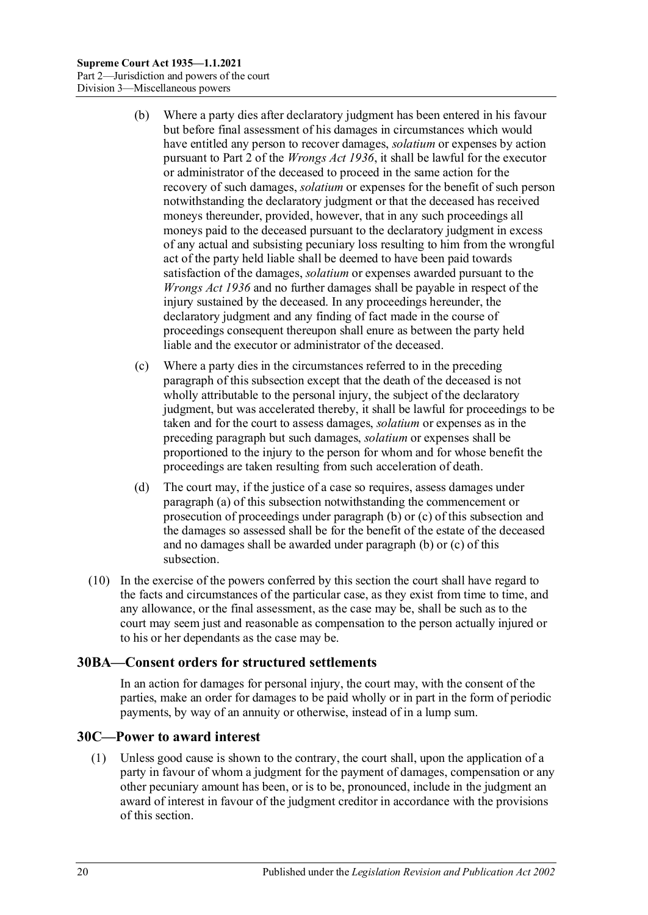(b) Where a party dies after declaratory judgment has been entered in his favour but before final assessment of his damages in circumstances which would have entitled any person to recover damages, *solatium* or expenses by action pursuant to Part 2 of the *Wrongs Act 1936*, it shall be lawful for the executor or administrator of the deceased to proceed in the same action for the recovery of such damages, *solatium* or expenses for the benefit of such person notwithstanding the declaratory judgment or that the deceased has received moneys thereunder, provided, however, that in any such proceedings all moneys paid to the deceased pursuant to the declaratory judgment in excess of any actual and subsisting pecuniary loss resulting to him from the wrongful act of the party held liable shall be deemed to have been paid towards satisfaction of the damages, *solatium* or expenses awarded pursuant to the *Wrongs Act 1936* and no further damages shall be payable in respect of the injury sustained by the deceased. In any proceedings hereunder, the declaratory judgment and any finding of fact made in the course of proceedings consequent thereupon shall enure as between the party held liable and the executor or administrator of the deceased.

(c) Where a party dies in the circumstances referred to in the preceding paragraph of this subsection except that the death of the deceased is not wholly attributable to the personal injury, the subject of the declaratory judgment, but was accelerated thereby, it shall be lawful for proceedings to be taken and for the court to assess damages, *solatium* or expenses as in the preceding paragraph but such damages, *solatium* or expenses shall be proportioned to the injury to the person for whom and for whose benefit the proceedings are taken resulting from such acceleration of death.

(d) The court may, if the justice of a case so requires, assess damages under paragraph (a) of this subsection notwithstanding the commencement or prosecution of proceedings under paragraph (b) or (c) of this subsection and the damages so assessed shall be for the benefit of the estate of the deceased and no damages shall be awarded under paragraph (b) or (c) of this subsection.

(10) In the exercise of the powers conferred by this section the court shall have regard to the facts and circumstances of the particular case, as they exist from time to time, and any allowance, or the final assessment, as the case may be, shall be such as to the court may seem just and reasonable as compensation to the person actually injured or to his or her dependants as the case may be.

## 30BA—Consent orders for structured settlements

In an action for damages for personal injury, the court may, with the consent of the parties, make an order for damages to be paid wholly or in part in the form of periodic payments, by way of an annuity or otherwise, instead of in a lump sum.

## 30C—Power to award interest

(1) Unless good cause is shown to the contrary, the court shall, upon the application of a party in favour of whom a judgment for the payment of damages, compensation or any other pecuniary amount has been, or is to be, pronounced, include in the judgment an award of interest in favour of the judgment creditor in accordance with the provisions of this section.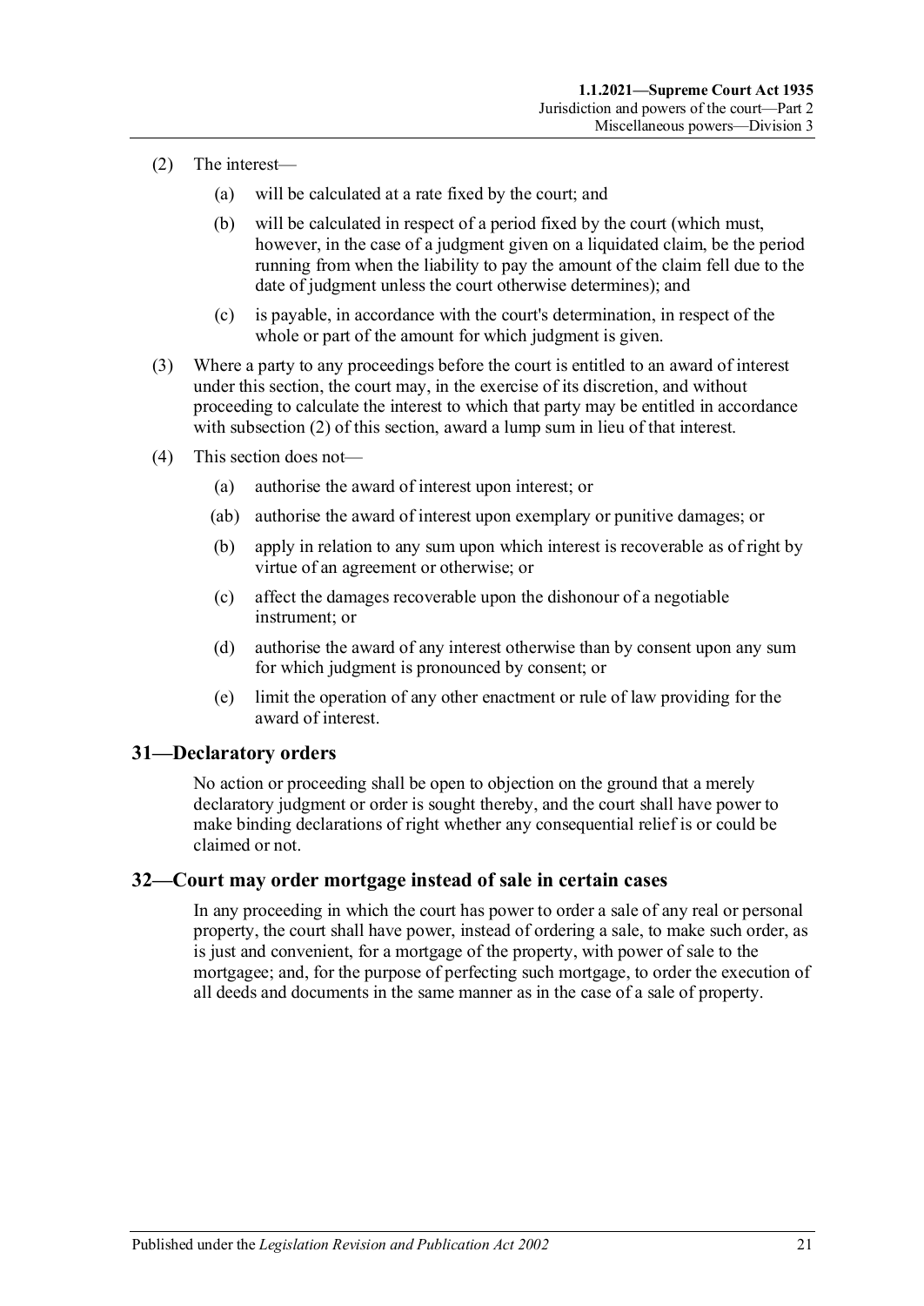(2) The interest—

(a) will be calculated at a rate fixed by the court; and

(b) will be calculated in respect of a period fixed by the court (which must, however, in the case of a judgment given on a liquidated claim, be the period running from when the liability to pay the amount of the claim fell due to the date of judgment unless the court otherwise determines); and

(c) is payable, in accordance with the court's determination, in respect of the whole or part of the amount for which judgment is given.

(3) Where a party to any proceedings before the court is entitled to an award of interest under this section, the court may, in the exercise of its discretion, and without proceeding to calculate the interest to which that party may be entitled in accordance with subsection (2) of this section, award a lump sum in lieu of that interest.

(4) This section does not—

(a) authorise the award of interest upon interest; or

(ab) authorise the award of interest upon exemplary or punitive damages; or

(b) apply in relation to any sum upon which interest is recoverable as of right by virtue of an agreement or otherwise; or

(c) affect the damages recoverable upon the dishonour of a negotiable instrument; or

(d) authorise the award of any interest otherwise than by consent upon any sum for which judgment is pronounced by consent; or

(e) limit the operation of any other enactment or rule of law providing for the award of interest.

## 31—Declaratory orders

No action or proceeding shall be open to objection on the ground that a merely declaratory judgment or order is sought thereby, and the court shall have power to make binding declarations of right whether any consequential relief is or could be claimed or not.

## 32—Court may order mortgage instead of sale in certain cases

In any proceeding in which the court has power to order a sale of any real or personal property, the court shall have power, instead of ordering a sale, to make such order, as is just and convenient, for a mortgage of the property, with power of sale to the mortgagee; and, for the purpose of perfecting such mortgage, to order the execution of all deeds and documents in the same manner as in the case of a sale of property.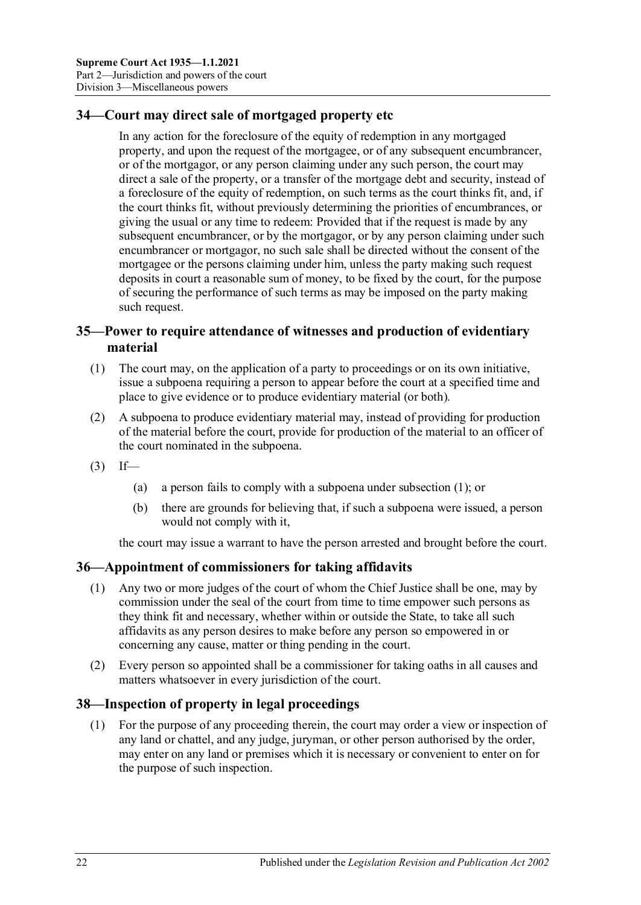## 34—Court may direct sale of mortgaged property etc

In any action for the foreclosure of the equity of redemption in any mortgaged property, and upon the request of the mortgagee, or of any subsequent encumbrancer, or of the mortgagor, or any person claiming under any such person, the court may direct a sale of the property, or a transfer of the mortgage debt and security, instead of a foreclosure of the equity of redemption, on such terms as the court thinks fit, and, if the court thinks fit, without previously determining the priorities of encumbrances, or giving the usual or any time to redeem: Provided that if the request is made by any subsequent encumbrancer, or by the mortgagor, or by any person claiming under such encumbrancer or mortgagor, no such sale shall be directed without the consent of the mortgagee or the persons claiming under him, unless the party making such request deposits in court a reasonable sum of money, to be fixed by the court, for the purpose of securing the performance of such terms as may be imposed on the party making such request.

## 35—Power to require attendance of witnesses and production of evidentiary material

(1) The court may, on the application of a party to proceedings or on its own initiative, issue a subpoena requiring a person to appear before the court at a specified time and place to give evidence or to produce evidentiary material (or both).

(2) A subpoena to produce evidentiary material may, instead of providing for production of the material before the court, provide for production of the material to an officer of the court nominated in the subpoena.

(3) If—

(a) a person fails to comply with a subpoena under subsection (1); or

(b) there are grounds for believing that, if such a subpoena were issued, a person would not comply with it,

the court may issue a warrant to have the person arrested and brought before the court.

## 36—Appointment of commissioners for taking affidavits

(1) Any two or more judges of the court of whom the Chief Justice shall be one, may by commission under the seal of the court from time to time empower such persons as they think fit and necessary, whether within or outside the State, to take all such affidavits as any person desires to make before any person so empowered in or concerning any cause, matter or thing pending in the court.

(2) Every person so appointed shall be a commissioner for taking oaths in all causes and matters whatsoever in every jurisdiction of the court.

## 38—Inspection of property in legal proceedings

(1) For the purpose of any proceeding therein, the court may order a view or inspection of any land or chattel, and any judge, juryman, or other person authorised by the order, may enter on any land or premises which it is necessary or convenient to enter on for the purpose of such inspection.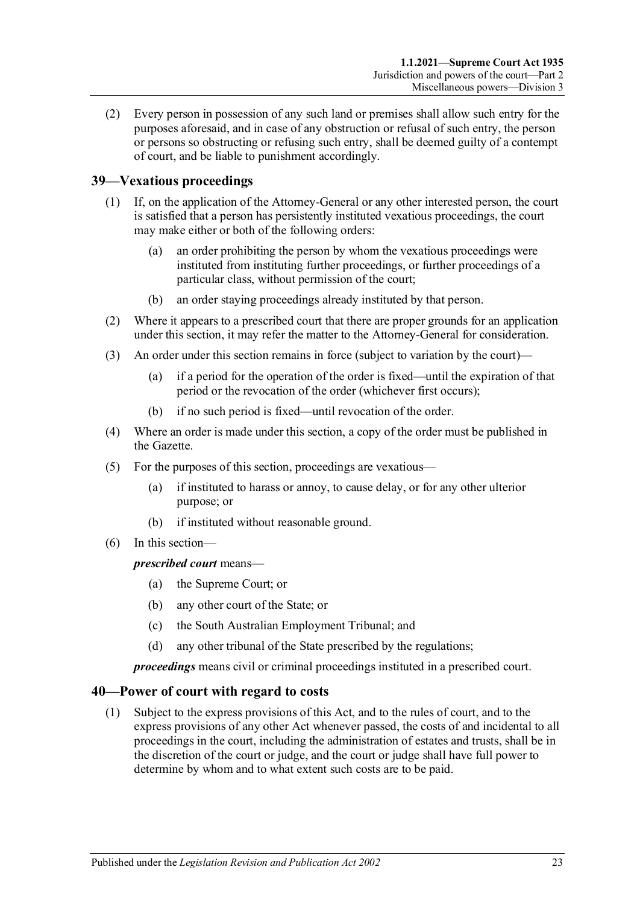(2) Every person in possession of any such land or premises shall allow such entry for the purposes aforesaid, and in case of any obstruction or refusal of such entry, the person or persons so obstructing or refusing such entry, shall be deemed guilty of a contempt of court, and be liable to punishment accordingly.

## 39—Vexatious proceedings

(1) If, on the application of the Attorney-General or any other interested person, the court is satisfied that a person has persistently instituted vexatious proceedings, the court may make either or both of the following orders:

- (a) an order prohibiting the person by whom the vexatious proceedings were instituted from instituting further proceedings, or further proceedings of a particular class, without permission of the court;
- (b) an order staying proceedings already instituted by that person.

(2) Where it appears to a prescribed court that there are proper grounds for an application under this section, it may refer the matter to the Attorney-General for consideration.

(3) An order under this section remains in force (subject to variation by the court)—

- (a) if a period for the operation of the order is fixed—until the expiration of that period or the revocation of the order (whichever first occurs);
- (b) if no such period is fixed—until revocation of the order.

(4) Where an order is made under this section, a copy of the order must be published in the Gazette.

(5) For the purposes of this section, proceedings are vexatious—

- (a) if instituted to harass or annoy, to cause delay, or for any other ulterior purpose; or
- (b) if instituted without reasonable ground.

(6) In this section—

***prescribed court*** means—

- (a) the Supreme Court; or
- (b) any other court of the State; or
- (c) the South Australian Employment Tribunal; and
- (d) any other tribunal of the State prescribed by the regulations;

***proceedings*** means civil or criminal proceedings instituted in a prescribed court.

## 40—Power of court with regard to costs

(1) Subject to the express provisions of this Act, and to the rules of court, and to the express provisions of any other Act whenever passed, the costs of and incidental to all proceedings in the court, including the administration of estates and trusts, shall be in the discretion of the court or judge, and the court or judge shall have full power to determine by whom and to what extent such costs are to be paid.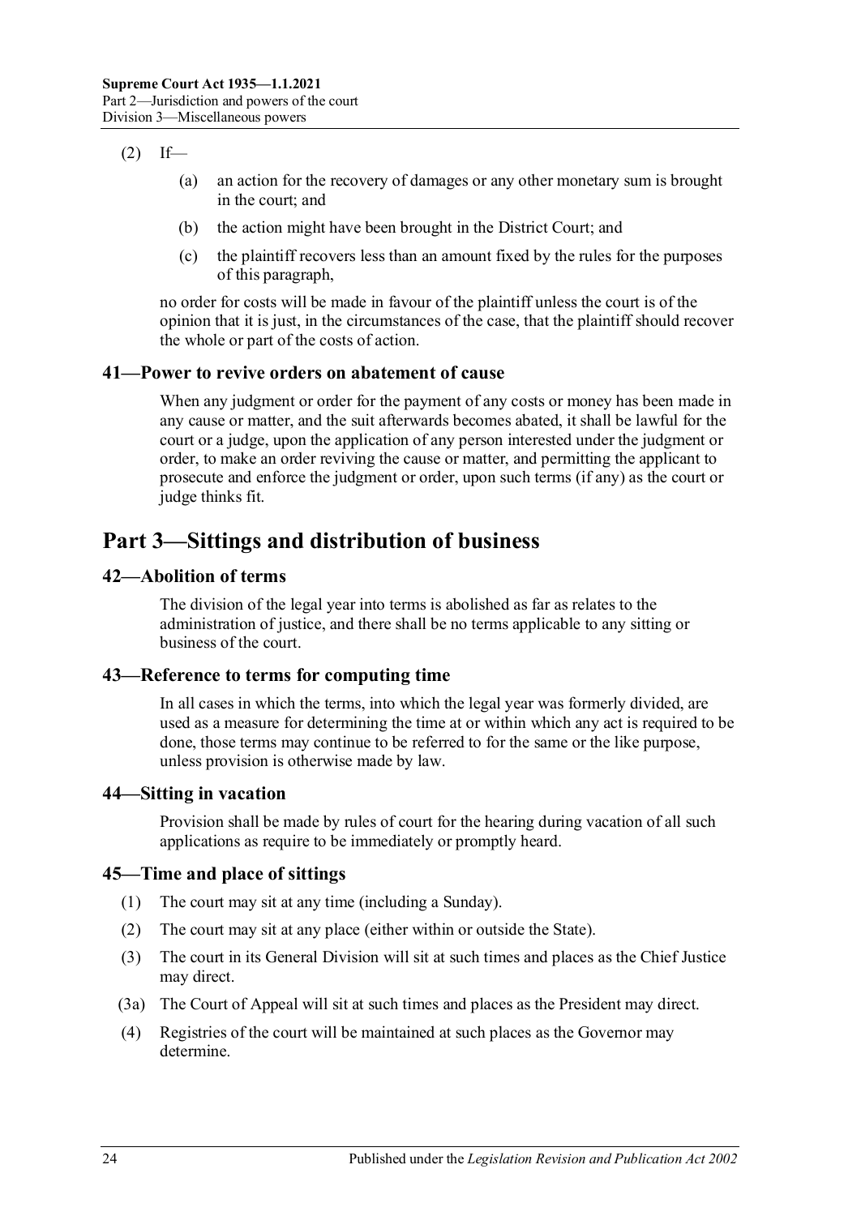(2) If—

(a) an action for the recovery of damages or any other monetary sum is brought in the court; and

(b) the action might have been brought in the District Court; and

(c) the plaintiff recovers less than an amount fixed by the rules for the purposes of this paragraph,

no order for costs will be made in favour of the plaintiff unless the court is of the opinion that it is just, in the circumstances of the case, that the plaintiff should recover the whole or part of the costs of action.

### 41—Power to revive orders on abatement of cause

When any judgment or order for the payment of any costs or money has been made in any cause or matter, and the suit afterwards becomes abated, it shall be lawful for the court or a judge, upon the application of any person interested under the judgment or order, to make an order reviving the cause or matter, and permitting the applicant to prosecute and enforce the judgment or order, upon such terms (if any) as the court or judge thinks fit.

## Part 3—Sittings and distribution of business

### 42—Abolition of terms

The division of the legal year into terms is abolished as far as relates to the administration of justice, and there shall be no terms applicable to any sitting or business of the court.

### 43—Reference to terms for computing time

In all cases in which the terms, into which the legal year was formerly divided, are used as a measure for determining the time at or within which any act is required to be done, those terms may continue to be referred to for the same or the like purpose, unless provision is otherwise made by law.

### 44—Sitting in vacation

Provision shall be made by rules of court for the hearing during vacation of all such applications as require to be immediately or promptly heard.

### 45—Time and place of sittings

(1) The court may sit at any time (including a Sunday).

(2) The court may sit at any place (either within or outside the State).

(3) The court in its General Division will sit at such times and places as the Chief Justice may direct.

(3a) The Court of Appeal will sit at such times and places as the President may direct.

(4) Registries of the court will be maintained at such places as the Governor may determine.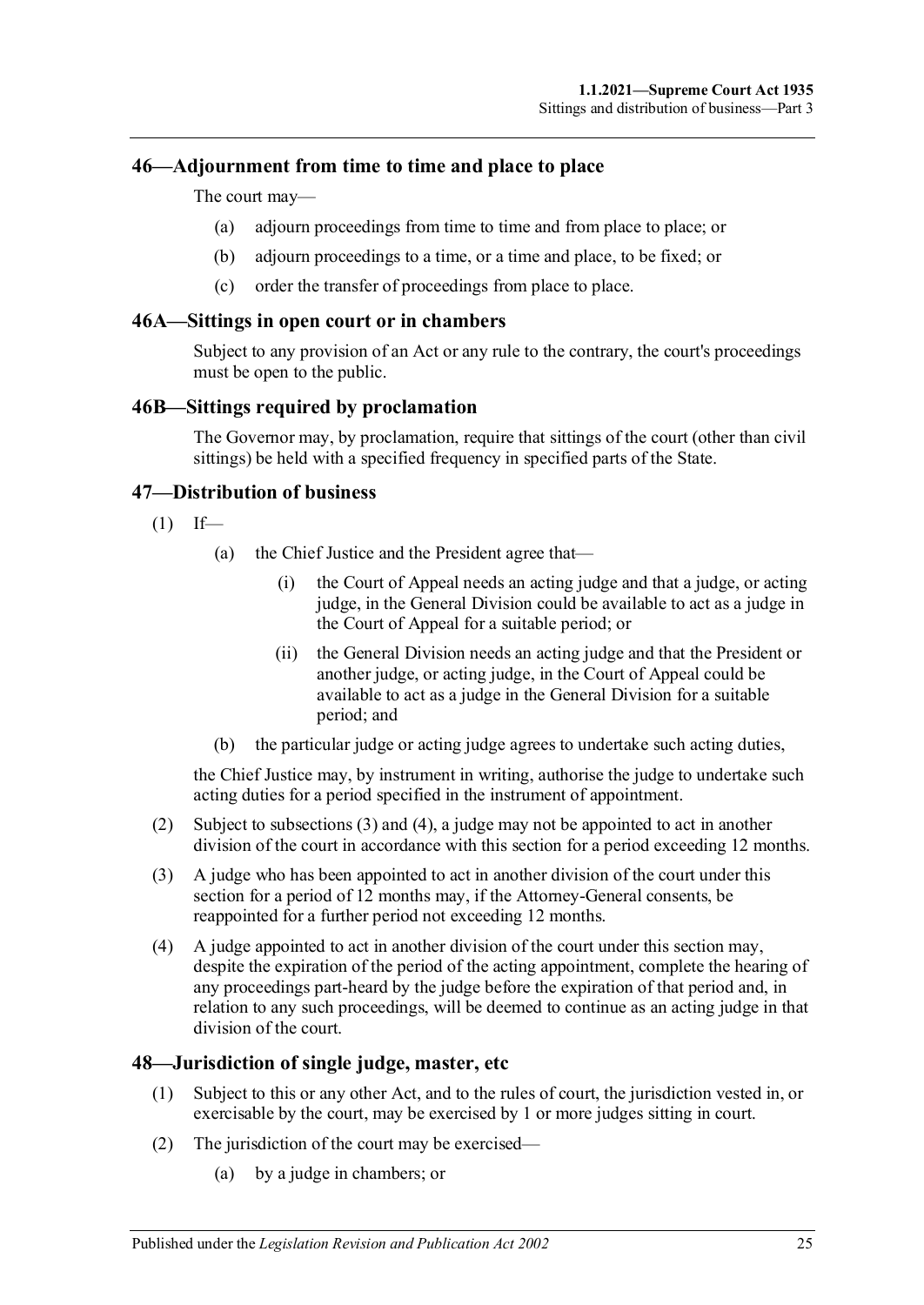## 46—Adjournment from time to time and place to place

The court may—

(a) adjourn proceedings from time to time and from place to place; or

(b) adjourn proceedings to a time, or a time and place, to be fixed; or

(c) order the transfer of proceedings from place to place.

## 46A—Sittings in open court or in chambers

Subject to any provision of an Act or any rule to the contrary, the court's proceedings must be open to the public.

## 46B—Sittings required by proclamation

The Governor may, by proclamation, require that sittings of the court (other than civil sittings) be held with a specified frequency in specified parts of the State.

## 47—Distribution of business

(1) If—

(a) the Chief Justice and the President agree that—

(i) the Court of Appeal needs an acting judge and that a judge, or acting judge, in the General Division could be available to act as a judge in the Court of Appeal for a suitable period; or

(ii) the General Division needs an acting judge and that the President or another judge, or acting judge, in the Court of Appeal could be available to act as a judge in the General Division for a suitable period; and

(b) the particular judge or acting judge agrees to undertake such acting duties,

the Chief Justice may, by instrument in writing, authorise the judge to undertake such acting duties for a period specified in the instrument of appointment.

(2) Subject to subsections (3) and (4), a judge may not be appointed to act in another division of the court in accordance with this section for a period exceeding 12 months.

(3) A judge who has been appointed to act in another division of the court under this section for a period of 12 months may, if the Attorney-General consents, be reappointed for a further period not exceeding 12 months.

(4) A judge appointed to act in another division of the court under this section may, despite the expiration of the period of the acting appointment, complete the hearing of any proceedings part-heard by the judge before the expiration of that period and, in relation to any such proceedings, will be deemed to continue as an acting judge in that division of the court.

## 48—Jurisdiction of single judge, master, etc

(1) Subject to this or any other Act, and to the rules of court, the jurisdiction vested in, or exercisable by the court, may be exercised by 1 or more judges sitting in court.

(2) The jurisdiction of the court may be exercised—

(a) by a judge in chambers; or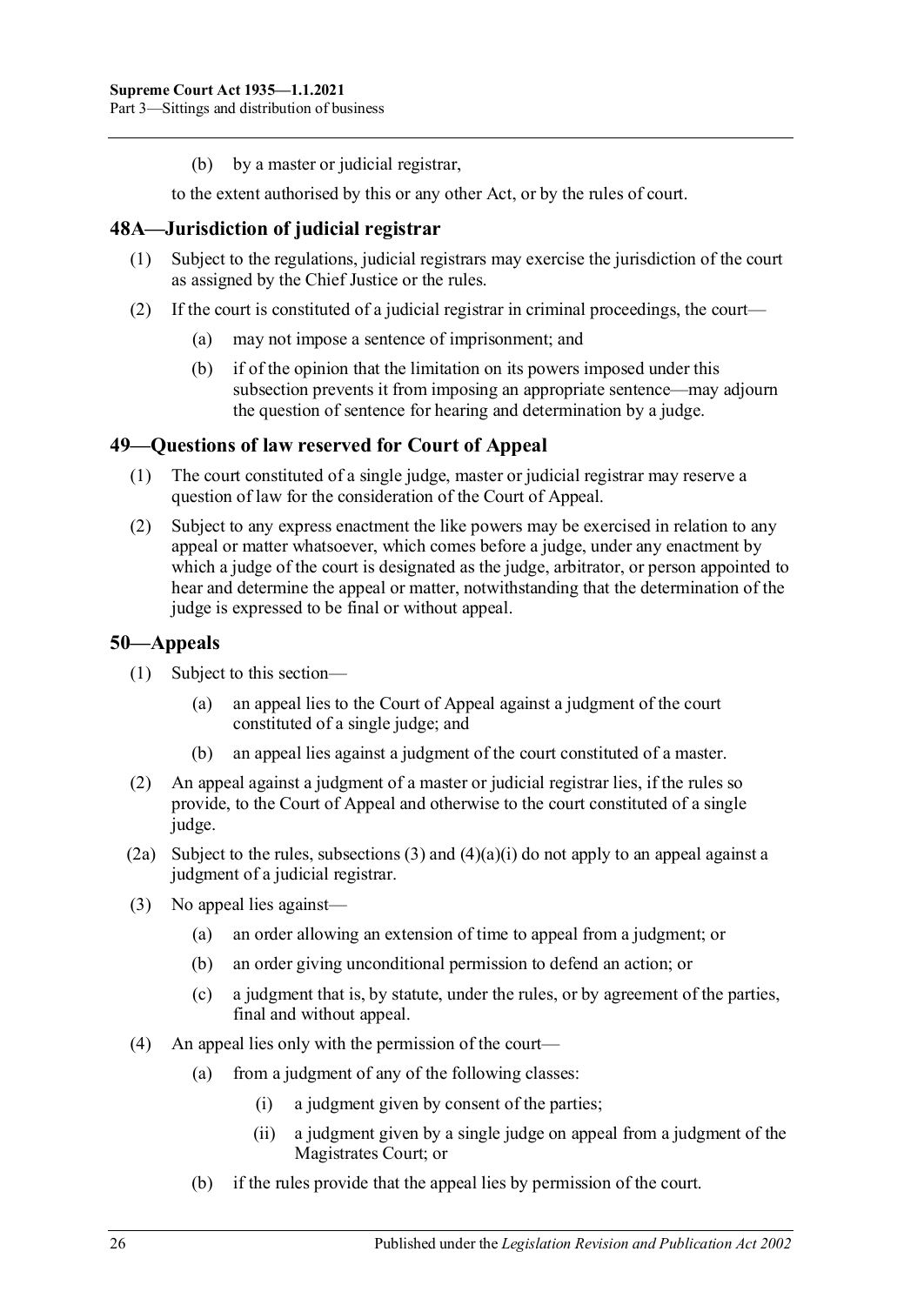(b) by a master or judicial registrar,

to the extent authorised by this or any other Act, or by the rules of court.

## 48A—Jurisdiction of judicial registrar

(1) Subject to the regulations, judicial registrars may exercise the jurisdiction of the court as assigned by the Chief Justice or the rules.

(2) If the court is constituted of a judicial registrar in criminal proceedings, the court—

- (a) may not impose a sentence of imprisonment; and
- (b) if of the opinion that the limitation on its powers imposed under this subsection prevents it from imposing an appropriate sentence—may adjourn the question of sentence for hearing and determination by a judge.

## 49—Questions of law reserved for Court of Appeal

(1) The court constituted of a single judge, master or judicial registrar may reserve a question of law for the consideration of the Court of Appeal.

(2) Subject to any express enactment the like powers may be exercised in relation to any appeal or matter whatsoever, which comes before a judge, under any enactment by which a judge of the court is designated as the judge, arbitrator, or person appointed to hear and determine the appeal or matter, notwithstanding that the determination of the judge is expressed to be final or without appeal.

## 50—Appeals

(1) Subject to this section—

- (a) an appeal lies to the Court of Appeal against a judgment of the court constituted of a single judge; and
- (b) an appeal lies against a judgment of the court constituted of a master.

(2) An appeal against a judgment of a master or judicial registrar lies, if the rules so provide, to the Court of Appeal and otherwise to the court constituted of a single judge.

(2a) Subject to the rules, subsections (3) and (4)(a)(i) do not apply to an appeal against a judgment of a judicial registrar.

(3) No appeal lies against—

- (a) an order allowing an extension of time to appeal from a judgment; or
- (b) an order giving unconditional permission to defend an action; or
- (c) a judgment that is, by statute, under the rules, or by agreement of the parties, final and without appeal.

(4) An appeal lies only with the permission of the court—

- (a) from a judgment of any of the following classes:
  - (i) a judgment given by consent of the parties;
  - (ii) a judgment given by a single judge on appeal from a judgment of the Magistrates Court; or
- (b) if the rules provide that the appeal lies by permission of the court.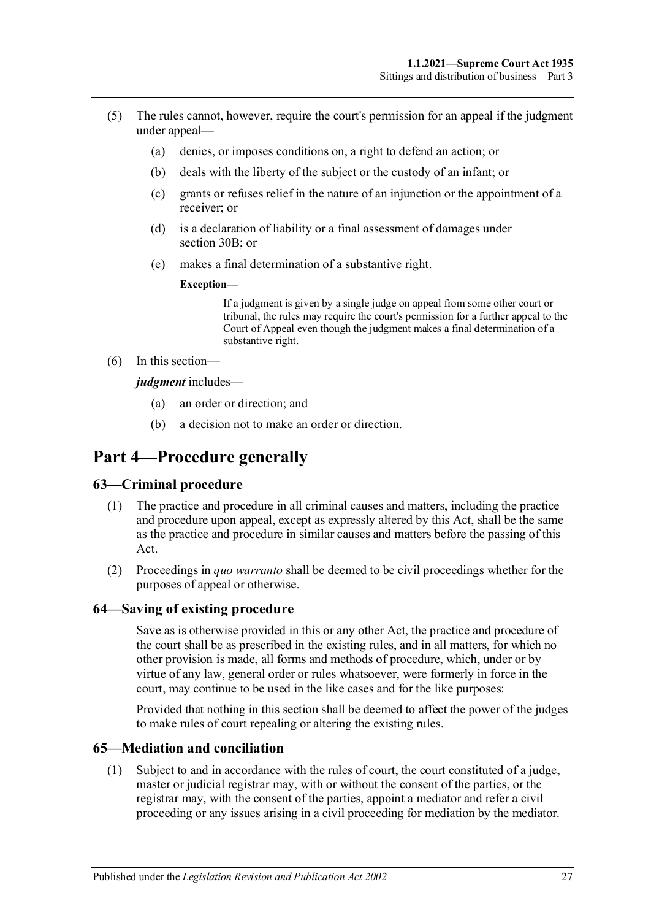(5) The rules cannot, however, require the court's permission for an appeal if the judgment under appeal—

  (a) denies, or imposes conditions on, a right to defend an action; or

  (b) deals with the liberty of the subject or the custody of an infant; or

  (c) grants or refuses relief in the nature of an injunction or the appointment of a receiver; or

  (d) is a declaration of liability or a final assessment of damages under section 30B; or

  (e) makes a final determination of a substantive right.

  **Exception—**

  If a judgment is given by a single judge on appeal from some other court or tribunal, the rules may require the court's permission for a further appeal to the Court of Appeal even though the judgment makes a final determination of a substantive right.

(6) In this section—

***judgment*** includes—

  (a) an order or direction; and

  (b) a decision not to make an order or direction.

# Part 4—Procedure generally

## 63—Criminal procedure

(1) The practice and procedure in all criminal causes and matters, including the practice and procedure upon appeal, except as expressly altered by this Act, shall be the same as the practice and procedure in similar causes and matters before the passing of this Act.

(2) Proceedings in *quo warranto* shall be deemed to be civil proceedings whether for the purposes of appeal or otherwise.

## 64—Saving of existing procedure

Save as is otherwise provided in this or any other Act, the practice and procedure of the court shall be as prescribed in the existing rules, and in all matters, for which no other provision is made, all forms and methods of procedure, which, under or by virtue of any law, general order or rules whatsoever, were formerly in force in the court, may continue to be used in the like cases and for the like purposes:

Provided that nothing in this section shall be deemed to affect the power of the judges to make rules of court repealing or altering the existing rules.

## 65—Mediation and conciliation

(1) Subject to and in accordance with the rules of court, the court constituted of a judge, master or judicial registrar may, with or without the consent of the parties, or the registrar may, with the consent of the parties, appoint a mediator and refer a civil proceeding or any issues arising in a civil proceeding for mediation by the mediator.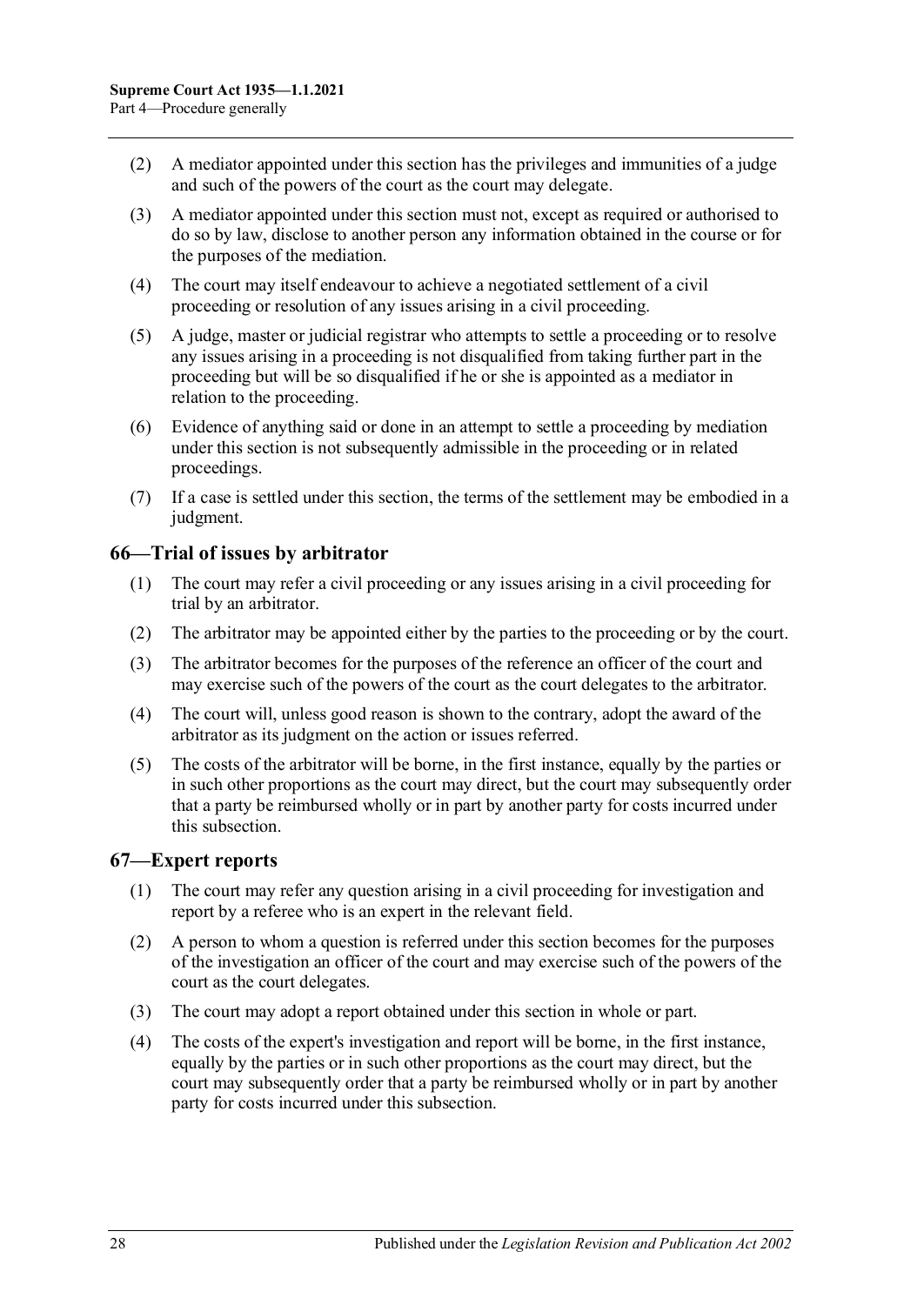(2) A mediator appointed under this section has the privileges and immunities of a judge and such of the powers of the court as the court may delegate.

(3) A mediator appointed under this section must not, except as required or authorised to do so by law, disclose to another person any information obtained in the course or for the purposes of the mediation.

(4) The court may itself endeavour to achieve a negotiated settlement of a civil proceeding or resolution of any issues arising in a civil proceeding.

(5) A judge, master or judicial registrar who attempts to settle a proceeding or to resolve any issues arising in a proceeding is not disqualified from taking further part in the proceeding but will be so disqualified if he or she is appointed as a mediator in relation to the proceeding.

(6) Evidence of anything said or done in an attempt to settle a proceeding by mediation under this section is not subsequently admissible in the proceeding or in related proceedings.

(7) If a case is settled under this section, the terms of the settlement may be embodied in a judgment.

## 66—Trial of issues by arbitrator

(1) The court may refer a civil proceeding or any issues arising in a civil proceeding for trial by an arbitrator.

(2) The arbitrator may be appointed either by the parties to the proceeding or by the court.

(3) The arbitrator becomes for the purposes of the reference an officer of the court and may exercise such of the powers of the court as the court delegates to the arbitrator.

(4) The court will, unless good reason is shown to the contrary, adopt the award of the arbitrator as its judgment on the action or issues referred.

(5) The costs of the arbitrator will be borne, in the first instance, equally by the parties or in such other proportions as the court may direct, but the court may subsequently order that a party be reimbursed wholly or in part by another party for costs incurred under this subsection.

## 67—Expert reports

(1) The court may refer any question arising in a civil proceeding for investigation and report by a referee who is an expert in the relevant field.

(2) A person to whom a question is referred under this section becomes for the purposes of the investigation an officer of the court and may exercise such of the powers of the court as the court delegates.

(3) The court may adopt a report obtained under this section in whole or part.

(4) The costs of the expert's investigation and report will be borne, in the first instance, equally by the parties or in such other proportions as the court may direct, but the court may subsequently order that a party be reimbursed wholly or in part by another party for costs incurred under this subsection.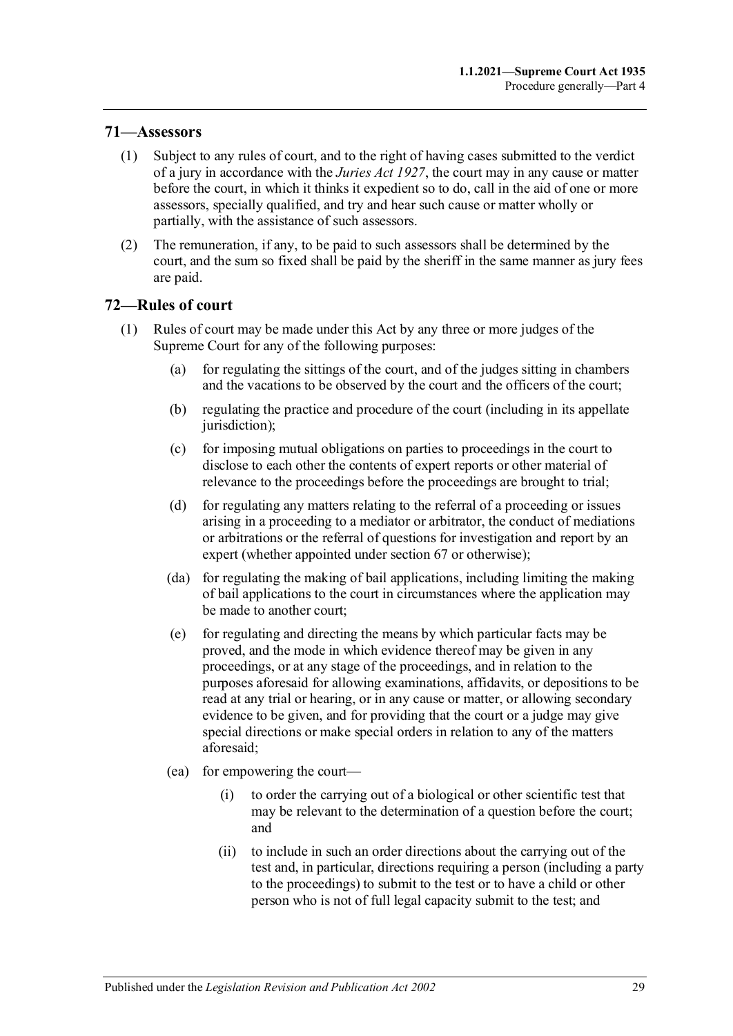## 71—Assessors

(1) Subject to any rules of court, and to the right of having cases submitted to the verdict of a jury in accordance with the *Juries Act 1927*, the court may in any cause or matter before the court, in which it thinks it expedient so to do, call in the aid of one or more assessors, specially qualified, and try and hear such cause or matter wholly or partially, with the assistance of such assessors.

(2) The remuneration, if any, to be paid to such assessors shall be determined by the court, and the sum so fixed shall be paid by the sheriff in the same manner as jury fees are paid.

## 72—Rules of court

(1) Rules of court may be made under this Act by any three or more judges of the Supreme Court for any of the following purposes:

- (a) for regulating the sittings of the court, and of the judges sitting in chambers and the vacations to be observed by the court and the officers of the court;
- (b) regulating the practice and procedure of the court (including in its appellate jurisdiction);
- (c) for imposing mutual obligations on parties to proceedings in the court to disclose to each other the contents of expert reports or other material of relevance to the proceedings before the proceedings are brought to trial;
- (d) for regulating any matters relating to the referral of a proceeding or issues arising in a proceeding to a mediator or arbitrator, the conduct of mediations or arbitrations or the referral of questions for investigation and report by an expert (whether appointed under section 67 or otherwise);
- (da) for regulating the making of bail applications, including limiting the making of bail applications to the court in circumstances where the application may be made to another court;
- (e) for regulating and directing the means by which particular facts may be proved, and the mode in which evidence thereof may be given in any proceedings, or at any stage of the proceedings, and in relation to the purposes aforesaid for allowing examinations, affidavits, or depositions to be read at any trial or hearing, or in any cause or matter, or allowing secondary evidence to be given, and for providing that the court or a judge may give special directions or make special orders in relation to any of the matters aforesaid;
- (ea) for empowering the court—
  - (i) to order the carrying out of a biological or other scientific test that may be relevant to the determination of a question before the court; and
  - (ii) to include in such an order directions about the carrying out of the test and, in particular, directions requiring a person (including a party to the proceedings) to submit to the test or to have a child or other person who is not of full legal capacity submit to the test; and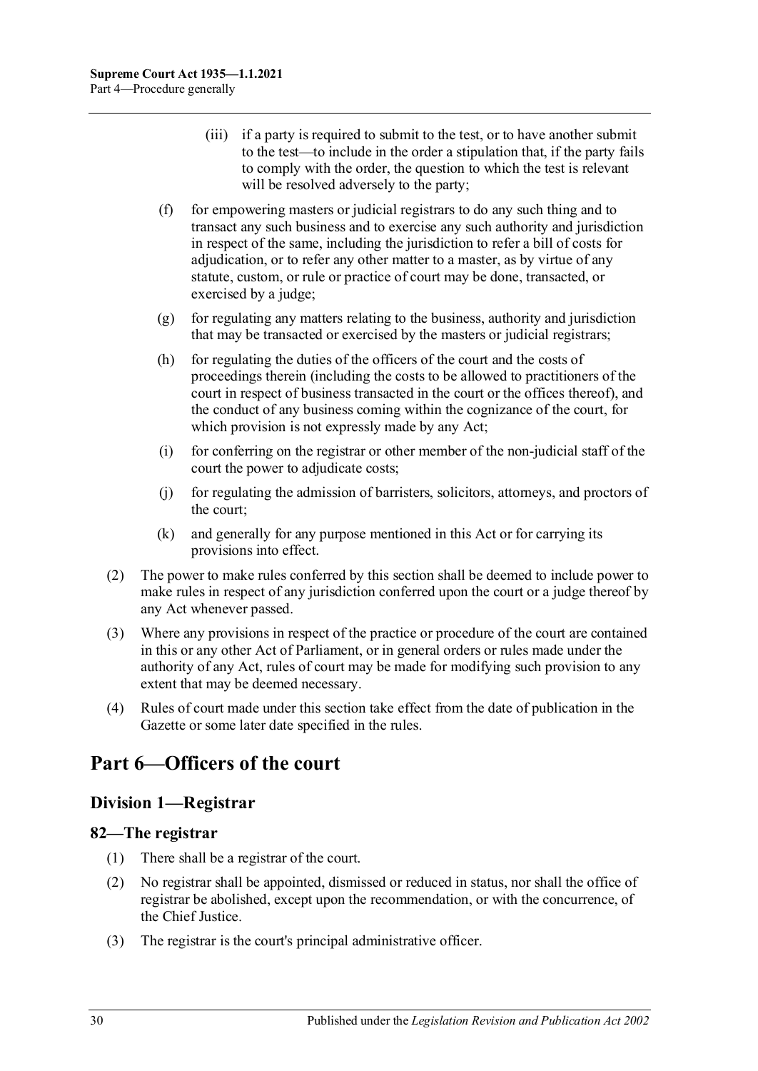(iii) if a party is required to submit to the test, or to have another submit to the test—to include in the order a stipulation that, if the party fails to comply with the order, the question to which the test is relevant will be resolved adversely to the party;

(f) for empowering masters or judicial registrars to do any such thing and to transact any such business and to exercise any such authority and jurisdiction in respect of the same, including the jurisdiction to refer a bill of costs for adjudication, or to refer any other matter to a master, as by virtue of any statute, custom, or rule or practice of court may be done, transacted, or exercised by a judge;

(g) for regulating any matters relating to the business, authority and jurisdiction that may be transacted or exercised by the masters or judicial registrars;

(h) for regulating the duties of the officers of the court and the costs of proceedings therein (including the costs to be allowed to practitioners of the court in respect of business transacted in the court or the offices thereof), and the conduct of any business coming within the cognizance of the court, for which provision is not expressly made by any Act;

(i) for conferring on the registrar or other member of the non-judicial staff of the court the power to adjudicate costs;

(j) for regulating the admission of barristers, solicitors, attorneys, and proctors of the court;

(k) and generally for any purpose mentioned in this Act or for carrying its provisions into effect.

(2) The power to make rules conferred by this section shall be deemed to include power to make rules in respect of any jurisdiction conferred upon the court or a judge thereof by any Act whenever passed.

(3) Where any provisions in respect of the practice or procedure of the court are contained in this or any other Act of Parliament, or in general orders or rules made under the authority of any Act, rules of court may be made for modifying such provision to any extent that may be deemed necessary.

(4) Rules of court made under this section take effect from the date of publication in the Gazette or some later date specified in the rules.

# Part 6—Officers of the court

## Division 1—Registrar

### 82—The registrar

(1) There shall be a registrar of the court.

(2) No registrar shall be appointed, dismissed or reduced in status, nor shall the office of registrar be abolished, except upon the recommendation, or with the concurrence, of the Chief Justice.

(3) The registrar is the court's principal administrative officer.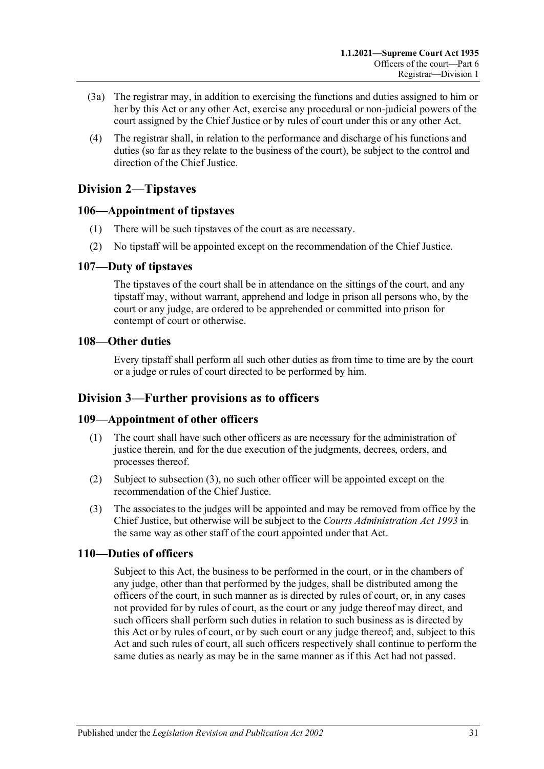(3a) The registrar may, in addition to exercising the functions and duties assigned to him or her by this Act or any other Act, exercise any procedural or non-judicial powers of the court assigned by the Chief Justice or by rules of court under this or any other Act.

(4) The registrar shall, in relation to the performance and discharge of his functions and duties (so far as they relate to the business of the court), be subject to the control and direction of the Chief Justice.

## Division 2—Tipstaves

### 106—Appointment of tipstaves

(1) There will be such tipstaves of the court as are necessary.

(2) No tipstaff will be appointed except on the recommendation of the Chief Justice.

### 107—Duty of tipstaves

The tipstaves of the court shall be in attendance on the sittings of the court, and any tipstaff may, without warrant, apprehend and lodge in prison all persons who, by the court or any judge, are ordered to be apprehended or committed into prison for contempt of court or otherwise.

### 108—Other duties

Every tipstaff shall perform all such other duties as from time to time are by the court or a judge or rules of court directed to be performed by him.

## Division 3—Further provisions as to officers

### 109—Appointment of other officers

(1) The court shall have such other officers as are necessary for the administration of justice therein, and for the due execution of the judgments, decrees, orders, and processes thereof.

(2) Subject to subsection (3), no such other officer will be appointed except on the recommendation of the Chief Justice.

(3) The associates to the judges will be appointed and may be removed from office by the Chief Justice, but otherwise will be subject to the *Courts Administration Act 1993* in the same way as other staff of the court appointed under that Act.

### 110—Duties of officers

Subject to this Act, the business to be performed in the court, or in the chambers of any judge, other than that performed by the judges, shall be distributed among the officers of the court, in such manner as is directed by rules of court, or, in any cases not provided for by rules of court, as the court or any judge thereof may direct, and such officers shall perform such duties in relation to such business as is directed by this Act or by rules of court, or by such court or any judge thereof; and, subject to this Act and such rules of court, all such officers respectively shall continue to perform the same duties as nearly as may be in the same manner as if this Act had not passed.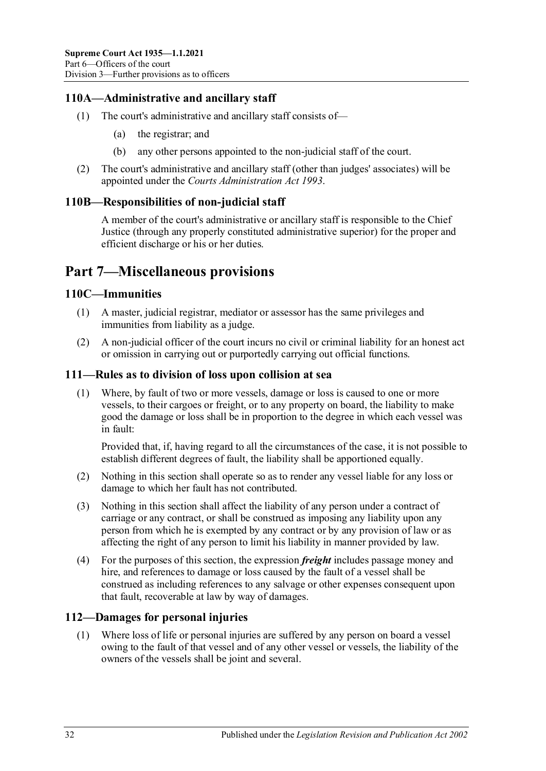### 110A—Administrative and ancillary staff

(1) The court's administrative and ancillary staff consists of—

(a) the registrar; and

(b) any other persons appointed to the non-judicial staff of the court.

(2) The court's administrative and ancillary staff (other than judges' associates) will be appointed under the *Courts Administration Act 1993*.

### 110B—Responsibilities of non-judicial staff

A member of the court's administrative or ancillary staff is responsible to the Chief Justice (through any properly constituted administrative superior) for the proper and efficient discharge or his or her duties.

## Part 7—Miscellaneous provisions

### 110C—Immunities

(1) A master, judicial registrar, mediator or assessor has the same privileges and immunities from liability as a judge.

(2) A non-judicial officer of the court incurs no civil or criminal liability for an honest act or omission in carrying out or purportedly carrying out official functions.

### 111—Rules as to division of loss upon collision at sea

(1) Where, by fault of two or more vessels, damage or loss is caused to one or more vessels, to their cargoes or freight, or to any property on board, the liability to make good the damage or loss shall be in proportion to the degree in which each vessel was in fault:

Provided that, if, having regard to all the circumstances of the case, it is not possible to establish different degrees of fault, the liability shall be apportioned equally.

(2) Nothing in this section shall operate so as to render any vessel liable for any loss or damage to which her fault has not contributed.

(3) Nothing in this section shall affect the liability of any person under a contract of carriage or any contract, or shall be construed as imposing any liability upon any person from which he is exempted by any contract or by any provision of law or as affecting the right of any person to limit his liability in manner provided by law.

(4) For the purposes of this section, the expression ***freight*** includes passage money and hire, and references to damage or loss caused by the fault of a vessel shall be construed as including references to any salvage or other expenses consequent upon that fault, recoverable at law by way of damages.

### 112—Damages for personal injuries

(1) Where loss of life or personal injuries are suffered by any person on board a vessel owing to the fault of that vessel and of any other vessel or vessels, the liability of the owners of the vessels shall be joint and several.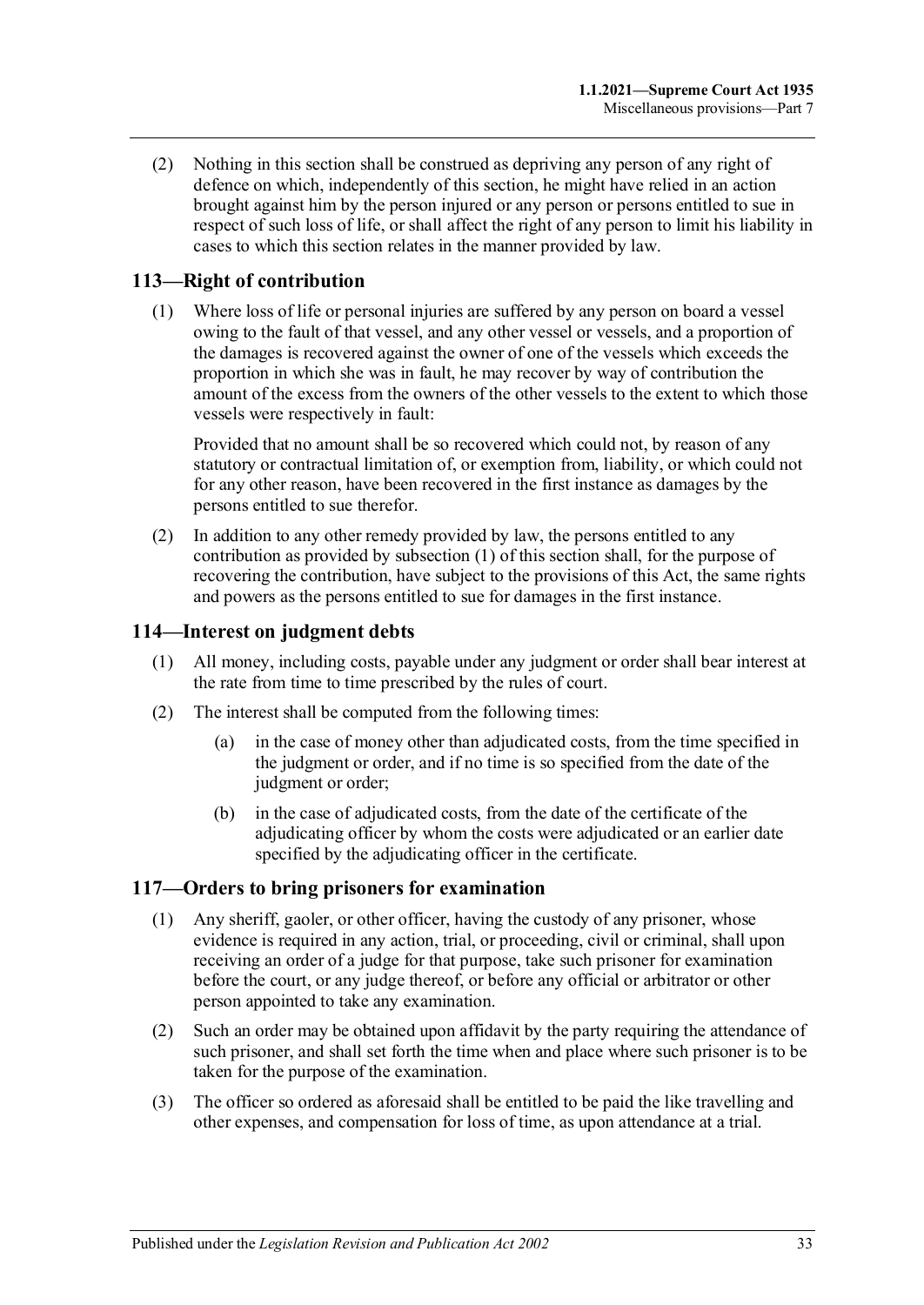(2) Nothing in this section shall be construed as depriving any person of any right of defence on which, independently of this section, he might have relied in an action brought against him by the person injured or any person or persons entitled to sue in respect of such loss of life, or shall affect the right of any person to limit his liability in cases to which this section relates in the manner provided by law.

## 113—Right of contribution

(1) Where loss of life or personal injuries are suffered by any person on board a vessel owing to the fault of that vessel, and any other vessel or vessels, and a proportion of the damages is recovered against the owner of one of the vessels which exceeds the proportion in which she was in fault, he may recover by way of contribution the amount of the excess from the owners of the other vessels to the extent to which those vessels were respectively in fault:

Provided that no amount shall be so recovered which could not, by reason of any statutory or contractual limitation of, or exemption from, liability, or which could not for any other reason, have been recovered in the first instance as damages by the persons entitled to sue therefor.

(2) In addition to any other remedy provided by law, the persons entitled to any contribution as provided by subsection (1) of this section shall, for the purpose of recovering the contribution, have subject to the provisions of this Act, the same rights and powers as the persons entitled to sue for damages in the first instance.

## 114—Interest on judgment debts

(1) All money, including costs, payable under any judgment or order shall bear interest at the rate from time to time prescribed by the rules of court.

(2) The interest shall be computed from the following times:

(a) in the case of money other than adjudicated costs, from the time specified in the judgment or order, and if no time is so specified from the date of the judgment or order;

(b) in the case of adjudicated costs, from the date of the certificate of the adjudicating officer by whom the costs were adjudicated or an earlier date specified by the adjudicating officer in the certificate.

## 117—Orders to bring prisoners for examination

(1) Any sheriff, gaoler, or other officer, having the custody of any prisoner, whose evidence is required in any action, trial, or proceeding, civil or criminal, shall upon receiving an order of a judge for that purpose, take such prisoner for examination before the court, or any judge thereof, or before any official or arbitrator or other person appointed to take any examination.

(2) Such an order may be obtained upon affidavit by the party requiring the attendance of such prisoner, and shall set forth the time when and place where such prisoner is to be taken for the purpose of the examination.

(3) The officer so ordered as aforesaid shall be entitled to be paid the like travelling and other expenses, and compensation for loss of time, as upon attendance at a trial.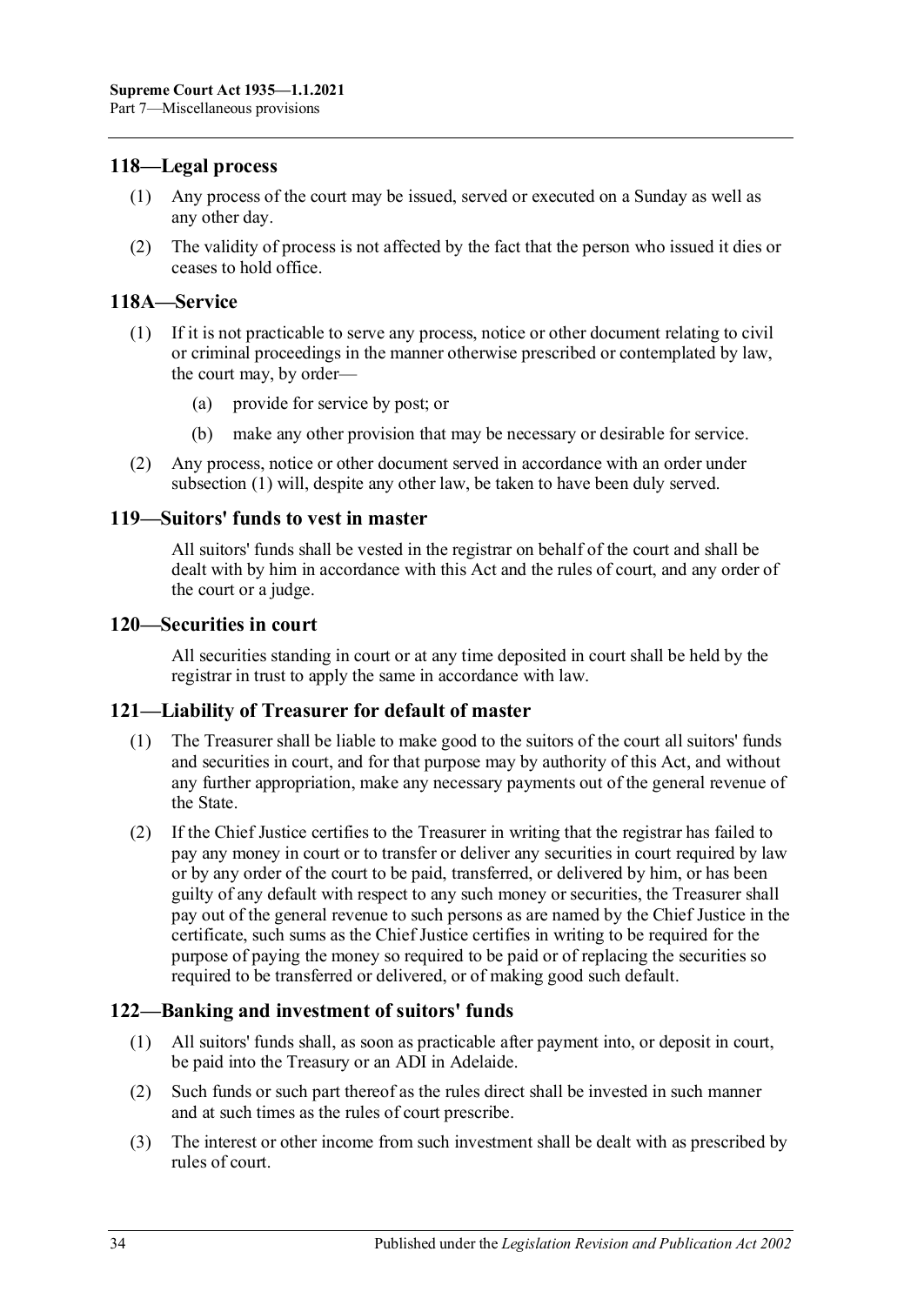## 118—Legal process

(1) Any process of the court may be issued, served or executed on a Sunday as well as any other day.

(2) The validity of process is not affected by the fact that the person who issued it dies or ceases to hold office.

## 118A—Service

(1) If it is not practicable to serve any process, notice or other document relating to civil or criminal proceedings in the manner otherwise prescribed or contemplated by law, the court may, by order—

- (a) provide for service by post; or
- (b) make any other provision that may be necessary or desirable for service.

(2) Any process, notice or other document served in accordance with an order under subsection (1) will, despite any other law, be taken to have been duly served.

## 119—Suitors' funds to vest in master

All suitors' funds shall be vested in the registrar on behalf of the court and shall be dealt with by him in accordance with this Act and the rules of court, and any order of the court or a judge.

## 120—Securities in court

All securities standing in court or at any time deposited in court shall be held by the registrar in trust to apply the same in accordance with law.

## 121—Liability of Treasurer for default of master

(1) The Treasurer shall be liable to make good to the suitors of the court all suitors' funds and securities in court, and for that purpose may by authority of this Act, and without any further appropriation, make any necessary payments out of the general revenue of the State.

(2) If the Chief Justice certifies to the Treasurer in writing that the registrar has failed to pay any money in court or to transfer or deliver any securities in court required by law or by any order of the court to be paid, transferred, or delivered by him, or has been guilty of any default with respect to any such money or securities, the Treasurer shall pay out of the general revenue to such persons as are named by the Chief Justice in the certificate, such sums as the Chief Justice certifies in writing to be required for the purpose of paying the money so required to be paid or of replacing the securities so required to be transferred or delivered, or of making good such default.

## 122—Banking and investment of suitors' funds

(1) All suitors' funds shall, as soon as practicable after payment into, or deposit in court, be paid into the Treasury or an ADI in Adelaide.

(2) Such funds or such part thereof as the rules direct shall be invested in such manner and at such times as the rules of court prescribe.

(3) The interest or other income from such investment shall be dealt with as prescribed by rules of court.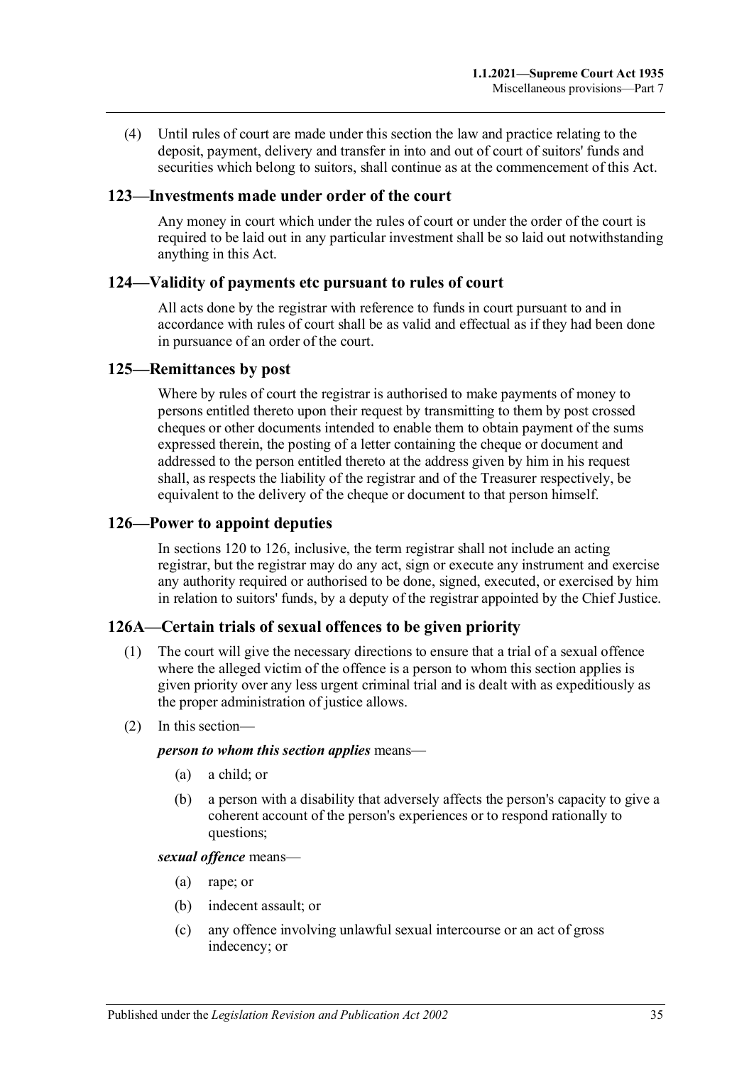(4) Until rules of court are made under this section the law and practice relating to the deposit, payment, delivery and transfer in into and out of court of suitors' funds and securities which belong to suitors, shall continue as at the commencement of this Act.

## 123—Investments made under order of the court

Any money in court which under the rules of court or under the order of the court is required to be laid out in any particular investment shall be so laid out notwithstanding anything in this Act.

## 124—Validity of payments etc pursuant to rules of court

All acts done by the registrar with reference to funds in court pursuant to and in accordance with rules of court shall be as valid and effectual as if they had been done in pursuance of an order of the court.

## 125—Remittances by post

Where by rules of court the registrar is authorised to make payments of money to persons entitled thereto upon their request by transmitting to them by post crossed cheques or other documents intended to enable them to obtain payment of the sums expressed therein, the posting of a letter containing the cheque or document and addressed to the person entitled thereto at the address given by him in his request shall, as respects the liability of the registrar and of the Treasurer respectively, be equivalent to the delivery of the cheque or document to that person himself.

## 126—Power to appoint deputies

In sections 120 to 126, inclusive, the term registrar shall not include an acting registrar, but the registrar may do any act, sign or execute any instrument and exercise any authority required or authorised to be done, signed, executed, or exercised by him in relation to suitors' funds, by a deputy of the registrar appointed by the Chief Justice.

## 126A—Certain trials of sexual offences to be given priority

(1) The court will give the necessary directions to ensure that a trial of a sexual offence where the alleged victim of the offence is a person to whom this section applies is given priority over any less urgent criminal trial and is dealt with as expeditiously as the proper administration of justice allows.

(2) In this section—

***person to whom this section applies*** means—

- (a) a child; or
- (b) a person with a disability that adversely affects the person's capacity to give a coherent account of the person's experiences or to respond rationally to questions;

***sexual offence*** means—

- (a) rape; or
- (b) indecent assault; or
- (c) any offence involving unlawful sexual intercourse or an act of gross indecency; or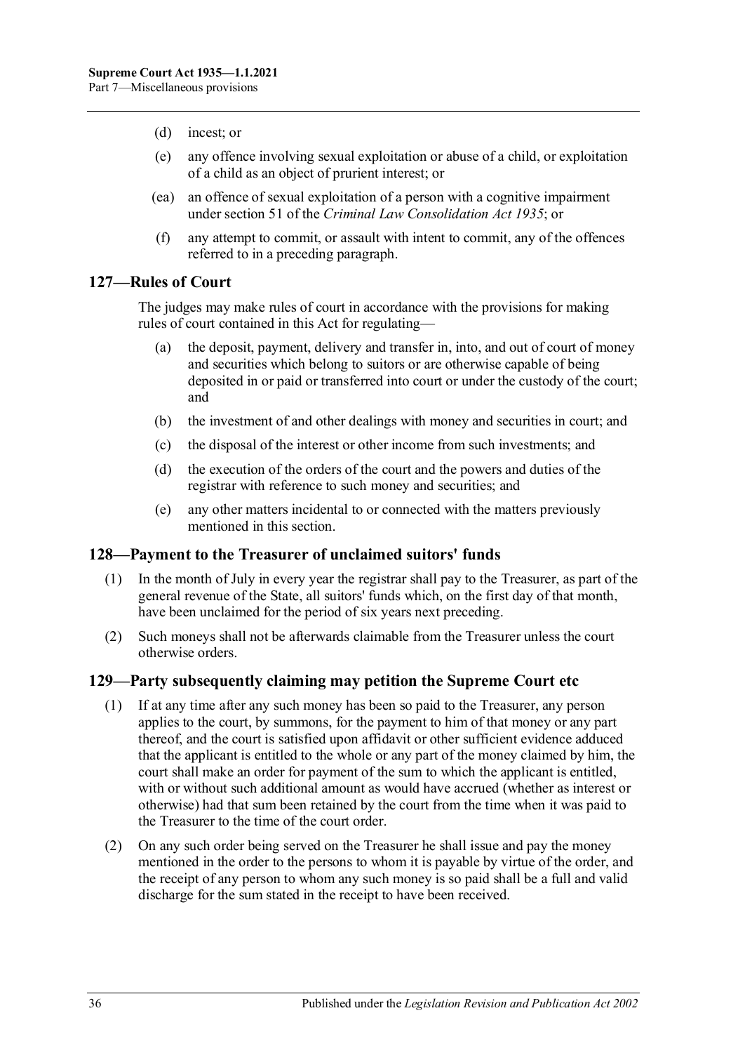(d) incest; or

(e) any offence involving sexual exploitation or abuse of a child, or exploitation of a child as an object of prurient interest; or

(ea) an offence of sexual exploitation of a person with a cognitive impairment under section 51 of the *Criminal Law Consolidation Act 1935*; or

(f) any attempt to commit, or assault with intent to commit, any of the offences referred to in a preceding paragraph.

## 127—Rules of Court

The judges may make rules of court in accordance with the provisions for making rules of court contained in this Act for regulating—

(a) the deposit, payment, delivery and transfer in, into, and out of court of money and securities which belong to suitors or are otherwise capable of being deposited in or paid or transferred into court or under the custody of the court; and

(b) the investment of and other dealings with money and securities in court; and

(c) the disposal of the interest or other income from such investments; and

(d) the execution of the orders of the court and the powers and duties of the registrar with reference to such money and securities; and

(e) any other matters incidental to or connected with the matters previously mentioned in this section.

## 128—Payment to the Treasurer of unclaimed suitors' funds

(1) In the month of July in every year the registrar shall pay to the Treasurer, as part of the general revenue of the State, all suitors' funds which, on the first day of that month, have been unclaimed for the period of six years next preceding.

(2) Such moneys shall not be afterwards claimable from the Treasurer unless the court otherwise orders.

## 129—Party subsequently claiming may petition the Supreme Court etc

(1) If at any time after any such money has been so paid to the Treasurer, any person applies to the court, by summons, for the payment to him of that money or any part thereof, and the court is satisfied upon affidavit or other sufficient evidence adduced that the applicant is entitled to the whole or any part of the money claimed by him, the court shall make an order for payment of the sum to which the applicant is entitled, with or without such additional amount as would have accrued (whether as interest or otherwise) had that sum been retained by the court from the time when it was paid to the Treasurer to the time of the court order.

(2) On any such order being served on the Treasurer he shall issue and pay the money mentioned in the order to the persons to whom it is payable by virtue of the order, and the receipt of any person to whom any such money is so paid shall be a full and valid discharge for the sum stated in the receipt to have been received.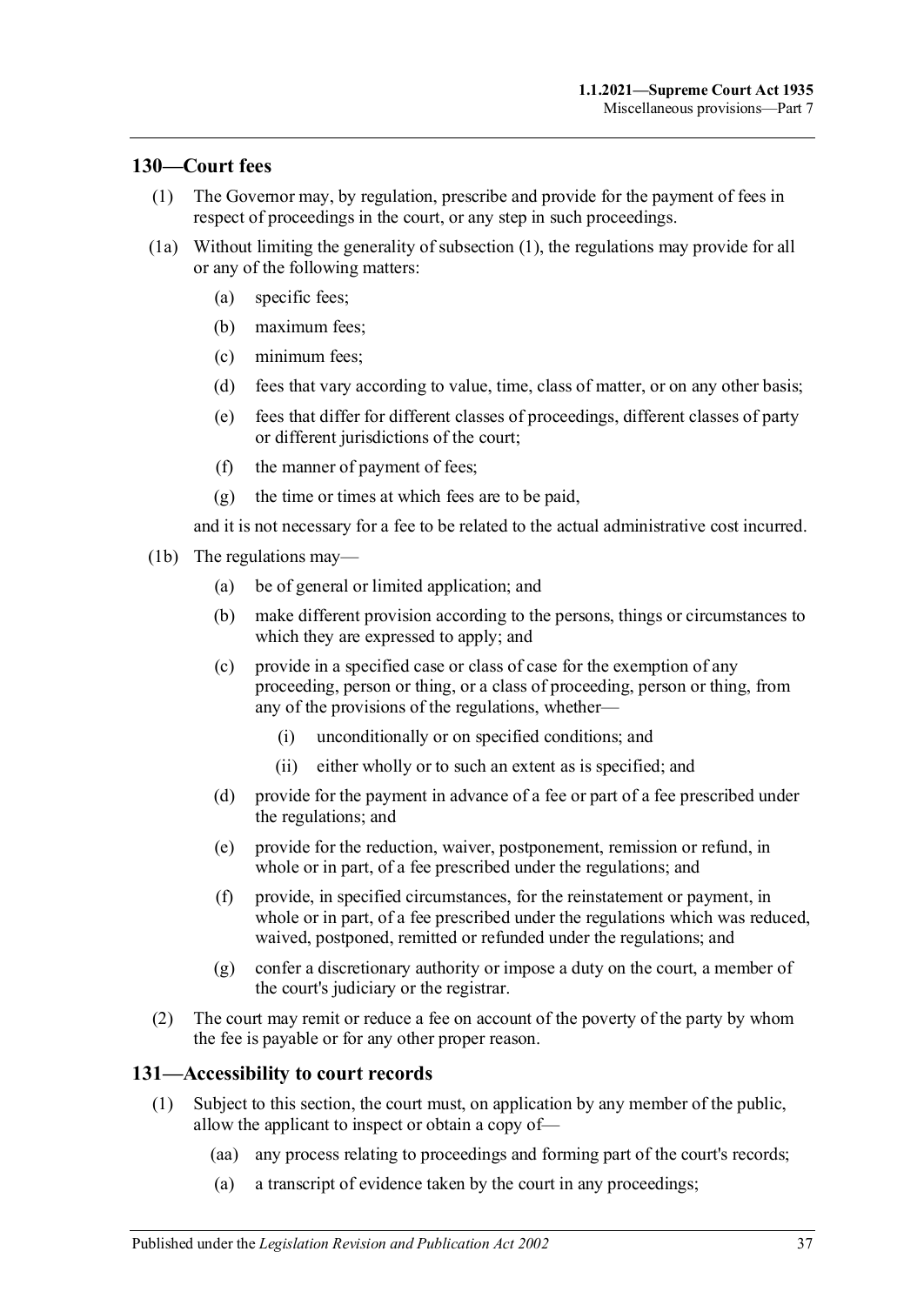## 130—Court fees

(1) The Governor may, by regulation, prescribe and provide for the payment of fees in respect of proceedings in the court, or any step in such proceedings.

(1a) Without limiting the generality of subsection (1), the regulations may provide for all or any of the following matters:

- (a) specific fees;
- (b) maximum fees;
- (c) minimum fees;
- (d) fees that vary according to value, time, class of matter, or on any other basis;
- (e) fees that differ for different classes of proceedings, different classes of party or different jurisdictions of the court;
- (f) the manner of payment of fees;
- (g) the time or times at which fees are to be paid,

and it is not necessary for a fee to be related to the actual administrative cost incurred.

(1b) The regulations may—

- (a) be of general or limited application; and
- (b) make different provision according to the persons, things or circumstances to which they are expressed to apply; and
- (c) provide in a specified case or class of case for the exemption of any proceeding, person or thing, or a class of proceeding, person or thing, from any of the provisions of the regulations, whether—
  - (i) unconditionally or on specified conditions; and
  - (ii) either wholly or to such an extent as is specified; and
- (d) provide for the payment in advance of a fee or part of a fee prescribed under the regulations; and
- (e) provide for the reduction, waiver, postponement, remission or refund, in whole or in part, of a fee prescribed under the regulations; and
- (f) provide, in specified circumstances, for the reinstatement or payment, in whole or in part, of a fee prescribed under the regulations which was reduced, waived, postponed, remitted or refunded under the regulations; and
- (g) confer a discretionary authority or impose a duty on the court, a member of the court's judiciary or the registrar.

(2) The court may remit or reduce a fee on account of the poverty of the party by whom the fee is payable or for any other proper reason.

## 131—Accessibility to court records

(1) Subject to this section, the court must, on application by any member of the public, allow the applicant to inspect or obtain a copy of—

- (aa) any process relating to proceedings and forming part of the court's records;
- (a) a transcript of evidence taken by the court in any proceedings;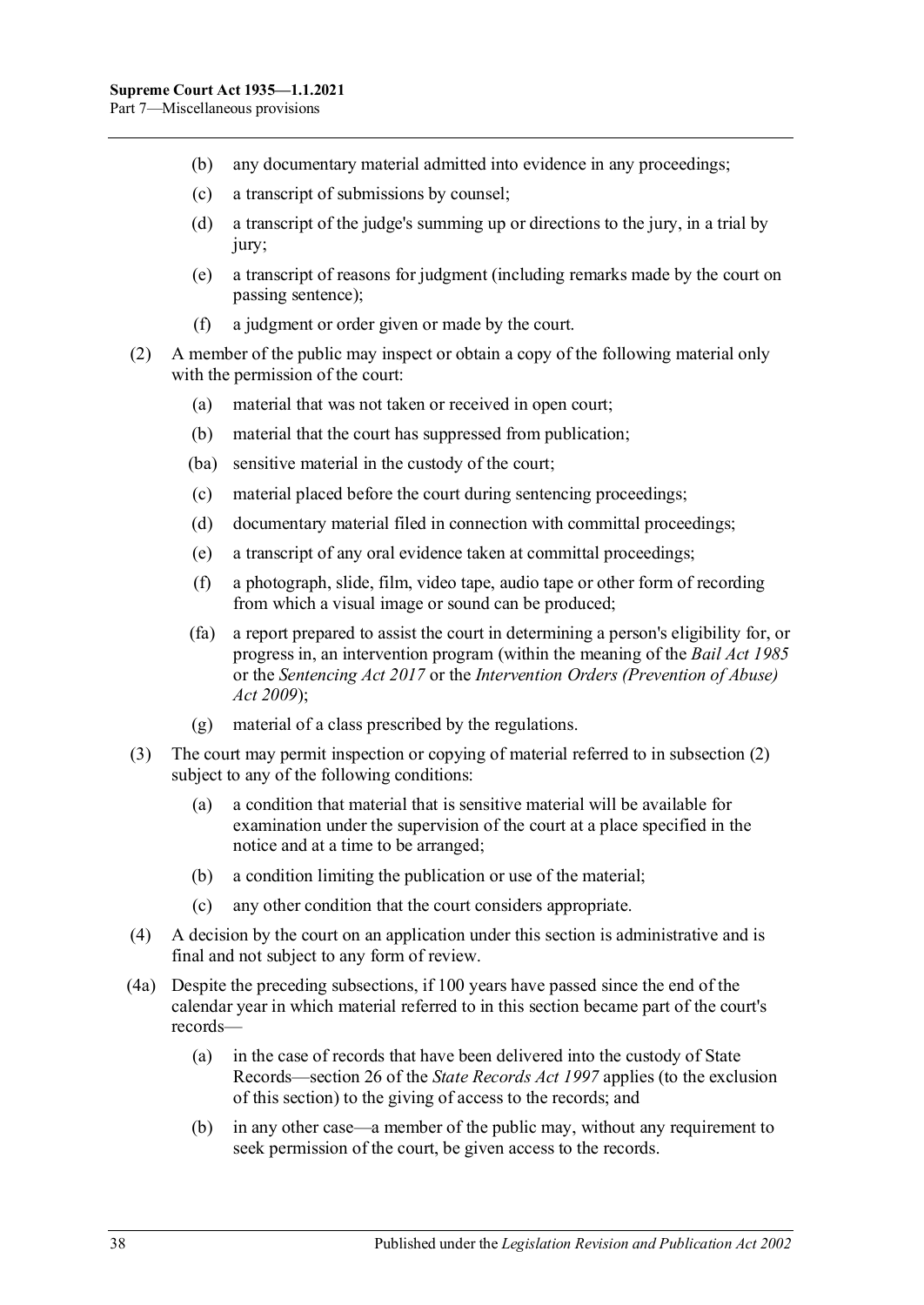(b) any documentary material admitted into evidence in any proceedings;

(c) a transcript of submissions by counsel;

(d) a transcript of the judge's summing up or directions to the jury, in a trial by jury;

(e) a transcript of reasons for judgment (including remarks made by the court on passing sentence);

(f) a judgment or order given or made by the court.

(2) A member of the public may inspect or obtain a copy of the following material only with the permission of the court:

(a) material that was not taken or received in open court;

(b) material that the court has suppressed from publication;

(ba) sensitive material in the custody of the court;

(c) material placed before the court during sentencing proceedings;

(d) documentary material filed in connection with committal proceedings;

(e) a transcript of any oral evidence taken at committal proceedings;

(f) a photograph, slide, film, video tape, audio tape or other form of recording from which a visual image or sound can be produced;

(fa) a report prepared to assist the court in determining a person's eligibility for, or progress in, an intervention program (within the meaning of the *Bail Act 1985* or the *Sentencing Act 2017* or the *Intervention Orders (Prevention of Abuse) Act 2009*);

(g) material of a class prescribed by the regulations.

(3) The court may permit inspection or copying of material referred to in subsection (2) subject to any of the following conditions:

(a) a condition that material that is sensitive material will be available for examination under the supervision of the court at a place specified in the notice and at a time to be arranged;

(b) a condition limiting the publication or use of the material;

(c) any other condition that the court considers appropriate.

(4) A decision by the court on an application under this section is administrative and is final and not subject to any form of review.

(4a) Despite the preceding subsections, if 100 years have passed since the end of the calendar year in which material referred to in this section became part of the court's records—

(a) in the case of records that have been delivered into the custody of State Records—section 26 of the *State Records Act 1997* applies (to the exclusion of this section) to the giving of access to the records; and

(b) in any other case—a member of the public may, without any requirement to seek permission of the court, be given access to the records.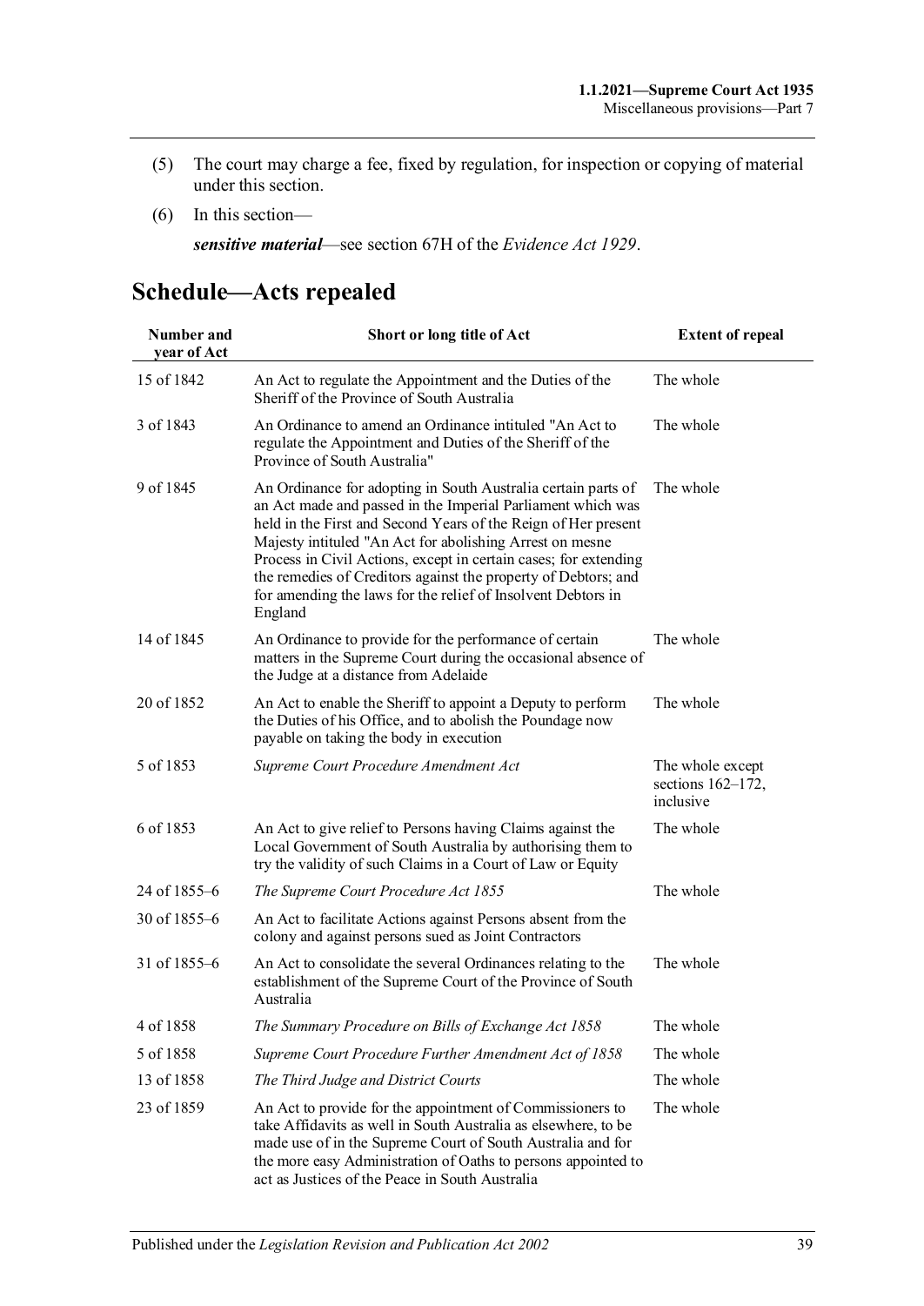(5) The court may charge a fee, fixed by regulation, for inspection or copying of material under this section.

(6) In this section—

*sensitive material*—see section 67H of the *Evidence Act 1929*.

# Schedule—Acts repealed

| Number and year of Act | Short or long title of Act | Extent of repeal |
|---|---|---|
| 15 of 1842 | An Act to regulate the Appointment and the Duties of the Sheriff of the Province of South Australia | The whole |
| 3 of 1843 | An Ordinance to amend an Ordinance intituled "An Act to regulate the Appointment and Duties of the Sheriff of the Province of South Australia" | The whole |
| 9 of 1845 | An Ordinance for adopting in South Australia certain parts of an Act made and passed in the Imperial Parliament which was held in the First and Second Years of the Reign of Her present Majesty intituled "An Act for abolishing Arrest on mesne Process in Civil Actions, except in certain cases; for extending the remedies of Creditors against the property of Debtors; and for amending the laws for the relief of Insolvent Debtors in England | The whole |
| 14 of 1845 | An Ordinance to provide for the performance of certain matters in the Supreme Court during the occasional absence of the Judge at a distance from Adelaide | The whole |
| 20 of 1852 | An Act to enable the Sheriff to appoint a Deputy to perform the Duties of his Office, and to abolish the Poundage now payable on taking the body in execution | The whole |
| 5 of 1853 | *Supreme Court Procedure Amendment Act* | The whole except sections 162–172, inclusive |
| 6 of 1853 | An Act to give relief to Persons having Claims against the Local Government of South Australia by authorising them to try the validity of such Claims in a Court of Law or Equity | The whole |
| 24 of 1855–6 | *The Supreme Court Procedure Act 1855* | The whole |
| 30 of 1855–6 | An Act to facilitate Actions against Persons absent from the colony and against persons sued as Joint Contractors | |
| 31 of 1855–6 | An Act to consolidate the several Ordinances relating to the establishment of the Supreme Court of the Province of South Australia | The whole |
| 4 of 1858 | *The Summary Procedure on Bills of Exchange Act 1858* | The whole |
| 5 of 1858 | *Supreme Court Procedure Further Amendment Act of 1858* | The whole |
| 13 of 1858 | *The Third Judge and District Courts* | The whole |
| 23 of 1859 | An Act to provide for the appointment of Commissioners to take Affidavits as well in South Australia as elsewhere, to be made use of in the Supreme Court of South Australia and for the more easy Administration of Oaths to persons appointed to act as Justices of the Peace in South Australia | The whole |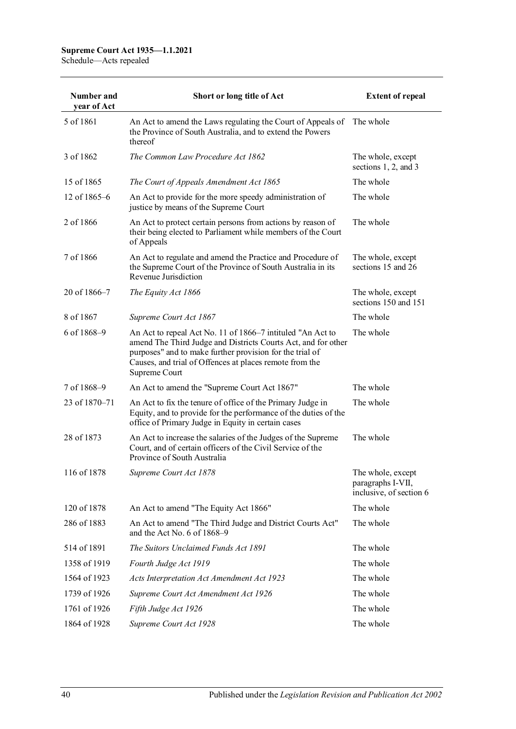| Number and year of Act | Short or long title of Act | Extent of repeal |
|---|---|---|
| 5 of 1861 | An Act to amend the Laws regulating the Court of Appeals of the Province of South Australia, and to extend the Powers thereof | The whole |
| 3 of 1862 | *The Common Law Procedure Act 1862* | The whole, except sections 1, 2, and 3 |
| 15 of 1865 | *The Court of Appeals Amendment Act 1865* | The whole |
| 12 of 1865–6 | An Act to provide for the more speedy administration of justice by means of the Supreme Court | The whole |
| 2 of 1866 | An Act to protect certain persons from actions by reason of their being elected to Parliament while members of the Court of Appeals | The whole |
| 7 of 1866 | An Act to regulate and amend the Practice and Procedure of the Supreme Court of the Province of South Australia in its Revenue Jurisdiction | The whole, except sections 15 and 26 |
| 20 of 1866–7 | *The Equity Act 1866* | The whole, except sections 150 and 151 |
| 8 of 1867 | *Supreme Court Act 1867* | The whole |
| 6 of 1868–9 | An Act to repeal Act No. 11 of 1866–7 intituled "An Act to amend The Third Judge and Districts Courts Act, and for other purposes" and to make further provision for the trial of Causes, and trial of Offences at places remote from the Supreme Court | The whole |
| 7 of 1868–9 | An Act to amend the "Supreme Court Act 1867" | The whole |
| 23 of 1870–71 | An Act to fix the tenure of office of the Primary Judge in Equity, and to provide for the performance of the duties of the office of Primary Judge in Equity in certain cases | The whole |
| 28 of 1873 | An Act to increase the salaries of the Judges of the Supreme Court, and of certain officers of the Civil Service of the Province of South Australia | The whole |
| 116 of 1878 | *Supreme Court Act 1878* | The whole, except paragraphs I-VII, inclusive, of section 6 |
| 120 of 1878 | An Act to amend "The Equity Act 1866" | The whole |
| 286 of 1883 | An Act to amend "The Third Judge and District Courts Act" and the Act No. 6 of 1868–9 | The whole |
| 514 of 1891 | *The Suitors Unclaimed Funds Act 1891* | The whole |
| 1358 of 1919 | *Fourth Judge Act 1919* | The whole |
| 1564 of 1923 | *Acts Interpretation Act Amendment Act 1923* | The whole |
| 1739 of 1926 | *Supreme Court Act Amendment Act 1926* | The whole |
| 1761 of 1926 | *Fifth Judge Act 1926* | The whole |
| 1864 of 1928 | *Supreme Court Act 1928* | The whole |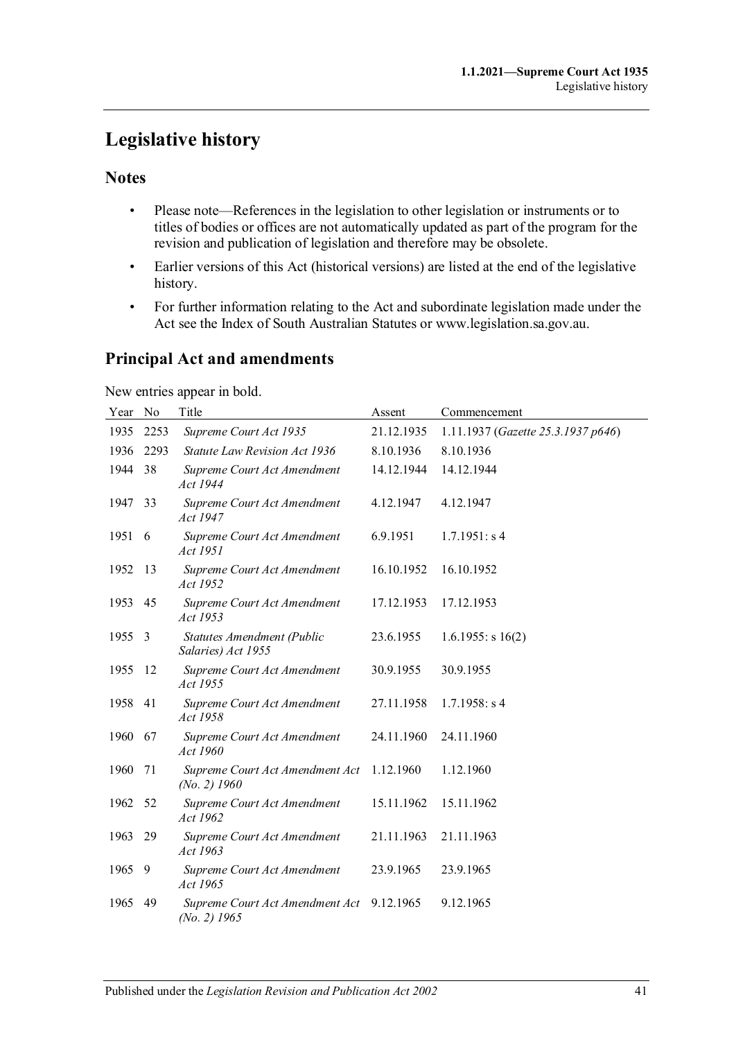# Legislative history

## Notes

- Please note—References in the legislation to other legislation or instruments or to titles of bodies or offices are not automatically updated as part of the program for the revision and publication of legislation and therefore may be obsolete.
- Earlier versions of this Act (historical versions) are listed at the end of the legislative history.
- For further information relating to the Act and subordinate legislation made under the Act see the Index of South Australian Statutes or www.legislation.sa.gov.au.

## Principal Act and amendments

New entries appear in bold.

| Year | No | Title | Assent | Commencement |
|---|---|---|---|---|
| 1935 | 2253 | *Supreme Court Act 1935* | 21.12.1935 | 1.11.1937 (*Gazette 25.3.1937 p646*) |
| 1936 | 2293 | *Statute Law Revision Act 1936* | 8.10.1936 | 8.10.1936 |
| 1944 | 38 | *Supreme Court Act Amendment Act 1944* | 14.12.1944 | 14.12.1944 |
| 1947 | 33 | *Supreme Court Act Amendment Act 1947* | 4.12.1947 | 4.12.1947 |
| 1951 | 6 | *Supreme Court Act Amendment Act 1951* | 6.9.1951 | 1.7.1951: s 4 |
| 1952 | 13 | *Supreme Court Act Amendment Act 1952* | 16.10.1952 | 16.10.1952 |
| 1953 | 45 | *Supreme Court Act Amendment Act 1953* | 17.12.1953 | 17.12.1953 |
| 1955 | 3 | *Statutes Amendment (Public Salaries) Act 1955* | 23.6.1955 | 1.6.1955: s 16(2) |
| 1955 | 12 | *Supreme Court Act Amendment Act 1955* | 30.9.1955 | 30.9.1955 |
| 1958 | 41 | *Supreme Court Act Amendment Act 1958* | 27.11.1958 | 1.7.1958: s 4 |
| 1960 | 67 | *Supreme Court Act Amendment Act 1960* | 24.11.1960 | 24.11.1960 |
| 1960 | 71 | *Supreme Court Act Amendment Act (No. 2) 1960* | 1.12.1960 | 1.12.1960 |
| 1962 | 52 | *Supreme Court Act Amendment Act 1962* | 15.11.1962 | 15.11.1962 |
| 1963 | 29 | *Supreme Court Act Amendment Act 1963* | 21.11.1963 | 21.11.1963 |
| 1965 | 9 | *Supreme Court Act Amendment Act 1965* | 23.9.1965 | 23.9.1965 |
| 1965 | 49 | *Supreme Court Act Amendment Act (No. 2) 1965* | 9.12.1965 | 9.12.1965 |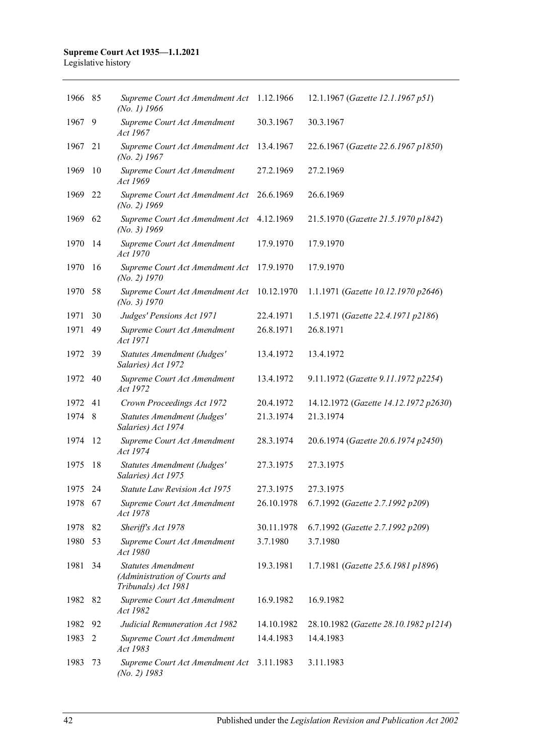| | | | | |
|---|---|---|---|---|
| 1966 | 85 | *Supreme Court Act Amendment Act (No. 1) 1966* | 1.12.1966 | 12.1.1967 (*Gazette 12.1.1967 p51*) |
| 1967 | 9 | *Supreme Court Act Amendment Act 1967* | 30.3.1967 | 30.3.1967 |
| 1967 | 21 | *Supreme Court Act Amendment Act (No. 2) 1967* | 13.4.1967 | 22.6.1967 (*Gazette 22.6.1967 p1850*) |
| 1969 | 10 | *Supreme Court Act Amendment Act 1969* | 27.2.1969 | 27.2.1969 |
| 1969 | 22 | *Supreme Court Act Amendment Act (No. 2) 1969* | 26.6.1969 | 26.6.1969 |
| 1969 | 62 | *Supreme Court Act Amendment Act (No. 3) 1969* | 4.12.1969 | 21.5.1970 (*Gazette 21.5.1970 p1842*) |
| 1970 | 14 | *Supreme Court Act Amendment Act 1970* | 17.9.1970 | 17.9.1970 |
| 1970 | 16 | *Supreme Court Act Amendment Act (No. 2) 1970* | 17.9.1970 | 17.9.1970 |
| 1970 | 58 | *Supreme Court Act Amendment Act (No. 3) 1970* | 10.12.1970 | 1.1.1971 (*Gazette 10.12.1970 p2646*) |
| 1971 | 30 | *Judges' Pensions Act 1971* | 22.4.1971 | 1.5.1971 (*Gazette 22.4.1971 p2186*) |
| 1971 | 49 | *Supreme Court Act Amendment Act 1971* | 26.8.1971 | 26.8.1971 |
| 1972 | 39 | *Statutes Amendment (Judges' Salaries) Act 1972* | 13.4.1972 | 13.4.1972 |
| 1972 | 40 | *Supreme Court Act Amendment Act 1972* | 13.4.1972 | 9.11.1972 (*Gazette 9.11.1972 p2254*) |
| 1972 | 41 | *Crown Proceedings Act 1972* | 20.4.1972 | 14.12.1972 (*Gazette 14.12.1972 p2630*) |
| 1974 | 8 | *Statutes Amendment (Judges' Salaries) Act 1974* | 21.3.1974 | 21.3.1974 |
| 1974 | 12 | *Supreme Court Act Amendment Act 1974* | 28.3.1974 | 20.6.1974 (*Gazette 20.6.1974 p2450*) |
| 1975 | 18 | *Statutes Amendment (Judges' Salaries) Act 1975* | 27.3.1975 | 27.3.1975 |
| 1975 | 24 | *Statute Law Revision Act 1975* | 27.3.1975 | 27.3.1975 |
| 1978 | 67 | *Supreme Court Act Amendment Act 1978* | 26.10.1978 | 6.7.1992 (*Gazette 2.7.1992 p209*) |
| 1978 | 82 | *Sheriff's Act 1978* | 30.11.1978 | 6.7.1992 (*Gazette 2.7.1992 p209*) |
| 1980 | 53 | *Supreme Court Act Amendment Act 1980* | 3.7.1980 | 3.7.1980 |
| 1981 | 34 | *Statutes Amendment (Administration of Courts and Tribunals) Act 1981* | 19.3.1981 | 1.7.1981 (*Gazette 25.6.1981 p1896*) |
| 1982 | 82 | *Supreme Court Act Amendment Act 1982* | 16.9.1982 | 16.9.1982 |
| 1982 | 92 | *Judicial Remuneration Act 1982* | 14.10.1982 | 28.10.1982 (*Gazette 28.10.1982 p1214*) |
| 1983 | 2 | *Supreme Court Act Amendment Act 1983* | 14.4.1983 | 14.4.1983 |
| 1983 | 73 | *Supreme Court Act Amendment Act (No. 2) 1983* | 3.11.1983 | 3.11.1983 |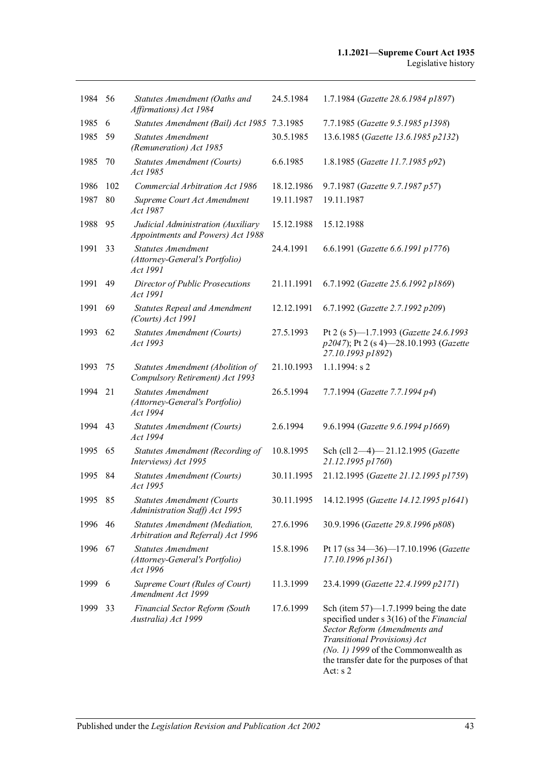| | | | | |
|---|---|---|---|---|
| 1984 | 56 | *Statutes Amendment (Oaths and Affirmations) Act 1984* | 24.5.1984 | 1.7.1984 (*Gazette 28.6.1984 p1897*) |
| 1985 | 6 | *Statutes Amendment (Bail) Act 1985* | 7.3.1985 | 7.7.1985 (*Gazette 9.5.1985 p1398*) |
| 1985 | 59 | *Statutes Amendment (Remuneration) Act 1985* | 30.5.1985 | 13.6.1985 (*Gazette 13.6.1985 p2132*) |
| 1985 | 70 | *Statutes Amendment (Courts) Act 1985* | 6.6.1985 | 1.8.1985 (*Gazette 11.7.1985 p92*) |
| 1986 | 102 | *Commercial Arbitration Act 1986* | 18.12.1986 | 9.7.1987 (*Gazette 9.7.1987 p57*) |
| 1987 | 80 | *Supreme Court Act Amendment Act 1987* | 19.11.1987 | 19.11.1987 |
| 1988 | 95 | *Judicial Administration (Auxiliary Appointments and Powers) Act 1988* | 15.12.1988 | 15.12.1988 |
| 1991 | 33 | *Statutes Amendment (Attorney-General's Portfolio) Act 1991* | 24.4.1991 | 6.6.1991 (*Gazette 6.6.1991 p1776*) |
| 1991 | 49 | *Director of Public Prosecutions Act 1991* | 21.11.1991 | 6.7.1992 (*Gazette 25.6.1992 p1869*) |
| 1991 | 69 | *Statutes Repeal and Amendment (Courts) Act 1991* | 12.12.1991 | 6.7.1992 (*Gazette 2.7.1992 p209*) |
| 1993 | 62 | *Statutes Amendment (Courts) Act 1993* | 27.5.1993 | Pt 2 (s 5)—1.7.1993 (*Gazette 24.6.1993 p2047*); Pt 2 (s 4)—28.10.1993 (*Gazette 27.10.1993 p1892*) |
| 1993 | 75 | *Statutes Amendment (Abolition of Compulsory Retirement) Act 1993* | 21.10.1993 | 1.1.1994: s 2 |
| 1994 | 21 | *Statutes Amendment (Attorney-General's Portfolio) Act 1994* | 26.5.1994 | 7.7.1994 (*Gazette 7.7.1994 p4*) |
| 1994 | 43 | *Statutes Amendment (Courts) Act 1994* | 2.6.1994 | 9.6.1994 (*Gazette 9.6.1994 p1669*) |
| 1995 | 65 | *Statutes Amendment (Recording of Interviews) Act 1995* | 10.8.1995 | Sch (cll 2—4)— 21.12.1995 (*Gazette 21.12.1995 p1760*) |
| 1995 | 84 | *Statutes Amendment (Courts) Act 1995* | 30.11.1995 | 21.12.1995 (*Gazette 21.12.1995 p1759*) |
| 1995 | 85 | *Statutes Amendment (Courts Administration Staff) Act 1995* | 30.11.1995 | 14.12.1995 (*Gazette 14.12.1995 p1641*) |
| 1996 | 46 | *Statutes Amendment (Mediation, Arbitration and Referral) Act 1996* | 27.6.1996 | 30.9.1996 (*Gazette 29.8.1996 p808*) |
| 1996 | 67 | *Statutes Amendment (Attorney-General's Portfolio) Act 1996* | 15.8.1996 | Pt 17 (ss 34—36)—17.10.1996 (*Gazette 17.10.1996 p1361*) |
| 1999 | 6 | *Supreme Court (Rules of Court) Amendment Act 1999* | 11.3.1999 | 23.4.1999 (*Gazette 22.4.1999 p2171*) |
| 1999 | 33 | *Financial Sector Reform (South Australia) Act 1999* | 17.6.1999 | Sch (item 57)—1.7.1999 being the date specified under s 3(16) of the *Financial Sector Reform (Amendments and Transitional Provisions) Act (No. 1) 1999* of the Commonwealth as the transfer date for the purposes of that Act: s 2 |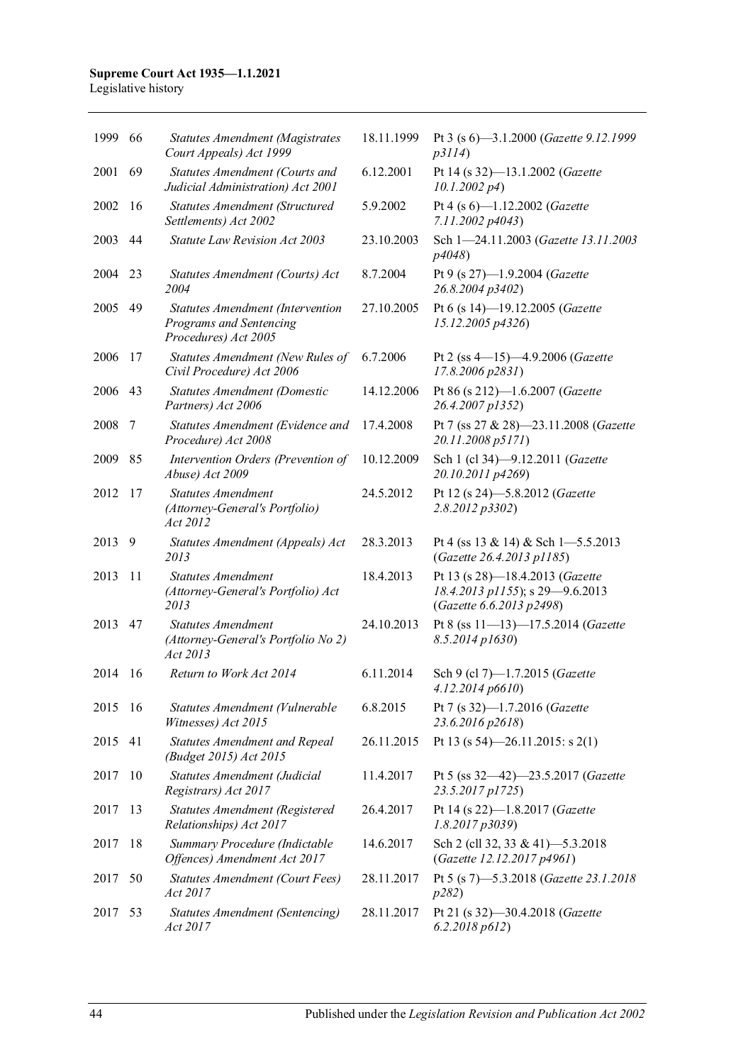| | | | | |
|---|---|---|---|---|
| 1999 | 66 | *Statutes Amendment (Magistrates Court Appeals) Act 1999* | 18.11.1999 | Pt 3 (s 6)—3.1.2000 (*Gazette 9.12.1999 p3114*) |
| 2001 | 69 | *Statutes Amendment (Courts and Judicial Administration) Act 2001* | 6.12.2001 | Pt 14 (s 32)—13.1.2002 (*Gazette 10.1.2002 p4*) |
| 2002 | 16 | *Statutes Amendment (Structured Settlements) Act 2002* | 5.9.2002 | Pt 4 (s 6)—1.12.2002 (*Gazette 7.11.2002 p4043*) |
| 2003 | 44 | *Statute Law Revision Act 2003* | 23.10.2003 | Sch 1—24.11.2003 (*Gazette 13.11.2003 p4048*) |
| 2004 | 23 | *Statutes Amendment (Courts) Act 2004* | 8.7.2004 | Pt 9 (s 27)—1.9.2004 (*Gazette 26.8.2004 p3402*) |
| 2005 | 49 | *Statutes Amendment (Intervention Programs and Sentencing Procedures) Act 2005* | 27.10.2005 | Pt 6 (s 14)—19.12.2005 (*Gazette 15.12.2005 p4326*) |
| 2006 | 17 | *Statutes Amendment (New Rules of Civil Procedure) Act 2006* | 6.7.2006 | Pt 2 (ss 4—15)—4.9.2006 (*Gazette 17.8.2006 p2831*) |
| 2006 | 43 | *Statutes Amendment (Domestic Partners) Act 2006* | 14.12.2006 | Pt 86 (s 212)—1.6.2007 (*Gazette 26.4.2007 p1352*) |
| 2008 | 7 | *Statutes Amendment (Evidence and Procedure) Act 2008* | 17.4.2008 | Pt 7 (ss 27 & 28)—23.11.2008 (*Gazette 20.11.2008 p5171*) |
| 2009 | 85 | *Intervention Orders (Prevention of Abuse) Act 2009* | 10.12.2009 | Sch 1 (cl 34)—9.12.2011 (*Gazette 20.10.2011 p4269*) |
| 2012 | 17 | *Statutes Amendment (Attorney-General's Portfolio) Act 2012* | 24.5.2012 | Pt 12 (s 24)—5.8.2012 (*Gazette 2.8.2012 p3302*) |
| 2013 | 9 | *Statutes Amendment (Appeals) Act 2013* | 28.3.2013 | Pt 4 (ss 13 & 14) & Sch 1—5.5.2013 (*Gazette 26.4.2013 p1185*) |
| 2013 | 11 | *Statutes Amendment (Attorney-General's Portfolio) Act 2013* | 18.4.2013 | Pt 13 (s 28)—18.4.2013 (*Gazette 18.4.2013 p1155*); s 29—9.6.2013 (*Gazette 6.6.2013 p2498*) |
| 2013 | 47 | *Statutes Amendment (Attorney-General's Portfolio No 2) Act 2013* | 24.10.2013 | Pt 8 (ss 11—13)—17.5.2014 (*Gazette 8.5.2014 p1630*) |
| 2014 | 16 | *Return to Work Act 2014* | 6.11.2014 | Sch 9 (cl 7)—1.7.2015 (*Gazette 4.12.2014 p6610*) |
| 2015 | 16 | *Statutes Amendment (Vulnerable Witnesses) Act 2015* | 6.8.2015 | Pt 7 (s 32)—1.7.2016 (*Gazette 23.6.2016 p2618*) |
| 2015 | 41 | *Statutes Amendment and Repeal (Budget 2015) Act 2015* | 26.11.2015 | Pt 13 (s 54)—26.11.2015: s 2(1) |
| 2017 | 10 | *Statutes Amendment (Judicial Registrars) Act 2017* | 11.4.2017 | Pt 5 (ss 32—42)—23.5.2017 (*Gazette 23.5.2017 p1725*) |
| 2017 | 13 | *Statutes Amendment (Registered Relationships) Act 2017* | 26.4.2017 | Pt 14 (s 22)—1.8.2017 (*Gazette 1.8.2017 p3039*) |
| 2017 | 18 | *Summary Procedure (Indictable Offences) Amendment Act 2017* | 14.6.2017 | Sch 2 (cll 32, 33 & 41)—5.3.2018 (*Gazette 12.12.2017 p4961*) |
| 2017 | 50 | *Statutes Amendment (Court Fees) Act 2017* | 28.11.2017 | Pt 5 (s 7)—5.3.2018 (*Gazette 23.1.2018 p282*) |
| 2017 | 53 | *Statutes Amendment (Sentencing) Act 2017* | 28.11.2017 | Pt 21 (s 32)—30.4.2018 (*Gazette 6.2.2018 p612*) |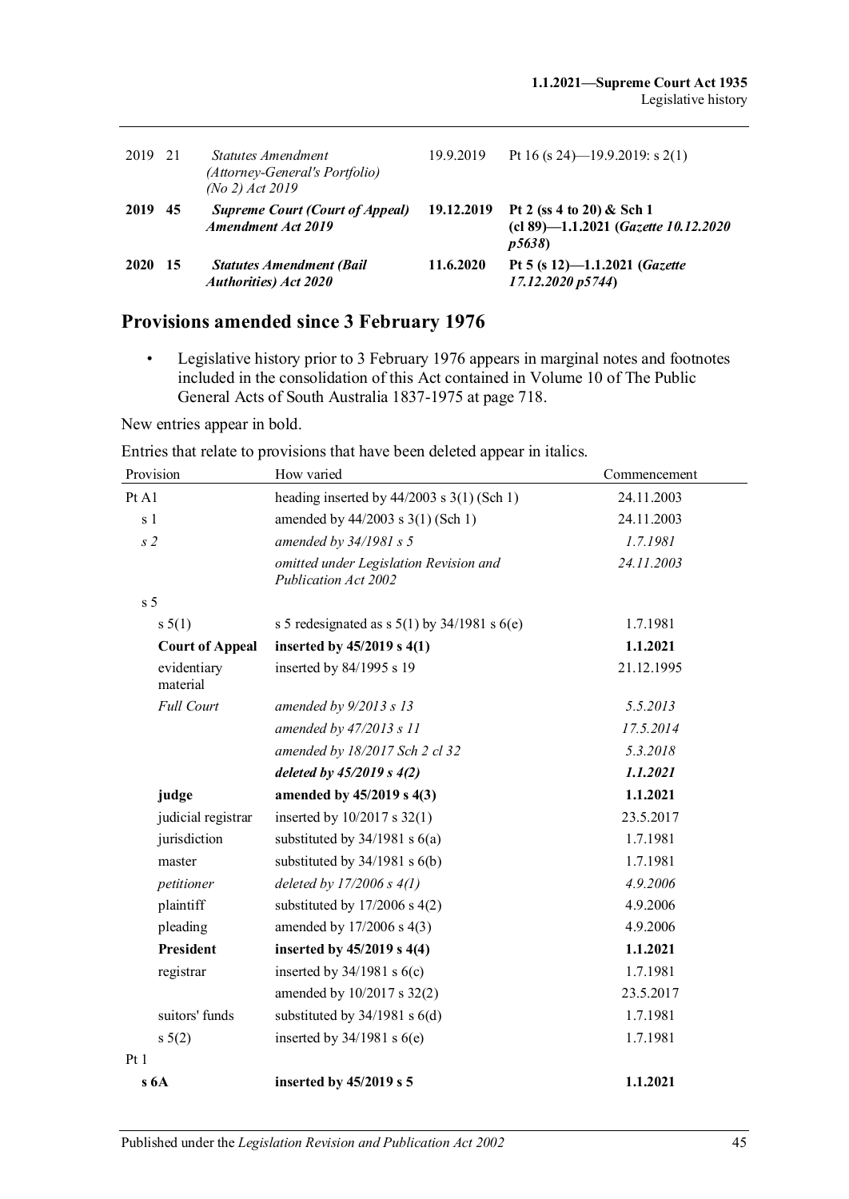| | | | | |
|---|---|---|---|---|
| 2019 | 21 | *Statutes Amendment (Attorney-General's Portfolio) (No 2) Act 2019* | 19.9.2019 | Pt 16 (s 24)—19.9.2019: s 2(1) |
| **2019** | **45** | ***Supreme Court (Court of Appeal) Amendment Act 2019*** | **19.12.2019** | **Pt 2 (ss 4 to 20) & Sch 1 (cl 89)—1.1.2021 (*Gazette 10.12.2020 p5638*)** |
| **2020** | **15** | ***Statutes Amendment (Bail Authorities) Act 2020*** | **11.6.2020** | **Pt 5 (s 12)—1.1.2021 (*Gazette 17.12.2020 p5744*)** |

## Provisions amended since 3 February 1976

- Legislative history prior to 3 February 1976 appears in marginal notes and footnotes included in the consolidation of this Act contained in Volume 10 of The Public General Acts of South Australia 1837-1975 at page 718.

New entries appear in bold.

Entries that relate to provisions that have been deleted appear in italics.

| Provision | How varied | Commencement |
|---|---|---|
| Pt A1 | heading inserted by 44/2003 s 3(1) (Sch 1) | 24.11.2003 |
| s 1 | amended by 44/2003 s 3(1) (Sch 1) | 24.11.2003 |
| *s 2* | *amended by 34/1981 s 5* | *1.7.1981* |
| | *omitted under Legislation Revision and Publication Act 2002* | *24.11.2003* |
| s 5 | | |
| s 5(1) | s 5 redesignated as s 5(1) by 34/1981 s 6(e) | 1.7.1981 |
| **Court of Appeal** | **inserted by 45/2019 s 4(1)** | **1.1.2021** |
| evidentiary material | inserted by 84/1995 s 19 | 21.12.1995 |
| *Full Court* | *amended by 9/2013 s 13* | *5.5.2013* |
| | *amended by 47/2013 s 11* | *17.5.2014* |
| | *amended by 18/2017 Sch 2 cl 32* | *5.3.2018* |
| | ***deleted by 45/2019 s 4(2)*** | ***1.1.2021*** |
| **judge** | **amended by 45/2019 s 4(3)** | **1.1.2021** |
| judicial registrar | inserted by 10/2017 s 32(1) | 23.5.2017 |
| jurisdiction | substituted by 34/1981 s 6(a) | 1.7.1981 |
| master | substituted by 34/1981 s 6(b) | 1.7.1981 |
| *petitioner* | *deleted by 17/2006 s 4(1)* | *4.9.2006* |
| plaintiff | substituted by 17/2006 s 4(2) | 4.9.2006 |
| pleading | amended by 17/2006 s 4(3) | 4.9.2006 |
| **President** | **inserted by 45/2019 s 4(4)** | **1.1.2021** |
| registrar | inserted by 34/1981 s 6(c) | 1.7.1981 |
| | amended by 10/2017 s 32(2) | 23.5.2017 |
| suitors' funds | substituted by 34/1981 s 6(d) | 1.7.1981 |
| s 5(2) | inserted by 34/1981 s 6(e) | 1.7.1981 |
| Pt 1 | | |
| **s 6A** | **inserted by 45/2019 s 5** | **1.1.2021** |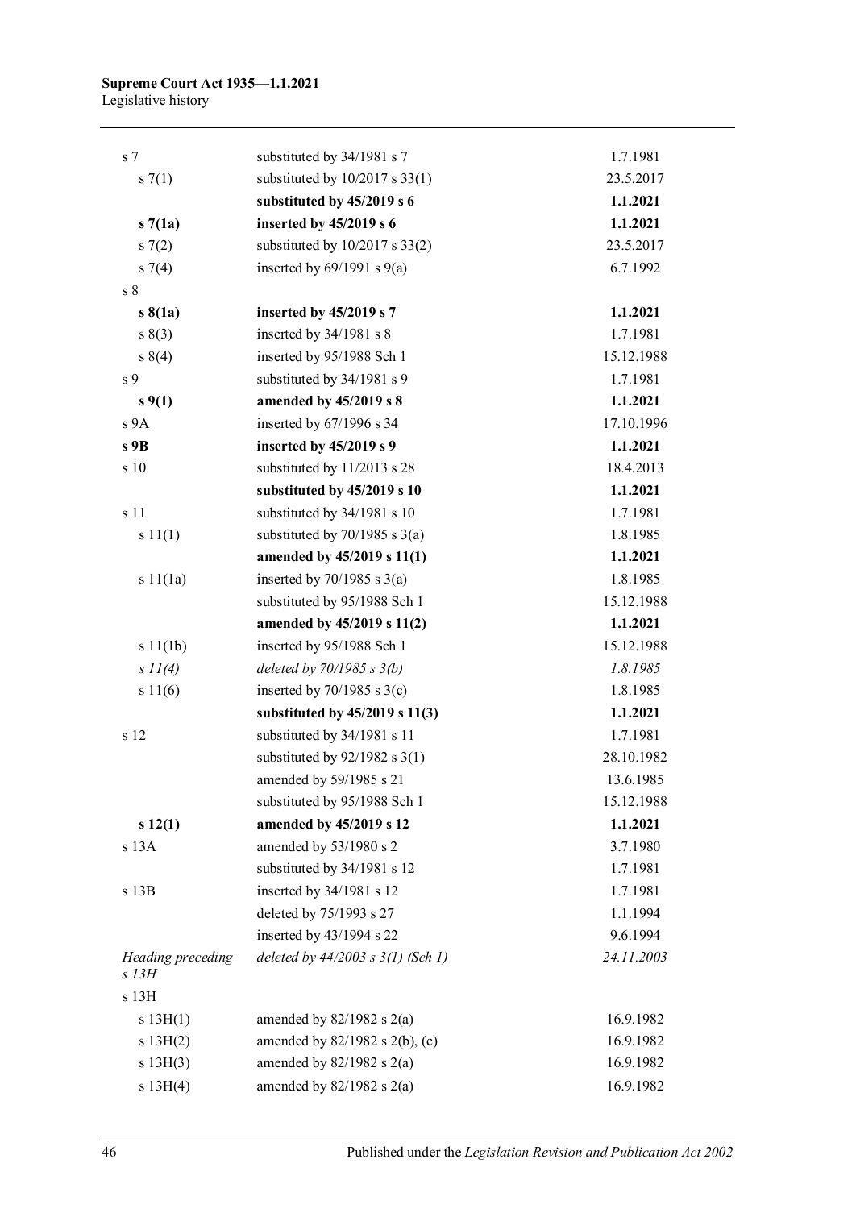| | | |
|---|---|---|
| s 7 | substituted by 34/1981 s 7 | 1.7.1981 |
| s 7(1) | substituted by 10/2017 s 33(1) | 23.5.2017 |
| | **substituted by 45/2019 s 6** | **1.1.2021** |
| **s 7(1a)** | **inserted by 45/2019 s 6** | **1.1.2021** |
| s 7(2) | substituted by 10/2017 s 33(2) | 23.5.2017 |
| s 7(4) | inserted by 69/1991 s 9(a) | 6.7.1992 |
| s 8 | | |
| **s 8(1a)** | **inserted by 45/2019 s 7** | **1.1.2021** |
| s 8(3) | inserted by 34/1981 s 8 | 1.7.1981 |
| s 8(4) | inserted by 95/1988 Sch 1 | 15.12.1988 |
| s 9 | substituted by 34/1981 s 9 | 1.7.1981 |
| **s 9(1)** | **amended by 45/2019 s 8** | **1.1.2021** |
| s 9A | inserted by 67/1996 s 34 | 17.10.1996 |
| **s 9B** | **inserted by 45/2019 s 9** | **1.1.2021** |
| s 10 | substituted by 11/2013 s 28 | 18.4.2013 |
| | **substituted by 45/2019 s 10** | **1.1.2021** |
| s 11 | substituted by 34/1981 s 10 | 1.7.1981 |
| s 11(1) | substituted by 70/1985 s 3(a) | 1.8.1985 |
| | **amended by 45/2019 s 11(1)** | **1.1.2021** |
| s 11(1a) | inserted by 70/1985 s 3(a) | 1.8.1985 |
| | substituted by 95/1988 Sch 1 | 15.12.1988 |
| | **amended by 45/2019 s 11(2)** | **1.1.2021** |
| s 11(1b) | inserted by 95/1988 Sch 1 | 15.12.1988 |
| *s 11(4)* | *deleted by 70/1985 s 3(b)* | *1.8.1985* |
| s 11(6) | inserted by 70/1985 s 3(c) | 1.8.1985 |
| | **substituted by 45/2019 s 11(3)** | **1.1.2021** |
| s 12 | substituted by 34/1981 s 11 | 1.7.1981 |
| | substituted by 92/1982 s 3(1) | 28.10.1982 |
| | amended by 59/1985 s 21 | 13.6.1985 |
| | substituted by 95/1988 Sch 1 | 15.12.1988 |
| **s 12(1)** | **amended by 45/2019 s 12** | **1.1.2021** |
| s 13A | amended by 53/1980 s 2 | 3.7.1980 |
| | substituted by 34/1981 s 12 | 1.7.1981 |
| s 13B | inserted by 34/1981 s 12 | 1.7.1981 |
| | deleted by 75/1993 s 27 | 1.1.1994 |
| | inserted by 43/1994 s 22 | 9.6.1994 |
| *Heading preceding s 13H* | *deleted by 44/2003 s 3(1) (Sch 1)* | *24.11.2003* |
| s 13H | | |
| s 13H(1) | amended by 82/1982 s 2(a) | 16.9.1982 |
| s 13H(2) | amended by 82/1982 s 2(b), (c) | 16.9.1982 |
| s 13H(3) | amended by 82/1982 s 2(a) | 16.9.1982 |
| s 13H(4) | amended by 82/1982 s 2(a) | 16.9.1982 |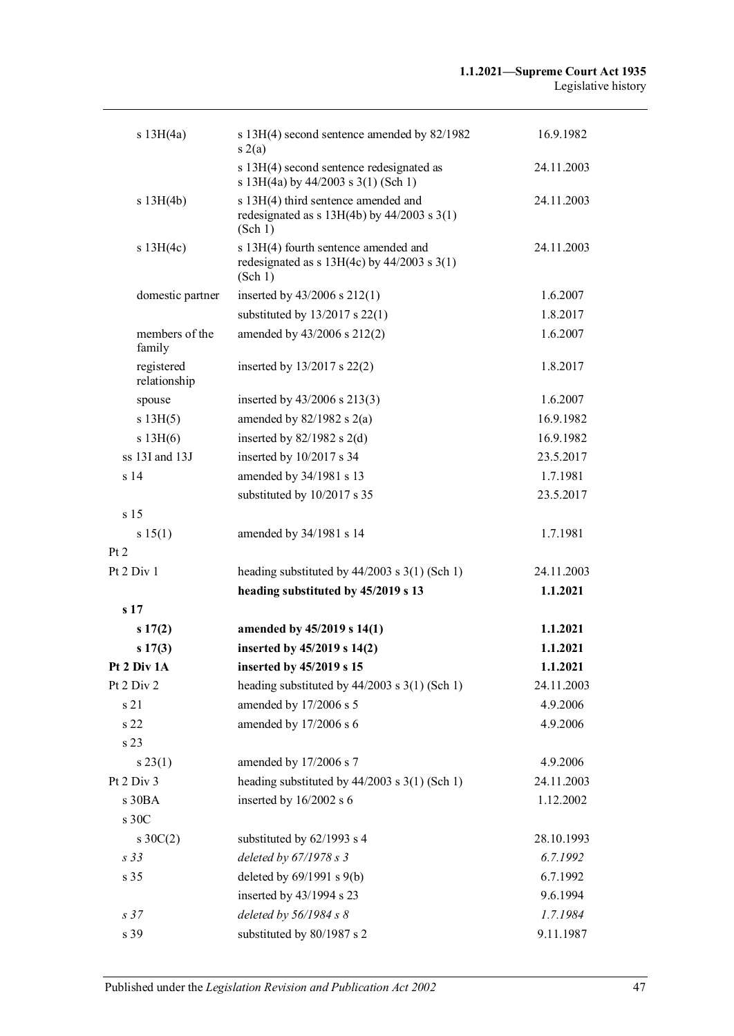| | | |
|---|---|---|
| s 13H(4a) | s 13H(4) second sentence amended by 82/1982 s 2(a) | 16.9.1982 |
| | s 13H(4) second sentence redesignated as s 13H(4a) by 44/2003 s 3(1) (Sch 1) | 24.11.2003 |
| s 13H(4b) | s 13H(4) third sentence amended and redesignated as s 13H(4b) by 44/2003 s 3(1) (Sch 1) | 24.11.2003 |
| s 13H(4c) | s 13H(4) fourth sentence amended and redesignated as s 13H(4c) by 44/2003 s 3(1) (Sch 1) | 24.11.2003 |
| domestic partner | inserted by 43/2006 s 212(1) | 1.6.2007 |
| | substituted by 13/2017 s 22(1) | 1.8.2017 |
| members of the family | amended by 43/2006 s 212(2) | 1.6.2007 |
| registered relationship | inserted by 13/2017 s 22(2) | 1.8.2017 |
| spouse | inserted by 43/2006 s 213(3) | 1.6.2007 |
| s 13H(5) | amended by 82/1982 s 2(a) | 16.9.1982 |
| s 13H(6) | inserted by 82/1982 s 2(d) | 16.9.1982 |
| ss 13I and 13J | inserted by 10/2017 s 34 | 23.5.2017 |
| s 14 | amended by 34/1981 s 13 | 1.7.1981 |
| | substituted by 10/2017 s 35 | 23.5.2017 |
| s 15 | | |
| s 15(1) | amended by 34/1981 s 14 | 1.7.1981 |
| Pt 2 | | |
| Pt 2 Div 1 | heading substituted by 44/2003 s 3(1) (Sch 1) | 24.11.2003 |
| | **heading substituted by 45/2019 s 13** | **1.1.2021** |
| **s 17** | | |
| **s 17(2)** | **amended by 45/2019 s 14(1)** | **1.1.2021** |
| **s 17(3)** | **inserted by 45/2019 s 14(2)** | **1.1.2021** |
| **Pt 2 Div 1A** | **inserted by 45/2019 s 15** | **1.1.2021** |
| Pt 2 Div 2 | heading substituted by 44/2003 s 3(1) (Sch 1) | 24.11.2003 |
| s 21 | amended by 17/2006 s 5 | 4.9.2006 |
| s 22 | amended by 17/2006 s 6 | 4.9.2006 |
| s 23 | | |
| s 23(1) | amended by 17/2006 s 7 | 4.9.2006 |
| Pt 2 Div 3 | heading substituted by 44/2003 s 3(1) (Sch 1) | 24.11.2003 |
| s 30BA | inserted by 16/2002 s 6 | 1.12.2002 |
| s 30C | | |
| s 30C(2) | substituted by 62/1993 s 4 | 28.10.1993 |
| *s 33* | *deleted by 67/1978 s 3* | *6.7.1992* |
| s 35 | deleted by 69/1991 s 9(b) | 6.7.1992 |
| | inserted by 43/1994 s 23 | 9.6.1994 |
| *s 37* | *deleted by 56/1984 s 8* | *1.7.1984* |
| s 39 | substituted by 80/1987 s 2 | 9.11.1987 |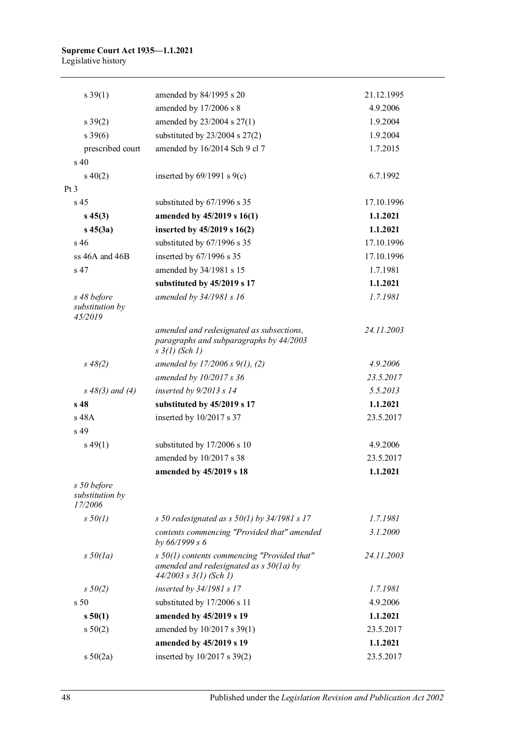| | | |
|---|---|---|
| s 39(1) | amended by 84/1995 s 20 | 21.12.1995 |
| | amended by 17/2006 s 8 | 4.9.2006 |
| s 39(2) | amended by 23/2004 s 27(1) | 1.9.2004 |
| s 39(6) | substituted by 23/2004 s 27(2) | 1.9.2004 |
| prescribed court | amended by 16/2014 Sch 9 cl 7 | 1.7.2015 |
| s 40 | | |
| s 40(2) | inserted by 69/1991 s 9(c) | 6.7.1992 |
| Pt 3 | | |
| s 45 | substituted by 67/1996 s 35 | 17.10.1996 |
| **s 45(3)** | **amended by 45/2019 s 16(1)** | **1.1.2021** |
| **s 45(3a)** | **inserted by 45/2019 s 16(2)** | **1.1.2021** |
| s 46 | substituted by 67/1996 s 35 | 17.10.1996 |
| ss 46A and 46B | inserted by 67/1996 s 35 | 17.10.1996 |
| s 47 | amended by 34/1981 s 15 | 1.7.1981 |
| | **substituted by 45/2019 s 17** | **1.1.2021** |
| *s 48 before substitution by 45/2019* | *amended by 34/1981 s 16* | *1.7.1981* |
| | *amended and redesignated as subsections, paragraphs and subparagraphs by 44/2003 s 3(1) (Sch 1)* | *24.11.2003* |
| *s 48(2)* | *amended by 17/2006 s 9(1), (2)* | *4.9.2006* |
| | *amended by 10/2017 s 36* | *23.5.2017* |
| *s 48(3) and (4)* | *inserted by 9/2013 s 14* | *5.5.2013* |
| **s 48** | **substituted by 45/2019 s 17** | **1.1.2021** |
| s 48A | inserted by 10/2017 s 37 | 23.5.2017 |
| s 49 | | |
| s 49(1) | substituted by 17/2006 s 10 | 4.9.2006 |
| | amended by 10/2017 s 38 | 23.5.2017 |
| | **amended by 45/2019 s 18** | **1.1.2021** |
| *s 50 before substitution by 17/2006* | | |
| *s 50(1)* | *s 50 redesignated as s 50(1) by 34/1981 s 17* | *1.7.1981* |
| | *contents commencing "Provided that" amended by 66/1999 s 6* | *3.1.2000* |
| *s 50(1a)* | *s 50(1) contents commencing "Provided that" amended and redesignated as s 50(1a) by 44/2003 s 3(1) (Sch 1)* | *24.11.2003* |
| *s 50(2)* | *inserted by 34/1981 s 17* | *1.7.1981* |
| s 50 | substituted by 17/2006 s 11 | 4.9.2006 |
| **s 50(1)** | **amended by 45/2019 s 19** | **1.1.2021** |
| s 50(2) | amended by 10/2017 s 39(1) | 23.5.2017 |
| | **amended by 45/2019 s 19** | **1.1.2021** |
| s 50(2a) | inserted by 10/2017 s 39(2) | 23.5.2017 |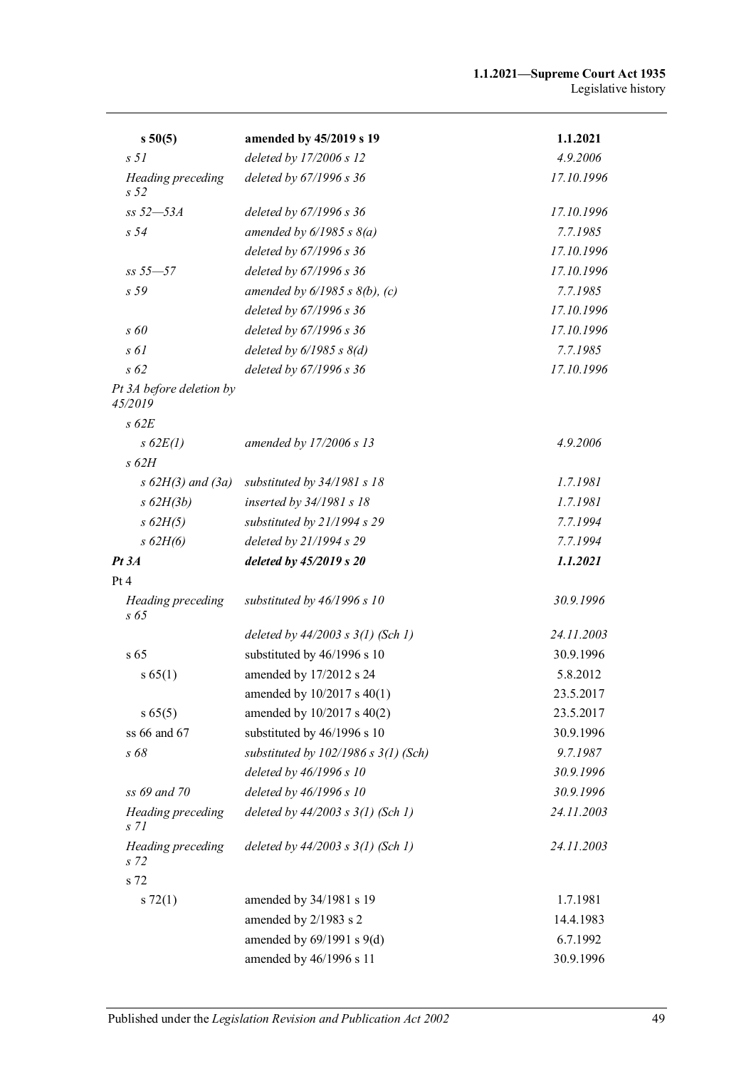| | | |
|---|---|---|
| **s 50(5)** | **amended by 45/2019 s 19** | **1.1.2021** |
| *s 51* | *deleted by 17/2006 s 12* | *4.9.2006* |
| *Heading preceding s 52* | *deleted by 67/1996 s 36* | *17.10.1996* |
| *ss 52—53A* | *deleted by 67/1996 s 36* | *17.10.1996* |
| *s 54* | *amended by 6/1985 s 8(a)* | *7.7.1985* |
| | *deleted by 67/1996 s 36* | *17.10.1996* |
| *ss 55—57* | *deleted by 67/1996 s 36* | *17.10.1996* |
| *s 59* | *amended by 6/1985 s 8(b), (c)* | *7.7.1985* |
| | *deleted by 67/1996 s 36* | *17.10.1996* |
| *s 60* | *deleted by 67/1996 s 36* | *17.10.1996* |
| *s 61* | *deleted by 6/1985 s 8(d)* | *7.7.1985* |
| *s 62* | *deleted by 67/1996 s 36* | *17.10.1996* |
| *Pt 3A before deletion by 45/2019* | | |
| *s 62E* | | |
| *s 62E(1)* | *amended by 17/2006 s 13* | *4.9.2006* |
| *s 62H* | | |
| *s 62H(3) and (3a)* | *substituted by 34/1981 s 18* | *1.7.1981* |
| *s 62H(3b)* | *inserted by 34/1981 s 18* | *1.7.1981* |
| *s 62H(5)* | *substituted by 21/1994 s 29* | *7.7.1994* |
| *s 62H(6)* | *deleted by 21/1994 s 29* | *7.7.1994* |
| ***Pt 3A*** | ***deleted by 45/2019 s 20*** | ***1.1.2021*** |
| Pt 4 | | |
| *Heading preceding s 65* | *substituted by 46/1996 s 10* | *30.9.1996* |
| | *deleted by 44/2003 s 3(1) (Sch 1)* | *24.11.2003* |
| s 65 | substituted by 46/1996 s 10 | 30.9.1996 |
| s 65(1) | amended by 17/2012 s 24 | 5.8.2012 |
| | amended by 10/2017 s 40(1) | 23.5.2017 |
| s 65(5) | amended by 10/2017 s 40(2) | 23.5.2017 |
| ss 66 and 67 | substituted by 46/1996 s 10 | 30.9.1996 |
| *s 68* | *substituted by 102/1986 s 3(1) (Sch)* | *9.7.1987* |
| | *deleted by 46/1996 s 10* | *30.9.1996* |
| *ss 69 and 70* | *deleted by 46/1996 s 10* | *30.9.1996* |
| *Heading preceding s 71* | *deleted by 44/2003 s 3(1) (Sch 1)* | *24.11.2003* |
| *Heading preceding s 72* | *deleted by 44/2003 s 3(1) (Sch 1)* | *24.11.2003* |
| s 72 | | |
| s 72(1) | amended by 34/1981 s 19 | 1.7.1981 |
| | amended by 2/1983 s 2 | 14.4.1983 |
| | amended by 69/1991 s 9(d) | 6.7.1992 |
| | amended by 46/1996 s 11 | 30.9.1996 |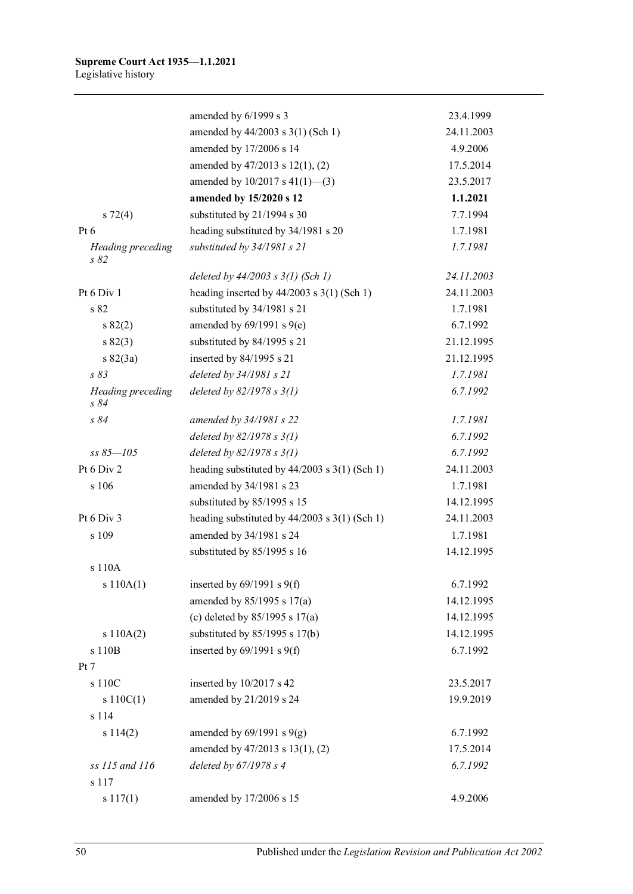| | | |
|---|---|---|
| | amended by 6/1999 s 3 | 23.4.1999 |
| | amended by 44/2003 s 3(1) (Sch 1) | 24.11.2003 |
| | amended by 17/2006 s 14 | 4.9.2006 |
| | amended by 47/2013 s 12(1), (2) | 17.5.2014 |
| | amended by 10/2017 s 41(1)—(3) | 23.5.2017 |
| | **amended by 15/2020 s 12** | **1.1.2021** |
| s 72(4) | substituted by 21/1994 s 30 | 7.7.1994 |
| Pt 6 | heading substituted by 34/1981 s 20 | 1.7.1981 |
| *Heading preceding s 82* | *substituted by 34/1981 s 21* | *1.7.1981* |
| | *deleted by 44/2003 s 3(1) (Sch 1)* | *24.11.2003* |
| Pt 6 Div 1 | heading inserted by 44/2003 s 3(1) (Sch 1) | 24.11.2003 |
| s 82 | substituted by 34/1981 s 21 | 1.7.1981 |
| s 82(2) | amended by 69/1991 s 9(e) | 6.7.1992 |
| s 82(3) | substituted by 84/1995 s 21 | 21.12.1995 |
| s 82(3a) | inserted by 84/1995 s 21 | 21.12.1995 |
| *s 83* | *deleted by 34/1981 s 21* | *1.7.1981* |
| *Heading preceding s 84* | *deleted by 82/1978 s 3(1)* | *6.7.1992* |
| *s 84* | *amended by 34/1981 s 22* | *1.7.1981* |
| | *deleted by 82/1978 s 3(1)* | *6.7.1992* |
| *ss 85—105* | *deleted by 82/1978 s 3(1)* | *6.7.1992* |
| Pt 6 Div 2 | heading substituted by 44/2003 s 3(1) (Sch 1) | 24.11.2003 |
| s 106 | amended by 34/1981 s 23 | 1.7.1981 |
| | substituted by 85/1995 s 15 | 14.12.1995 |
| Pt 6 Div 3 | heading substituted by 44/2003 s 3(1) (Sch 1) | 24.11.2003 |
| s 109 | amended by 34/1981 s 24 | 1.7.1981 |
| | substituted by 85/1995 s 16 | 14.12.1995 |
| s 110A | | |
| s 110A(1) | inserted by 69/1991 s 9(f) | 6.7.1992 |
| | amended by 85/1995 s 17(a) | 14.12.1995 |
| | (c) deleted by 85/1995 s 17(a) | 14.12.1995 |
| s 110A(2) | substituted by 85/1995 s 17(b) | 14.12.1995 |
| s 110B | inserted by 69/1991 s 9(f) | 6.7.1992 |
| Pt 7 | | |
| s 110C | inserted by 10/2017 s 42 | 23.5.2017 |
| s 110C(1) | amended by 21/2019 s 24 | 19.9.2019 |
| s 114 | | |
| s 114(2) | amended by 69/1991 s 9(g) | 6.7.1992 |
| | amended by 47/2013 s 13(1), (2) | 17.5.2014 |
| *ss 115 and 116* | *deleted by 67/1978 s 4* | *6.7.1992* |
| s 117 | | |
| s 117(1) | amended by 17/2006 s 15 | 4.9.2006 |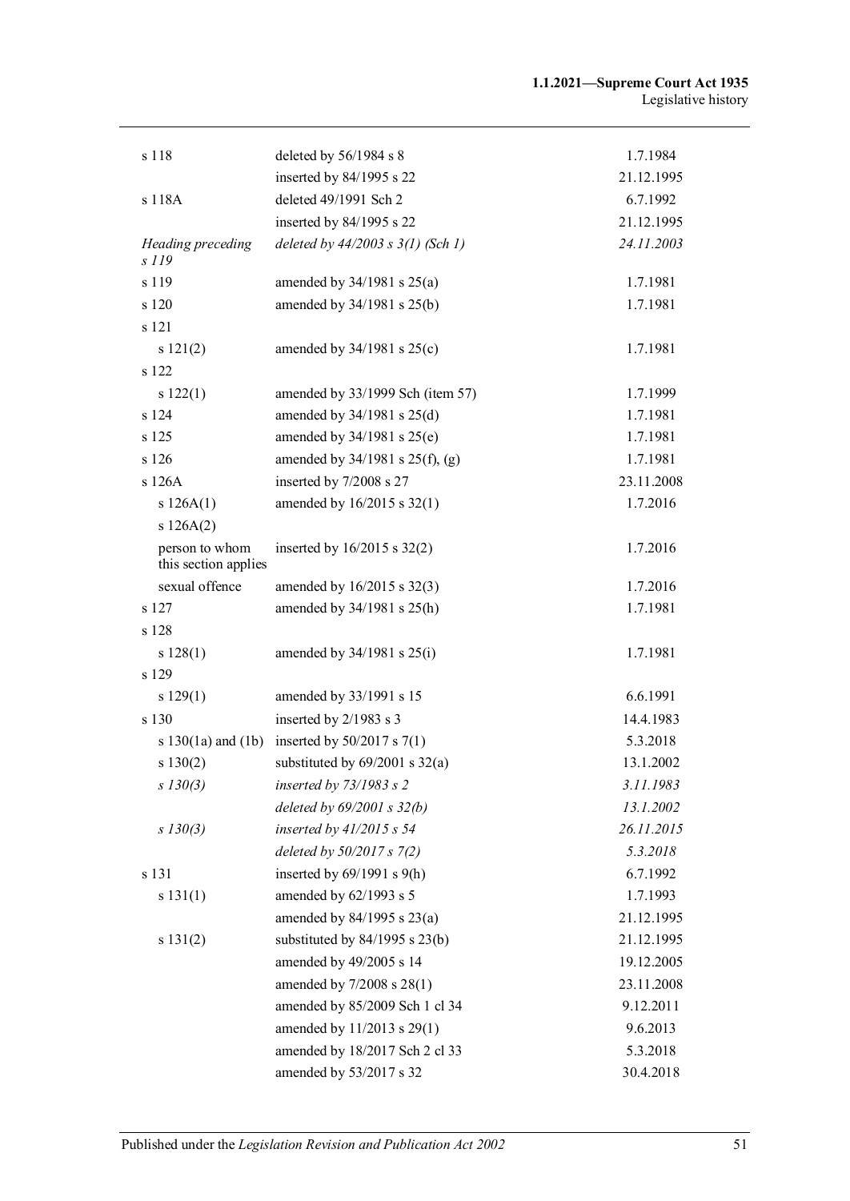| | | |
|---|---|---|
| s 118 | deleted by 56/1984 s 8 | 1.7.1984 |
| | inserted by 84/1995 s 22 | 21.12.1995 |
| s 118A | deleted 49/1991 Sch 2 | 6.7.1992 |
| | inserted by 84/1995 s 22 | 21.12.1995 |
| *Heading preceding s 119* | *deleted by 44/2003 s 3(1) (Sch 1)* | *24.11.2003* |
| s 119 | amended by 34/1981 s 25(a) | 1.7.1981 |
| s 120 | amended by 34/1981 s 25(b) | 1.7.1981 |
| s 121 | | |
| s 121(2) | amended by 34/1981 s 25(c) | 1.7.1981 |
| s 122 | | |
| s 122(1) | amended by 33/1999 Sch (item 57) | 1.7.1999 |
| s 124 | amended by 34/1981 s 25(d) | 1.7.1981 |
| s 125 | amended by 34/1981 s 25(e) | 1.7.1981 |
| s 126 | amended by 34/1981 s 25(f), (g) | 1.7.1981 |
| s 126A | inserted by 7/2008 s 27 | 23.11.2008 |
| s 126A(1) | amended by 16/2015 s 32(1) | 1.7.2016 |
| s 126A(2) | | |
| person to whom this section applies | inserted by 16/2015 s 32(2) | 1.7.2016 |
| sexual offence | amended by 16/2015 s 32(3) | 1.7.2016 |
| s 127 | amended by 34/1981 s 25(h) | 1.7.1981 |
| s 128 | | |
| s 128(1) | amended by 34/1981 s 25(i) | 1.7.1981 |
| s 129 | | |
| s 129(1) | amended by 33/1991 s 15 | 6.6.1991 |
| s 130 | inserted by 2/1983 s 3 | 14.4.1983 |
| s 130(1a) and (1b) | inserted by 50/2017 s 7(1) | 5.3.2018 |
| s 130(2) | substituted by 69/2001 s 32(a) | 13.1.2002 |
| *s 130(3)* | *inserted by 73/1983 s 2* | *3.11.1983* |
| | *deleted by 69/2001 s 32(b)* | *13.1.2002* |
| *s 130(3)* | *inserted by 41/2015 s 54* | *26.11.2015* |
| | *deleted by 50/2017 s 7(2)* | *5.3.2018* |
| s 131 | inserted by 69/1991 s 9(h) | 6.7.1992 |
| s 131(1) | amended by 62/1993 s 5 | 1.7.1993 |
| | amended by 84/1995 s 23(a) | 21.12.1995 |
| s 131(2) | substituted by 84/1995 s 23(b) | 21.12.1995 |
| | amended by 49/2005 s 14 | 19.12.2005 |
| | amended by 7/2008 s 28(1) | 23.11.2008 |
| | amended by 85/2009 Sch 1 cl 34 | 9.12.2011 |
| | amended by 11/2013 s 29(1) | 9.6.2013 |
| | amended by 18/2017 Sch 2 cl 33 | 5.3.2018 |
| | amended by 53/2017 s 32 | 30.4.2018 |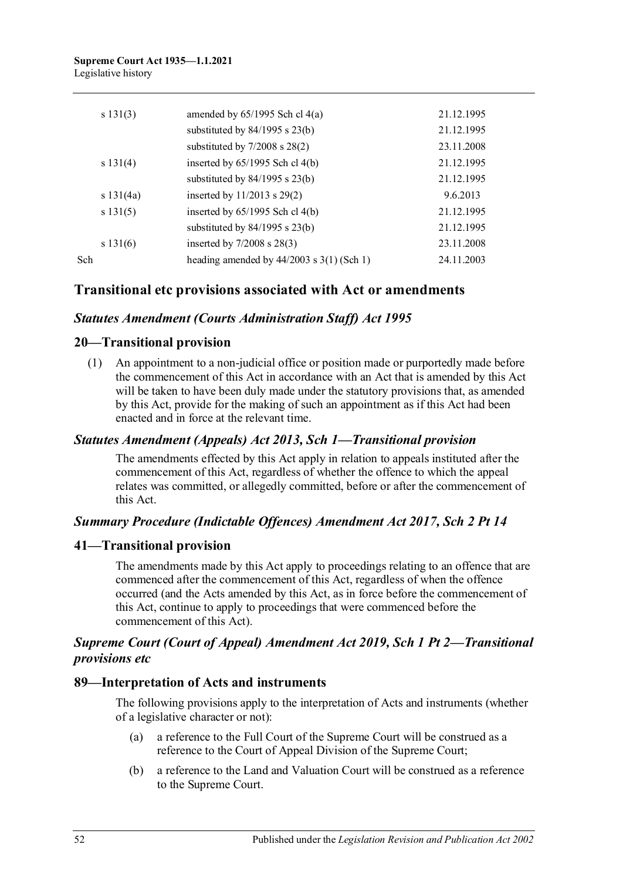| | | |
|---|---|---|
| s 131(3) | amended by 65/1995 Sch cl 4(a) | 21.12.1995 |
| | substituted by 84/1995 s 23(b) | 21.12.1995 |
| | substituted by 7/2008 s 28(2) | 23.11.2008 |
| s 131(4) | inserted by 65/1995 Sch cl 4(b) | 21.12.1995 |
| | substituted by 84/1995 s 23(b) | 21.12.1995 |
| s 131(4a) | inserted by 11/2013 s 29(2) | 9.6.2013 |
| s 131(5) | inserted by 65/1995 Sch cl 4(b) | 21.12.1995 |
| | substituted by 84/1995 s 23(b) | 21.12.1995 |
| s 131(6) | inserted by 7/2008 s 28(3) | 23.11.2008 |
| Sch | heading amended by 44/2003 s 3(1) (Sch 1) | 24.11.2003 |

## Transitional etc provisions associated with Act or amendments

### *Statutes Amendment (Courts Administration Staff) Act 1995*

### 20—Transitional provision

(1) An appointment to a non-judicial office or position made or purportedly made before the commencement of this Act in accordance with an Act that is amended by this Act will be taken to have been duly made under the statutory provisions that, as amended by this Act, provide for the making of such an appointment as if this Act had been enacted and in force at the relevant time.

### *Statutes Amendment (Appeals) Act 2013, Sch 1—Transitional provision*

The amendments effected by this Act apply in relation to appeals instituted after the commencement of this Act, regardless of whether the offence to which the appeal relates was committed, or allegedly committed, before or after the commencement of this Act.

### *Summary Procedure (Indictable Offences) Amendment Act 2017, Sch 2 Pt 14*

### 41—Transitional provision

The amendments made by this Act apply to proceedings relating to an offence that are commenced after the commencement of this Act, regardless of when the offence occurred (and the Acts amended by this Act, as in force before the commencement of this Act, continue to apply to proceedings that were commenced before the commencement of this Act).

### *Supreme Court (Court of Appeal) Amendment Act 2019, Sch 1 Pt 2—Transitional provisions etc*

### 89—Interpretation of Acts and instruments

The following provisions apply to the interpretation of Acts and instruments (whether of a legislative character or not):

(a) a reference to the Full Court of the Supreme Court will be construed as a reference to the Court of Appeal Division of the Supreme Court;

(b) a reference to the Land and Valuation Court will be construed as a reference to the Supreme Court.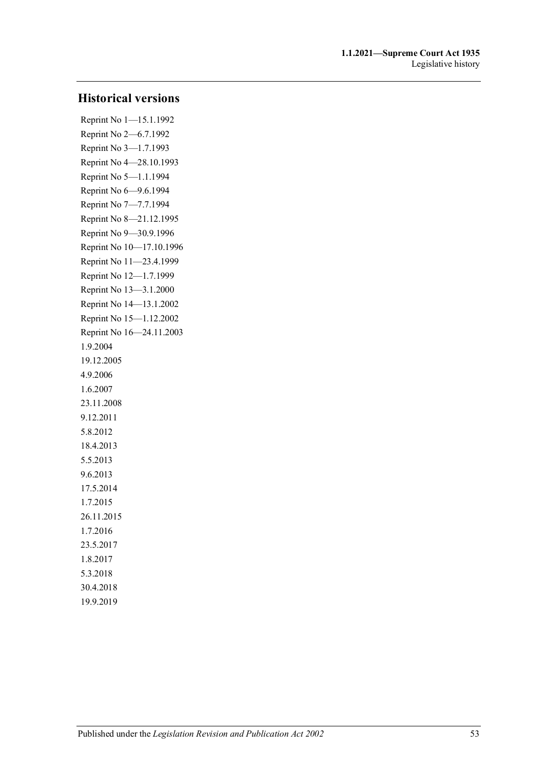## Historical versions

Reprint No 1—15.1.1992

Reprint No 2—6.7.1992

Reprint No 3—1.7.1993

Reprint No 4—28.10.1993

Reprint No 5—1.1.1994

Reprint No 6—9.6.1994

Reprint No 7—7.7.1994

Reprint No 8—21.12.1995

Reprint No 9—30.9.1996

Reprint No 10—17.10.1996

Reprint No 11—23.4.1999

Reprint No 12—1.7.1999

Reprint No 13—3.1.2000

Reprint No 14—13.1.2002

Reprint No 15—1.12.2002

Reprint No 16—24.11.2003

1.9.2004

19.12.2005

4.9.2006

1.6.2007

23.11.2008

9.12.2011

5.8.2012

18.4.2013

5.5.2013

9.6.2013

17.5.2014

1.7.2015

26.11.2015

1.7.2016

23.5.2017

1.8.2017

5.3.2018

30.4.2018

19.9.2019